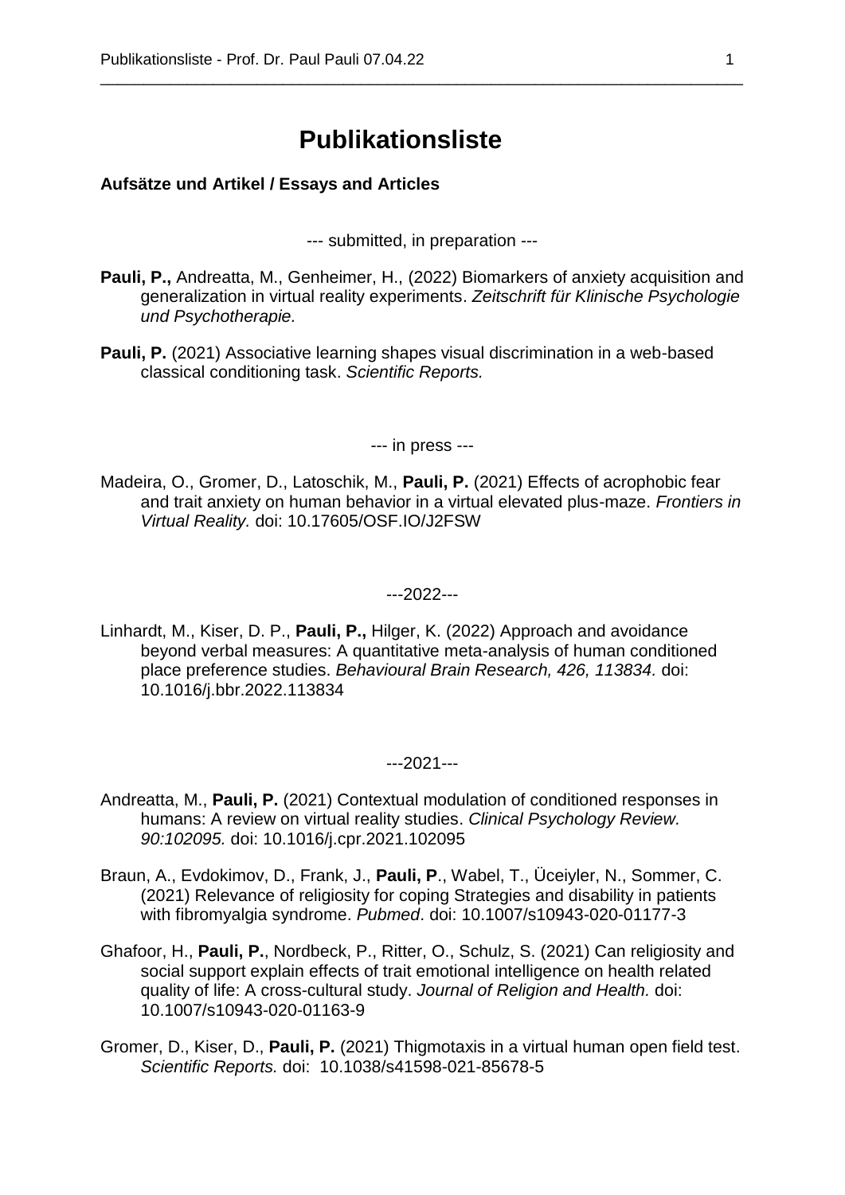# Publikationsliste

## Aufsätze und Artikel / Essays and Articles

--- submitted, in preparation ---

**Pauli, P.,** Andreatta, M., Genheimer, H., (2022) Biomarkers of anxiety acquisition and generalization in virtual reality experiments. *Zeitschrift für Klinische Psychologie und Psychotherapie.*

**Pauli, P.** (2021) Associative learning shapes visual discrimination in a web-based classical conditioning task. *Scientific Reports.*

--- in press ---

Madeira, O., Gromer, D., Latoschik, M., **Pauli, P.** (2021) Effects of acrophobic fear and trait anxiety on human behavior in a virtual elevated plus-maze. *Frontiers in Virtual Reality.* doi: 10.17605/OSF.IO/J2FSW

---2022---

Linhardt, M., Kiser, D. P., **Pauli, P.,** Hilger, K. (2022) Approach and avoidance beyond verbal measures: A quantitative meta-analysis of human conditioned place preference studies. *Behavioural Brain Research, 426, 113834.* doi: 10.1016/j.bbr.2022.113834

---2021---

Andreatta, M., **Pauli, P.** (2021) Contextual modulation of conditioned responses in humans: A review on virtual reality studies. *Clinical Psychology Review. 90:102095.* doi: 10.1016/j.cpr.2021.102095

Braun, A., Evdokimov, D., Frank, J., **Pauli, P**., Wabel, T., Üceiyler, N., Sommer, C. (2021) Relevance of religiosity for coping Strategies and disability in patients with fibromyalgia syndrome. *Pubmed*. doi: 10.1007/s10943-020-01177-3

Ghafoor, H., **Pauli, P.**, Nordbeck, P., Ritter, O., Schulz, S. (2021) Can religiosity and social support explain effects of trait emotional intelligence on health related quality of life: A cross-cultural study. *Journal of Religion and Health.* doi: 10.1007/s10943-020-01163-9

Gromer, D., Kiser, D., **Pauli, P.** (2021) Thigmotaxis in a virtual human open field test. *Scientific Reports.* doi: 10.1038/s41598-021-85678-5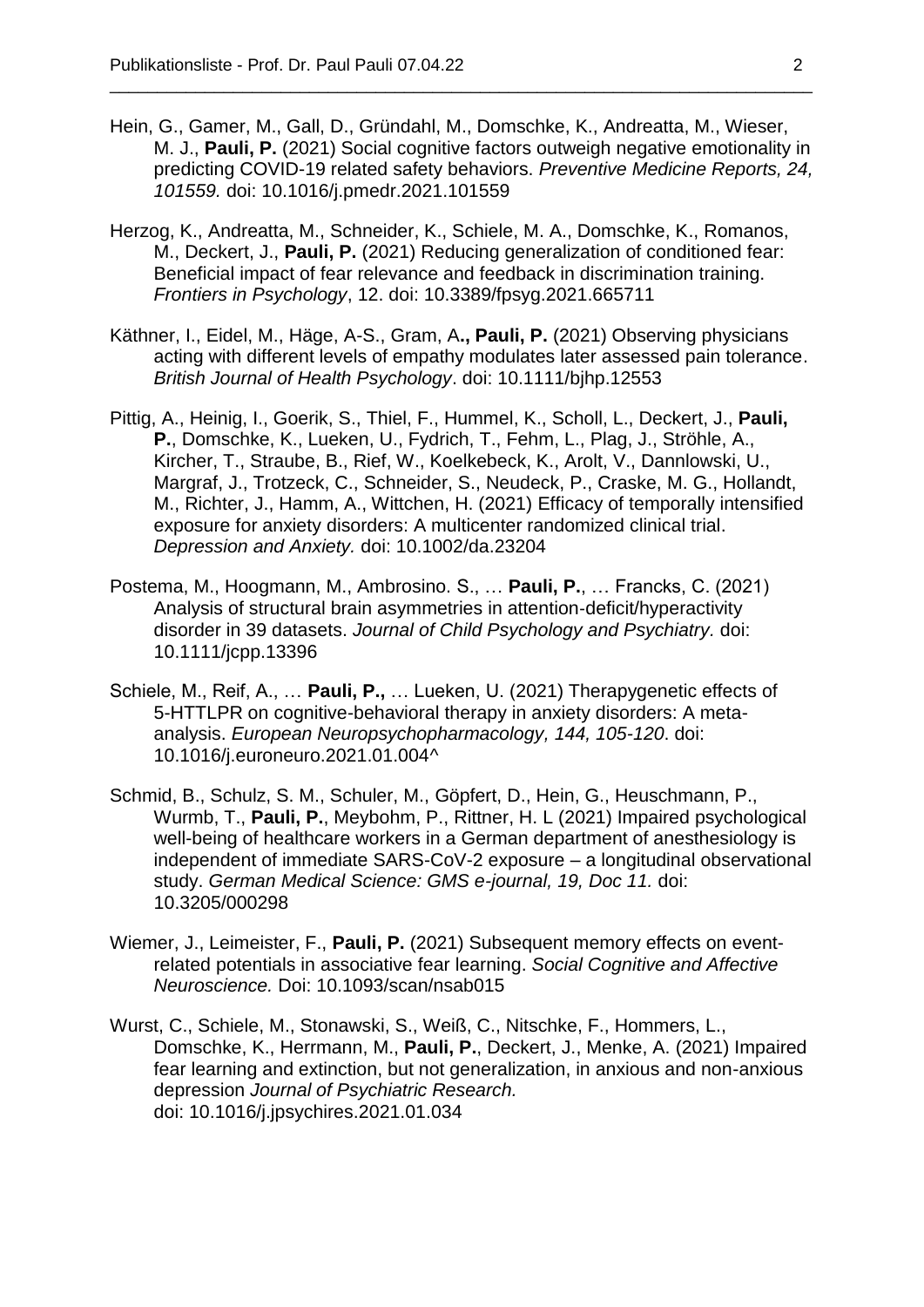Hein, G., Gamer, M., Gall, D., Gründahl, M., Domschke, K., Andreatta, M., Wieser, M. J., **Pauli, P.** (2021) Social cognitive factors outweigh negative emotionality in predicting COVID-19 related safety behaviors. *Preventive Medicine Reports, 24, 101559.* doi: 10.1016/j.pmedr.2021.101559

Herzog, K., Andreatta, M., Schneider, K., Schiele, M. A., Domschke, K., Romanos, M., Deckert, J., **Pauli, P.** (2021) Reducing generalization of conditioned fear: Beneficial impact of fear relevance and feedback in discrimination training. *Frontiers in Psychology*, 12. doi: 10.3389/fpsyg.2021.665711

Käthner, I., Eidel, M., Häge, A-S., Gram, A**., Pauli, P.** (2021) Observing physicians acting with different levels of empathy modulates later assessed pain tolerance. *British Journal of Health Psychology*. doi: 10.1111/bjhp.12553

Pittig, A., Heinig, I., Goerik, S., Thiel, F., Hummel, K., Scholl, L., Deckert, J., **Pauli, P.**, Domschke, K., Lueken, U., Fydrich, T., Fehm, L., Plag, J., Ströhle, A., Kircher, T., Straube, B., Rief, W., Koelkebeck, K., Arolt, V., Dannlowski, U., Margraf, J., Trotzeck, C., Schneider, S., Neudeck, P., Craske, M. G., Hollandt, M., Richter, J., Hamm, A., Wittchen, H. (2021) Efficacy of temporally intensified exposure for anxiety disorders: A multicenter randomized clinical trial. *Depression and Anxiety.* doi: 10.1002/da.23204

Postema, M., Hoogmann, M., Ambrosino. S., … **Pauli, P.**, … Francks, C. (2021) Analysis of structural brain asymmetries in attention-deficit/hyperactivity disorder in 39 datasets. *Journal of Child Psychology and Psychiatry.* doi: 10.1111/jcpp.13396

Schiele, M., Reif, A., … **Pauli, P.,** … Lueken, U. (2021) Therapygenetic effects of 5-HTTLPR on cognitive-behavioral therapy in anxiety disorders: A meta-analysis. *European Neuropsychopharmacology, 144, 105-120*. doi: 10.1016/j.euroneuro.2021.01.004^

Schmid, B., Schulz, S. M., Schuler, M., Göpfert, D., Hein, G., Heuschmann, P., Wurmb, T., **Pauli, P.**, Meybohm, P., Rittner, H. L (2021) Impaired psychological well-being of healthcare workers in a German department of anesthesiology is independent of immediate SARS-CoV-2 exposure – a longitudinal observational study. *German Medical Science: GMS e-journal, 19, Doc 11.* doi: 10.3205/000298

Wiemer, J., Leimeister, F., **Pauli, P.** (2021) Subsequent memory effects on event-related potentials in associative fear learning. *Social Cognitive and Affective Neuroscience.* Doi: 10.1093/scan/nsab015

Wurst, C., Schiele, M., Stonawski, S., Weiß, C., Nitschke, F., Hommers, L., Domschke, K., Herrmann, M., **Pauli, P.**, Deckert, J., Menke, A. (2021) Impaired fear learning and extinction, but not generalization, in anxious and non-anxious depression *Journal of Psychiatric Research.* doi: 10.1016/j.jpsychires.2021.01.034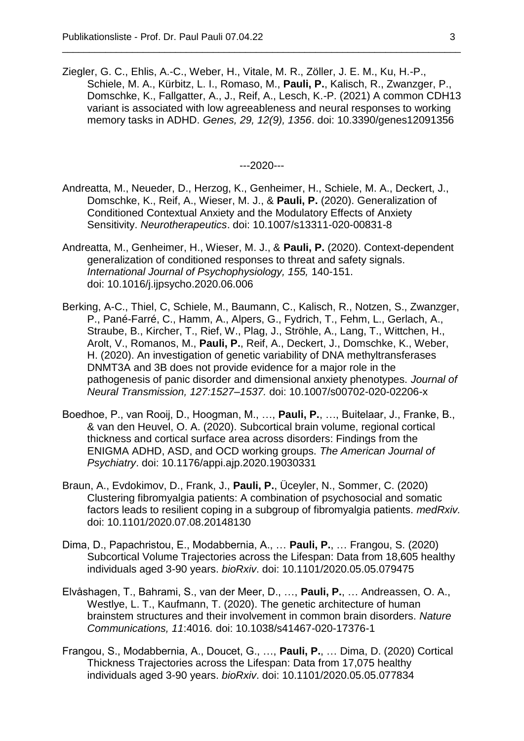Ziegler, G. C., Ehlis, A.-C., Weber, H., Vitale, M. R., Zöller, J. E. M., Ku, H.-P., Schiele, M. A., Kürbitz, L. I., Romaso, M., **Pauli, P.**, Kalisch, R., Zwanzger, P., Domschke, K., Fallgatter, A., J., Reif, A., Lesch, K.-P. (2021) A common CDH13 variant is associated with low agreeableness and neural responses to working memory tasks in ADHD. *Genes, 29, 12(9), 1356*. doi: 10.3390/genes12091356

---2020---

Andreatta, M., Neueder, D., Herzog, K., Genheimer, H., Schiele, M. A., Deckert, J., Domschke, K., Reif, A., Wieser, M. J., & **Pauli, P.** (2020). Generalization of Conditioned Contextual Anxiety and the Modulatory Effects of Anxiety Sensitivity. *Neurotherapeutics*. doi: 10.1007/s13311-020-00831-8

Andreatta, M., Genheimer, H., Wieser, M. J., & **Pauli, P.** (2020). Context-dependent generalization of conditioned responses to threat and safety signals. *International Journal of Psychophysiology, 155,* 140-151. doi: 10.1016/j.ijpsycho.2020.06.006

Berking, A-C., Thiel, C, Schiele, M., Baumann, C., Kalisch, R., Notzen, S., Zwanzger, P., Pané-Farré, C., Hamm, A., Alpers, G., Fydrich, T., Fehm, L., Gerlach, A., Straube, B., Kircher, T., Rief, W., Plag, J., Ströhle, A., Lang, T., Wittchen, H., Arolt, V., Romanos, M., **Pauli, P.**, Reif, A., Deckert, J., Domschke, K., Weber, H. (2020). An investigation of genetic variability of DNA methyltransferases DNMT3A and 3B does not provide evidence for a major role in the pathogenesis of panic disorder and dimensional anxiety phenotypes. *Journal of Neural Transmission, 127:1527–1537.* doi: 10.1007/s00702-020-02206-x

Boedhoe, P., van Rooij, D., Hoogman, M., …, **Pauli, P.**, …, Buitelaar, J., Franke, B., & van den Heuvel, O. A. (2020). Subcortical brain volume, regional cortical thickness and cortical surface area across disorders: Findings from the ENIGMA ADHD, ASD, and OCD working groups. *The American Journal of Psychiatry*. doi: 10.1176/appi.ajp.2020.19030331

Braun, A., Evdokimov, D., Frank, J., **Pauli, P.**, Üceyler, N., Sommer, C. (2020) Clustering fibromyalgia patients: A combination of psychosocial and somatic factors leads to resilient coping in a subgroup of fibromyalgia patients. *medRxiv.* doi: 10.1101/2020.07.08.20148130

Dima, D., Papachristou, E., Modabbernia, A., … **Pauli, P.**, … Frangou, S. (2020) Subcortical Volume Trajectories across the Lifespan: Data from 18,605 healthy individuals aged 3-90 years. *bioRxiv*. doi: 10.1101/2020.05.05.079475

Elvåshagen, T., Bahrami, S., van der Meer, D., …, **Pauli, P.**, … Andreassen, O. A., Westlye, L. T., Kaufmann, T. (2020). The genetic architecture of human brainstem structures and their involvement in common brain disorders. *Nature Communications, 11*:4016*.* doi: 10.1038/s41467-020-17376-1

Frangou, S., Modabbernia, A., Doucet, G., …, **Pauli, P.**, … Dima, D. (2020) Cortical Thickness Trajectories across the Lifespan: Data from 17,075 healthy individuals aged 3-90 years. *bioRxiv*. doi: 10.1101/2020.05.05.077834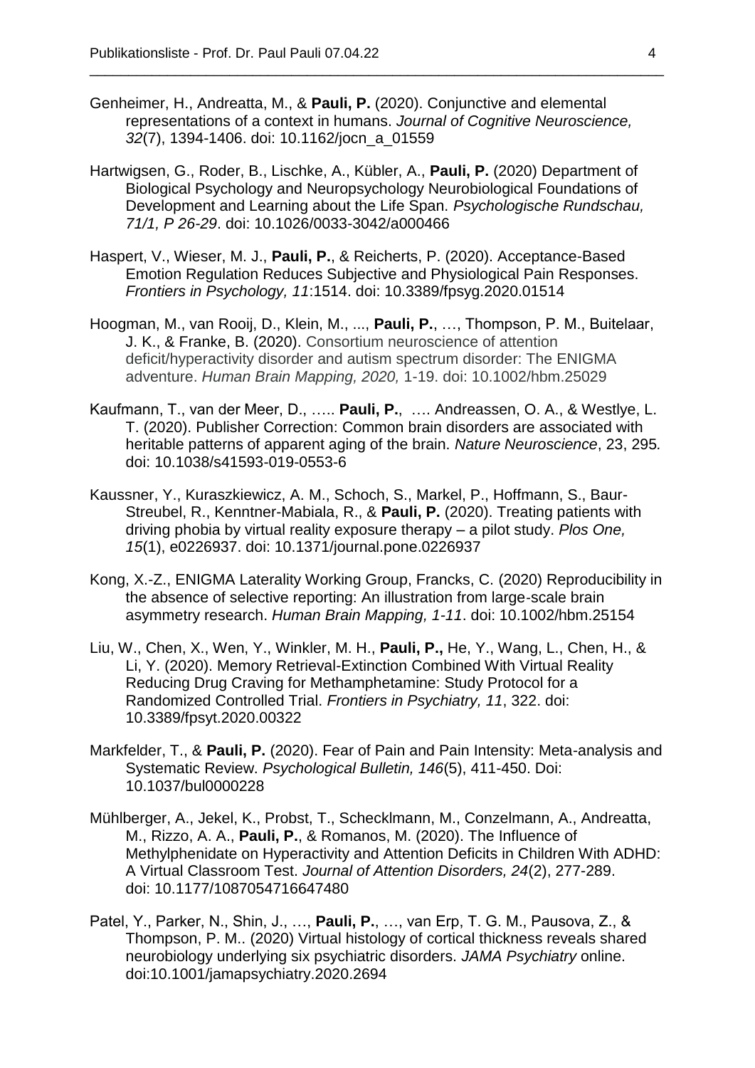Genheimer, H., Andreatta, M., & **Pauli, P.** (2020). Conjunctive and elemental representations of a context in humans. *Journal of Cognitive Neuroscience, 32*(7), 1394-1406. doi: 10.1162/jocn_a_01559

Hartwigsen, G., Roder, B., Lischke, A., Kübler, A., **Pauli, P.** (2020) Department of Biological Psychology and Neuropsychology Neurobiological Foundations of Development and Learning about the Life Span. *Psychologische Rundschau, 71/1, P 26-29*. doi: 10.1026/0033-3042/a000466

Haspert, V., Wieser, M. J., **Pauli, P.**, & Reicherts, P. (2020). Acceptance-Based Emotion Regulation Reduces Subjective and Physiological Pain Responses. *Frontiers in Psychology, 11*:1514. doi: 10.3389/fpsyg.2020.01514

Hoogman, M., van Rooij, D., Klein, M., ..., **Pauli, P.**, …, Thompson, P. M., Buitelaar, J. K., & Franke, B. (2020). Consortium neuroscience of attention deficit/hyperactivity disorder and autism spectrum disorder: The ENIGMA adventure. *Human Brain Mapping, 2020,* 1-19. doi: 10.1002/hbm.25029

Kaufmann, T., van der Meer, D., ….. **Pauli, P.**, …. Andreassen, O. A., & Westlye, L. T. (2020). Publisher Correction: Common brain disorders are associated with heritable patterns of apparent aging of the brain. *Nature Neuroscience*, 23, 295*.* doi: 10.1038/s41593-019-0553-6

Kaussner, Y., Kuraszkiewicz, A. M., Schoch, S., Markel, P., Hoffmann, S., Baur-Streubel, R., Kenntner-Mabiala, R., & **Pauli, P.** (2020). Treating patients with driving phobia by virtual reality exposure therapy – a pilot study. *Plos One, 15*(1), e0226937. doi: 10.1371/journal.pone.0226937

Kong, X.-Z., ENIGMA Laterality Working Group, Francks, C. (2020) Reproducibility in the absence of selective reporting: An illustration from large-scale brain asymmetry research. *Human Brain Mapping, 1-11*. doi: 10.1002/hbm.25154

Liu, W., Chen, X., Wen, Y., Winkler, M. H., **Pauli, P.,** He, Y., Wang, L., Chen, H., & Li, Y. (2020). Memory Retrieval-Extinction Combined With Virtual Reality Reducing Drug Craving for Methamphetamine: Study Protocol for a Randomized Controlled Trial. *Frontiers in Psychiatry, 11*, 322. doi: 10.3389/fpsyt.2020.00322

Markfelder, T., & **Pauli, P.** (2020). Fear of Pain and Pain Intensity: Meta-analysis and Systematic Review. *Psychological Bulletin, 146*(5), 411-450. Doi: 10.1037/bul0000228

Mühlberger, A., Jekel, K., Probst, T., Schecklmann, M., Conzelmann, A., Andreatta, M., Rizzo, A. A., **Pauli, P.**, & Romanos, M. (2020). The Influence of Methylphenidate on Hyperactivity and Attention Deficits in Children With ADHD: A Virtual Classroom Test. *Journal of Attention Disorders, 24*(2), 277-289. doi: 10.1177/1087054716647480

Patel, Y., Parker, N., Shin, J., …, **Pauli, P.**, …, van Erp, T. G. M., Pausova, Z., & Thompson, P. M.. (2020) Virtual histology of cortical thickness reveals shared neurobiology underlying six psychiatric disorders. *JAMA Psychiatry* online. doi:10.1001/jamapsychiatry.2020.2694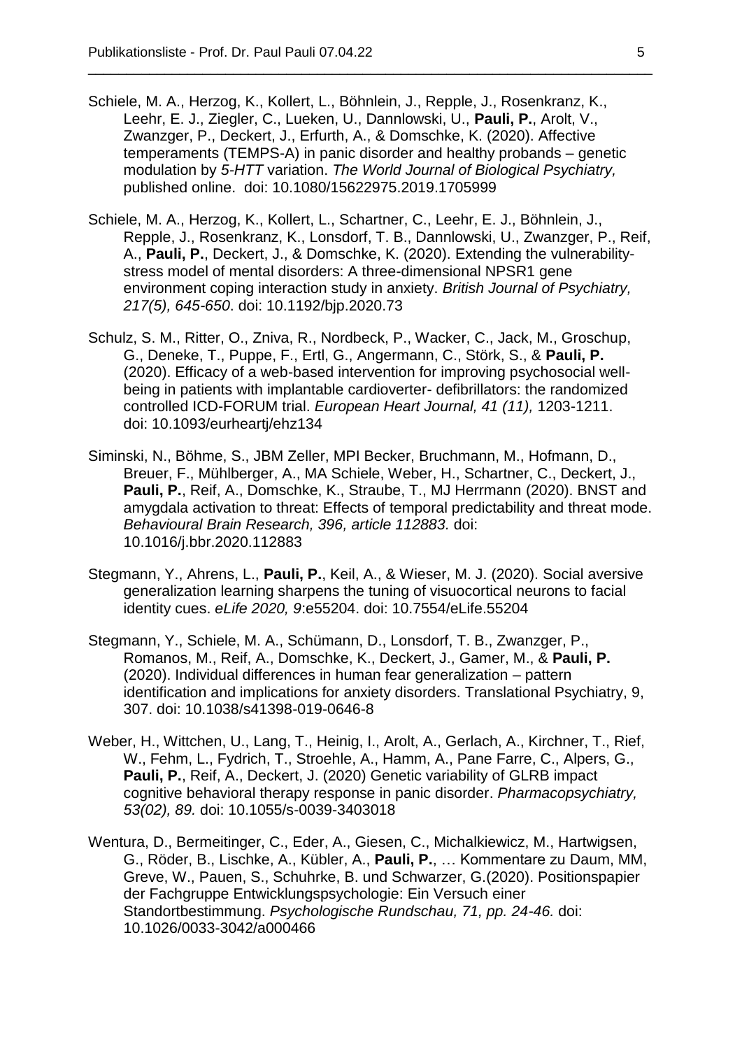Schiele, M. A., Herzog, K., Kollert, L., Böhnlein, J., Repple, J., Rosenkranz, K., Leehr, E. J., Ziegler, C., Lueken, U., Dannlowski, U., **Pauli, P.**, Arolt, V., Zwanzger, P., Deckert, J., Erfurth, A., & Domschke, K. (2020). Affective temperaments (TEMPS-A) in panic disorder and healthy probands – genetic modulation by *5-HTT* variation. *The World Journal of Biological Psychiatry,* published online. doi: 10.1080/15622975.2019.1705999

Schiele, M. A., Herzog, K., Kollert, L., Schartner, C., Leehr, E. J., Böhnlein, J., Repple, J., Rosenkranz, K., Lonsdorf, T. B., Dannlowski, U., Zwanzger, P., Reif, A., **Pauli, P.**, Deckert, J., & Domschke, K. (2020). Extending the vulnerability-stress model of mental disorders: A three-dimensional NPSR1 gene environment coping interaction study in anxiety. *British Journal of Psychiatry, 217(5), 645-650*. doi: 10.1192/bjp.2020.73

Schulz, S. M., Ritter, O., Zniva, R., Nordbeck, P., Wacker, C., Jack, M., Groschup, G., Deneke, T., Puppe, F., Ertl, G., Angermann, C., Störk, S., & **Pauli, P.** (2020). Efficacy of a web-based intervention for improving psychosocial well-being in patients with implantable cardioverter- defibrillators: the randomized controlled ICD-FORUM trial. *European Heart Journal, 41 (11),* 1203-1211. doi: 10.1093/eurheartj/ehz134

Siminski, N., Böhme, S., JBM Zeller, MPI Becker, Bruchmann, M., Hofmann, D., Breuer, F., Mühlberger, A., MA Schiele, Weber, H., Schartner, C., Deckert, J., **Pauli, P.**, Reif, A., Domschke, K., Straube, T., MJ Herrmann (2020). BNST and amygdala activation to threat: Effects of temporal predictability and threat mode. *Behavioural Brain Research, 396, article 112883.* doi: 10.1016/j.bbr.2020.112883

Stegmann, Y., Ahrens, L., **Pauli, P.**, Keil, A., & Wieser, M. J. (2020). Social aversive generalization learning sharpens the tuning of visuocortical neurons to facial identity cues. *eLife 2020, 9*:e55204. doi: 10.7554/eLife.55204

Stegmann, Y., Schiele, M. A., Schümann, D., Lonsdorf, T. B., Zwanzger, P., Romanos, M., Reif, A., Domschke, K., Deckert, J., Gamer, M., & **Pauli, P.** (2020). Individual differences in human fear generalization – pattern identification and implications for anxiety disorders. Translational Psychiatry, 9, 307. doi: 10.1038/s41398-019-0646-8

Weber, H., Wittchen, U., Lang, T., Heinig, I., Arolt, A., Gerlach, A., Kirchner, T., Rief, W., Fehm, L., Fydrich, T., Stroehle, A., Hamm, A., Pane Farre, C., Alpers, G., **Pauli, P.**, Reif, A., Deckert, J. (2020) Genetic variability of GLRB impact cognitive behavioral therapy response in panic disorder. *Pharmacopsychiatry, 53(02), 89.* doi: 10.1055/s-0039-3403018

Wentura, D., Bermeitinger, C., Eder, A., Giesen, C., Michalkiewicz, M., Hartwigsen, G., Röder, B., Lischke, A., Kübler, A., **Pauli, P.**, … Kommentare zu Daum, MM, Greve, W., Pauen, S., Schuhrke, B. und Schwarzer, G.(2020). Positionspapier der Fachgruppe Entwicklungspsychologie: Ein Versuch einer Standortbestimmung. *Psychologische Rundschau, 71, pp. 24-46.* doi: 10.1026/0033-3042/a000466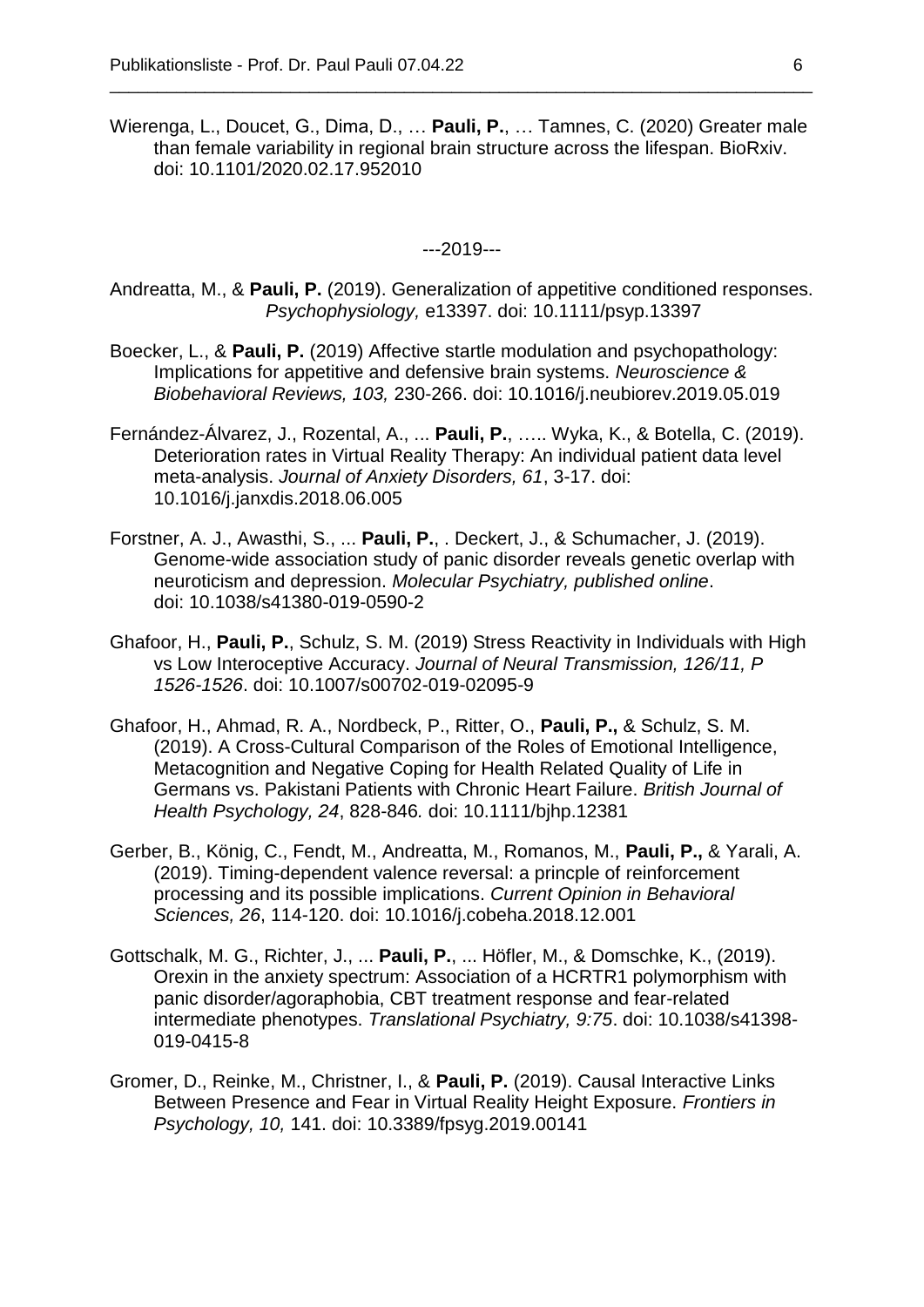Wierenga, L., Doucet, G., Dima, D., … **Pauli, P.**, … Tamnes, C. (2020) Greater male than female variability in regional brain structure across the lifespan. BioRxiv. doi: 10.1101/2020.02.17.952010

---2019---

Andreatta, M., & **Pauli, P.** (2019). Generalization of appetitive conditioned responses. *Psychophysiology,* e13397. doi: 10.1111/psyp.13397

Boecker, L., & **Pauli, P.** (2019) Affective startle modulation and psychopathology: Implications for appetitive and defensive brain systems. *Neuroscience & Biobehavioral Reviews, 103,* 230-266. doi: 10.1016/j.neubiorev.2019.05.019

Fernández-Álvarez, J., Rozental, A., ... **Pauli, P.**, ….. Wyka, K., & Botella, C. (2019). Deterioration rates in Virtual Reality Therapy: An individual patient data level meta-analysis. *Journal of Anxiety Disorders, 61*, 3-17. doi: 10.1016/j.janxdis.2018.06.005

Forstner, A. J., Awasthi, S., ... **Pauli, P.**, . Deckert, J., & Schumacher, J. (2019). Genome-wide association study of panic disorder reveals genetic overlap with neuroticism and depression. *Molecular Psychiatry, published online*. doi: 10.1038/s41380-019-0590-2

Ghafoor, H., **Pauli, P.**, Schulz, S. M. (2019) Stress Reactivity in Individuals with High vs Low Interoceptive Accuracy. *Journal of Neural Transmission, 126/11, P 1526-1526*. doi: 10.1007/s00702-019-02095-9

Ghafoor, H., Ahmad, R. A., Nordbeck, P., Ritter, O., **Pauli, P.,** & Schulz, S. M. (2019). A Cross-Cultural Comparison of the Roles of Emotional Intelligence, Metacognition and Negative Coping for Health Related Quality of Life in Germans vs. Pakistani Patients with Chronic Heart Failure. *British Journal of Health Psychology, 24*, 828-846*.* doi: 10.1111/bjhp.12381

Gerber, B., König, C., Fendt, M., Andreatta, M., Romanos, M., **Pauli, P.,** & Yarali, A. (2019). Timing-dependent valence reversal: a princple of reinforcement processing and its possible implications. *Current Opinion in Behavioral Sciences, 26*, 114-120. doi: 10.1016/j.cobeha.2018.12.001

Gottschalk, M. G., Richter, J., ... **Pauli, P.**, ... Höfler, M., & Domschke, K., (2019). Orexin in the anxiety spectrum: Association of a HCRTR1 polymorphism with panic disorder/agoraphobia, CBT treatment response and fear-related intermediate phenotypes. *Translational Psychiatry, 9:75*. doi: 10.1038/s41398-019-0415-8

Gromer, D., Reinke, M., Christner, I., & **Pauli, P.** (2019). Causal Interactive Links Between Presence and Fear in Virtual Reality Height Exposure. *Frontiers in Psychology, 10,* 141. doi: 10.3389/fpsyg.2019.00141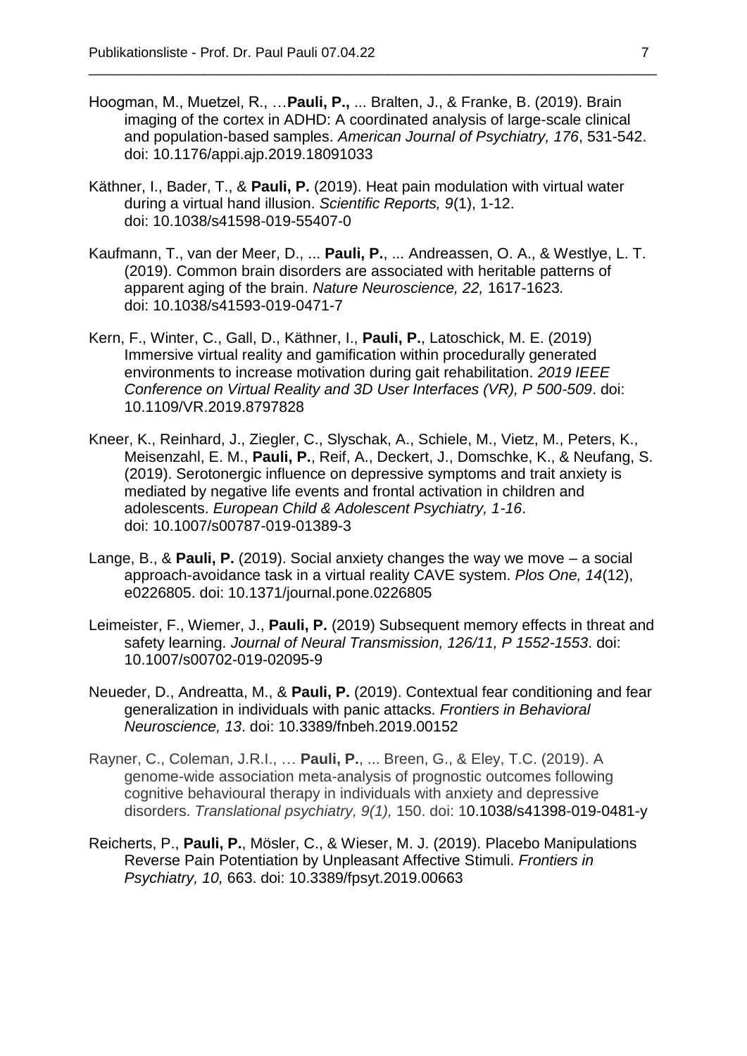Hoogman, M., Muetzel, R., …**Pauli, P.,** ... Bralten, J., & Franke, B. (2019). Brain imaging of the cortex in ADHD: A coordinated analysis of large-scale clinical and population-based samples. *American Journal of Psychiatry, 176*, 531-542. doi: 10.1176/appi.ajp.2019.18091033

Käthner, I., Bader, T., & **Pauli, P.** (2019). Heat pain modulation with virtual water during a virtual hand illusion. *Scientific Reports, 9*(1), 1-12. doi: 10.1038/s41598-019-55407-0

Kaufmann, T., van der Meer, D., ... **Pauli, P.**, ... Andreassen, O. A., & Westlye, L. T. (2019). Common brain disorders are associated with heritable patterns of apparent aging of the brain. *Nature Neuroscience, 22,* 1617-1623*.* doi: 10.1038/s41593-019-0471-7

Kern, F., Winter, C., Gall, D., Käthner, I., **Pauli, P.**, Latoschick, M. E. (2019) Immersive virtual reality and gamification within procedurally generated environments to increase motivation during gait rehabilitation. *2019 IEEE Conference on Virtual Reality and 3D User Interfaces (VR), P 500-509*. doi: 10.1109/VR.2019.8797828

Kneer, K., Reinhard, J., Ziegler, C., Slyschak, A., Schiele, M., Vietz, M., Peters, K., Meisenzahl, E. M., **Pauli, P.**, Reif, A., Deckert, J., Domschke, K., & Neufang, S. (2019). Serotonergic influence on depressive symptoms and trait anxiety is mediated by negative life events and frontal activation in children and adolescents. *European Child & Adolescent Psychiatry, 1-16*. doi: 10.1007/s00787-019-01389-3

Lange, B., & **Pauli, P.** (2019). Social anxiety changes the way we move – a social approach-avoidance task in a virtual reality CAVE system. *Plos One, 14*(12), e0226805. doi: 10.1371/journal.pone.0226805

Leimeister, F., Wiemer, J., **Pauli, P.** (2019) Subsequent memory effects in threat and safety learning. *Journal of Neural Transmission, 126/11, P 1552-1553*. doi: 10.1007/s00702-019-02095-9

Neueder, D., Andreatta, M., & **Pauli, P.** (2019). Contextual fear conditioning and fear generalization in individuals with panic attacks. *Frontiers in Behavioral Neuroscience, 13*. doi: 10.3389/fnbeh.2019.00152

Rayner, C., Coleman, J.R.I., … **Pauli, P.**, ... Breen, G., & Eley, T.C. (2019). A genome-wide association meta-analysis of prognostic outcomes following cognitive behavioural therapy in individuals with anxiety and depressive disorders. *Translational psychiatry, 9(1),* 150. doi: 10.1038/s41398-019-0481-y

Reicherts, P., **Pauli, P.**, Mösler, C., & Wieser, M. J. (2019). Placebo Manipulations Reverse Pain Potentiation by Unpleasant Affective Stimuli. *Frontiers in Psychiatry, 10,* 663. doi: 10.3389/fpsyt.2019.00663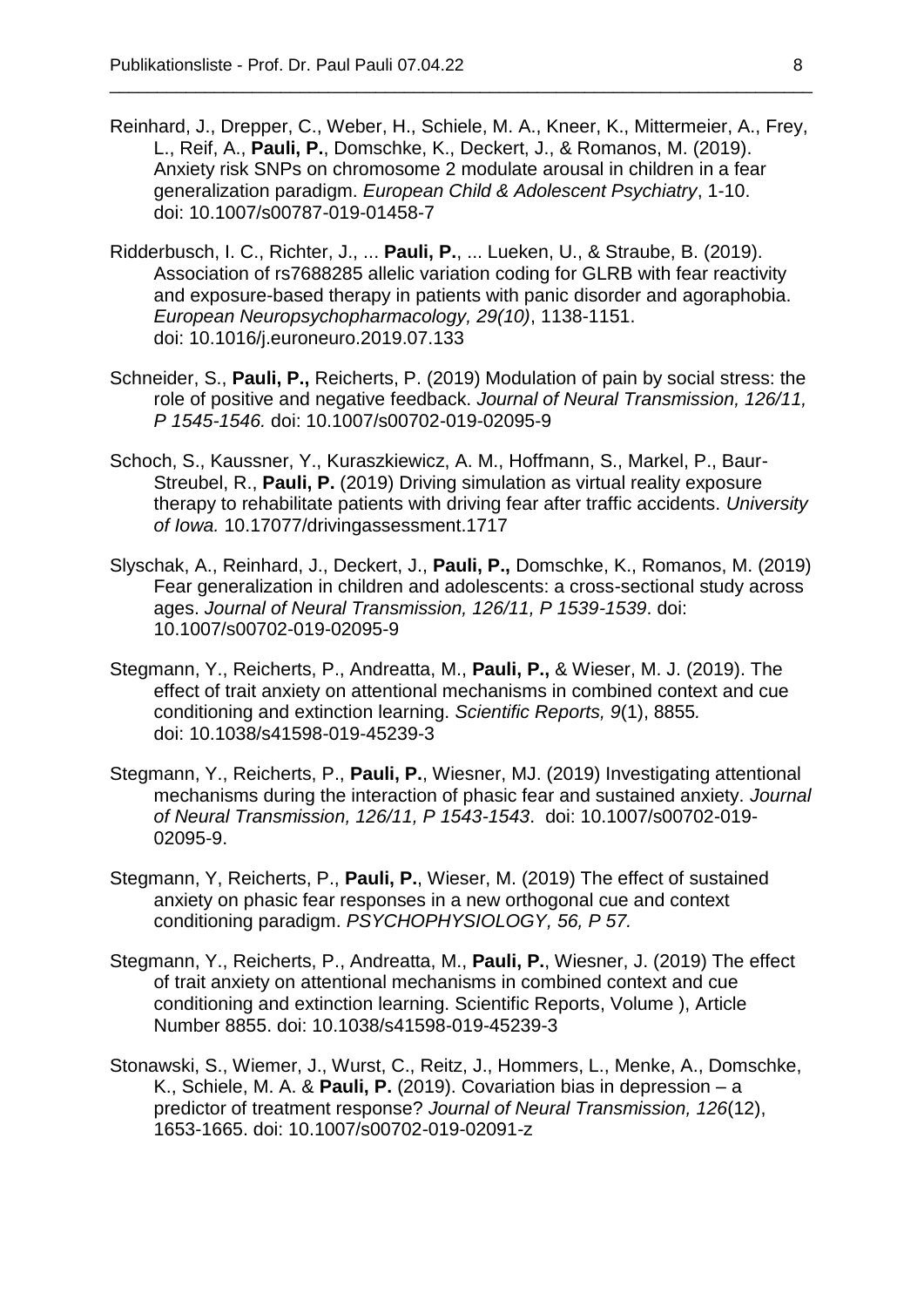Reinhard, J., Drepper, C., Weber, H., Schiele, M. A., Kneer, K., Mittermeier, A., Frey, L., Reif, A., **Pauli, P.**, Domschke, K., Deckert, J., & Romanos, M. (2019). Anxiety risk SNPs on chromosome 2 modulate arousal in children in a fear generalization paradigm. *European Child & Adolescent Psychiatry*, 1-10. doi: 10.1007/s00787-019-01458-7

Ridderbusch, I. C., Richter, J., ... **Pauli, P.**, ... Lueken, U., & Straube, B. (2019). Association of rs7688285 allelic variation coding for GLRB with fear reactivity and exposure-based therapy in patients with panic disorder and agoraphobia. *European Neuropsychopharmacology, 29(10)*, 1138-1151. doi: 10.1016/j.euroneuro.2019.07.133

Schneider, S., **Pauli, P.,** Reicherts, P. (2019) Modulation of pain by social stress: the role of positive and negative feedback. *Journal of Neural Transmission, 126/11, P 1545-1546.* doi: 10.1007/s00702-019-02095-9

Schoch, S., Kaussner, Y., Kuraszkiewicz, A. M., Hoffmann, S., Markel, P., Baur-Streubel, R., **Pauli, P.** (2019) Driving simulation as virtual reality exposure therapy to rehabilitate patients with driving fear after traffic accidents. *University of Iowa.* 10.17077/drivingassessment.1717

Slyschak, A., Reinhard, J., Deckert, J., **Pauli, P.,** Domschke, K., Romanos, M. (2019) Fear generalization in children and adolescents: a cross-sectional study across ages. *Journal of Neural Transmission, 126/11, P 1539-1539*. doi: 10.1007/s00702-019-02095-9

Stegmann, Y., Reicherts, P., Andreatta, M., **Pauli, P.,** & Wieser, M. J. (2019). The effect of trait anxiety on attentional mechanisms in combined context and cue conditioning and extinction learning. *Scientific Reports, 9*(1), 8855*.* doi: 10.1038/s41598-019-45239-3

Stegmann, Y., Reicherts, P., **Pauli, P.**, Wiesner, MJ. (2019) Investigating attentional mechanisms during the interaction of phasic fear and sustained anxiety. *Journal of Neural Transmission, 126/11, P 1543-1543*. doi: 10.1007/s00702-019-02095-9.

Stegmann, Y, Reicherts, P., **Pauli, P.**, Wieser, M. (2019) The effect of sustained anxiety on phasic fear responses in a new orthogonal cue and context conditioning paradigm. *PSYCHOPHYSIOLOGY, 56, P 57.*

Stegmann, Y., Reicherts, P., Andreatta, M., **Pauli, P.**, Wiesner, J. (2019) The effect of trait anxiety on attentional mechanisms in combined context and cue conditioning and extinction learning. Scientific Reports, Volume ), Article Number 8855. doi: 10.1038/s41598-019-45239-3

Stonawski, S., Wiemer, J., Wurst, C., Reitz, J., Hommers, L., Menke, A., Domschke, K., Schiele, M. A. & **Pauli, P.** (2019). Covariation bias in depression – a predictor of treatment response? *Journal of Neural Transmission, 126*(12), 1653-1665. doi: 10.1007/s00702-019-02091-z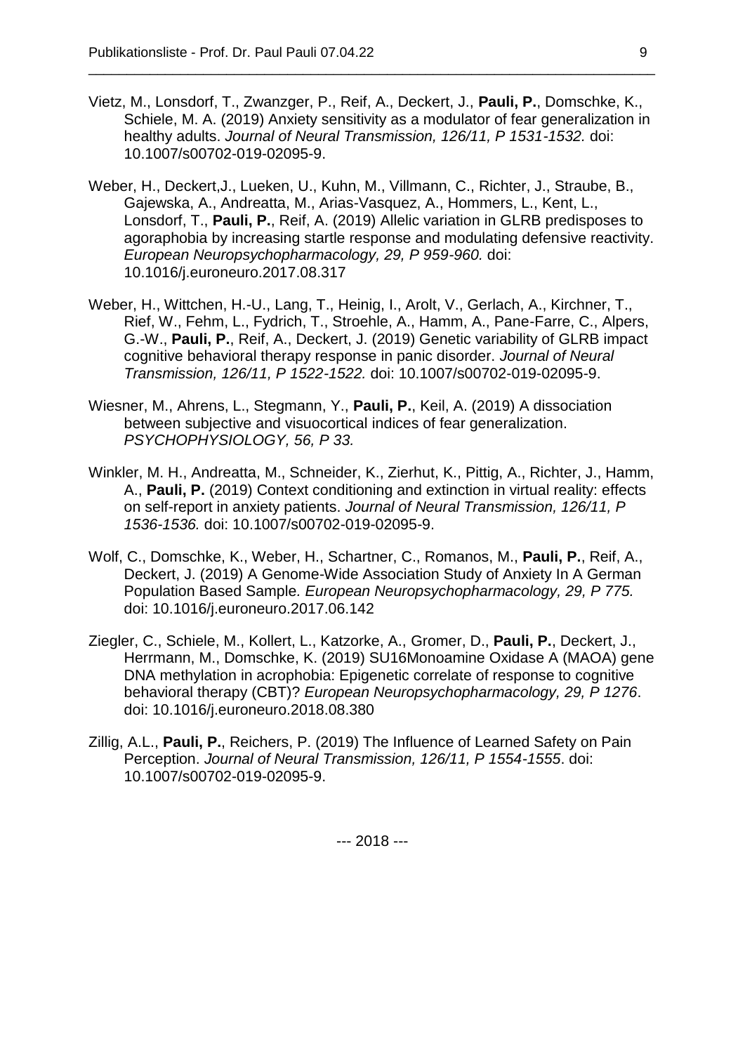Vietz, M., Lonsdorf, T., Zwanzger, P., Reif, A., Deckert, J., **Pauli, P.**, Domschke, K., Schiele, M. A. (2019) Anxiety sensitivity as a modulator of fear generalization in healthy adults. *Journal of Neural Transmission, 126/11, P 1531-1532.* doi: 10.1007/s00702-019-02095-9.

Weber, H., Deckert,J., Lueken, U., Kuhn, M., Villmann, C., Richter, J., Straube, B., Gajewska, A., Andreatta, M., Arias-Vasquez, A., Hommers, L., Kent, L., Lonsdorf, T., **Pauli, P.**, Reif, A. (2019) Allelic variation in GLRB predisposes to agoraphobia by increasing startle response and modulating defensive reactivity. *European Neuropsychopharmacology, 29, P 959-960.* doi: 10.1016/j.euroneuro.2017.08.317

Weber, H., Wittchen, H.-U., Lang, T., Heinig, I., Arolt, V., Gerlach, A., Kirchner, T., Rief, W., Fehm, L., Fydrich, T., Stroehle, A., Hamm, A., Pane-Farre, C., Alpers, G.-W., **Pauli, P.**, Reif, A., Deckert, J. (2019) Genetic variability of GLRB impact cognitive behavioral therapy response in panic disorder. *Journal of Neural Transmission, 126/11, P 1522-1522.* doi: 10.1007/s00702-019-02095-9.

Wiesner, M., Ahrens, L., Stegmann, Y., **Pauli, P.**, Keil, A. (2019) A dissociation between subjective and visuocortical indices of fear generalization. *PSYCHOPHYSIOLOGY, 56, P 33.*

Winkler, M. H., Andreatta, M., Schneider, K., Zierhut, K., Pittig, A., Richter, J., Hamm, A., **Pauli, P.** (2019) Context conditioning and extinction in virtual reality: effects on self-report in anxiety patients. *Journal of Neural Transmission, 126/11, P 1536-1536.* doi: 10.1007/s00702-019-02095-9.

Wolf, C., Domschke, K., Weber, H., Schartner, C., Romanos, M., **Pauli, P.**, Reif, A., Deckert, J. (2019) A Genome-Wide Association Study of Anxiety In A German Population Based Sample*. European Neuropsychopharmacology, 29, P 775.* doi: 10.1016/j.euroneuro.2017.06.142

Ziegler, C., Schiele, M., Kollert, L., Katzorke, A., Gromer, D., **Pauli, P.**, Deckert, J., Herrmann, M., Domschke, K. (2019) SU16Monoamine Oxidase A (MAOA) gene DNA methylation in acrophobia: Epigenetic correlate of response to cognitive behavioral therapy (CBT)? *European Neuropsychopharmacology, 29, P 1276*. doi: 10.1016/j.euroneuro.2018.08.380

Zillig, A.L., **Pauli, P.**, Reichers, P. (2019) The Influence of Learned Safety on Pain Perception. *Journal of Neural Transmission, 126/11, P 1554-1555*. doi: 10.1007/s00702-019-02095-9.

--- 2018 ---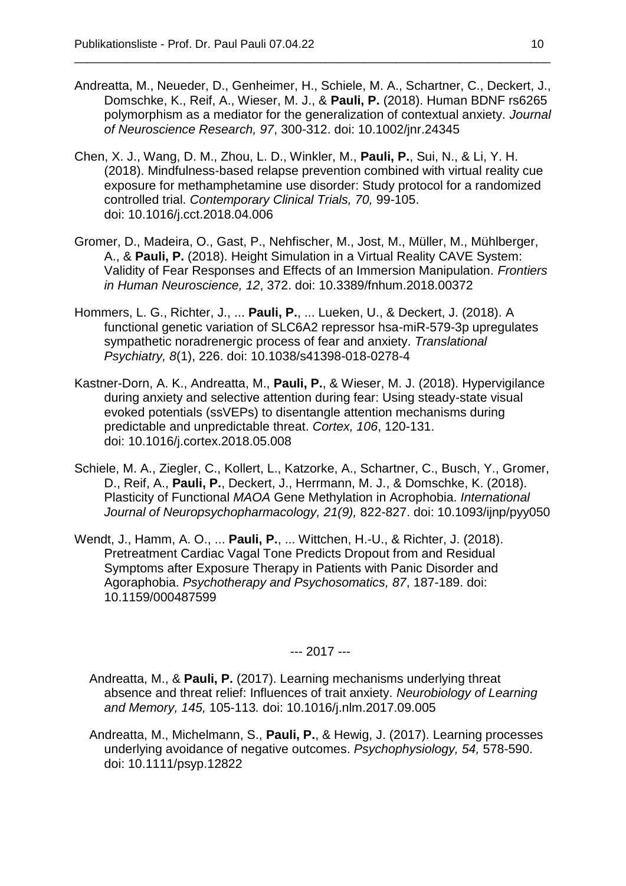Andreatta, M., Neueder, D., Genheimer, H., Schiele, M. A., Schartner, C., Deckert, J., Domschke, K., Reif, A., Wieser, M. J., & **Pauli, P.** (2018). Human BDNF rs6265 polymorphism as a mediator for the generalization of contextual anxiety. *Journal of Neuroscience Research, 97*, 300-312. doi: 10.1002/jnr.24345

Chen, X. J., Wang, D. M., Zhou, L. D., Winkler, M., **Pauli, P.**, Sui, N., & Li, Y. H. (2018). Mindfulness-based relapse prevention combined with virtual reality cue exposure for methamphetamine use disorder: Study protocol for a randomized controlled trial. *Contemporary Clinical Trials, 70,* 99-105. doi: 10.1016/j.cct.2018.04.006

Gromer, D., Madeira, O., Gast, P., Nehfischer, M., Jost, M., Müller, M., Mühlberger, A., & **Pauli, P.** (2018). Height Simulation in a Virtual Reality CAVE System: Validity of Fear Responses and Effects of an Immersion Manipulation. *Frontiers in Human Neuroscience, 12*, 372. doi: 10.3389/fnhum.2018.00372

Hommers, L. G., Richter, J., ... **Pauli, P.**, ... Lueken, U., & Deckert, J. (2018). A functional genetic variation of SLC6A2 repressor hsa-miR-579-3p upregulates sympathetic noradrenergic process of fear and anxiety. *Translational Psychiatry, 8*(1), 226. doi: 10.1038/s41398-018-0278-4

Kastner-Dorn, A. K., Andreatta, M., **Pauli, P.**, & Wieser, M. J. (2018). Hypervigilance during anxiety and selective attention during fear: Using steady-state visual evoked potentials (ssVEPs) to disentangle attention mechanisms during predictable and unpredictable threat. *Cortex, 106*, 120-131. doi: 10.1016/j.cortex.2018.05.008

Schiele, M. A., Ziegler, C., Kollert, L., Katzorke, A., Schartner, C., Busch, Y., Gromer, D., Reif, A., **Pauli, P.**, Deckert, J., Herrmann, M. J., & Domschke, K. (2018). Plasticity of Functional *MAOA* Gene Methylation in Acrophobia. *International Journal of Neuropsychopharmacology, 21(9),* 822-827. doi: 10.1093/ijnp/pyy050

Wendt, J., Hamm, A. O., ... **Pauli, P.**, ... Wittchen, H.-U., & Richter, J. (2018). Pretreatment Cardiac Vagal Tone Predicts Dropout from and Residual Symptoms after Exposure Therapy in Patients with Panic Disorder and Agoraphobia. *Psychotherapy and Psychosomatics, 87*, 187-189. doi: 10.1159/000487599

--- 2017 ---

Andreatta, M., & **Pauli, P.** (2017). Learning mechanisms underlying threat absence and threat relief: Influences of trait anxiety. *Neurobiology of Learning and Memory, 145,* 105-113*.* doi: 10.1016/j.nlm.2017.09.005

Andreatta, M., Michelmann, S., **Pauli, P.**, & Hewig, J. (2017). Learning processes underlying avoidance of negative outcomes. *Psychophysiology, 54,* 578-590. doi: 10.1111/psyp.12822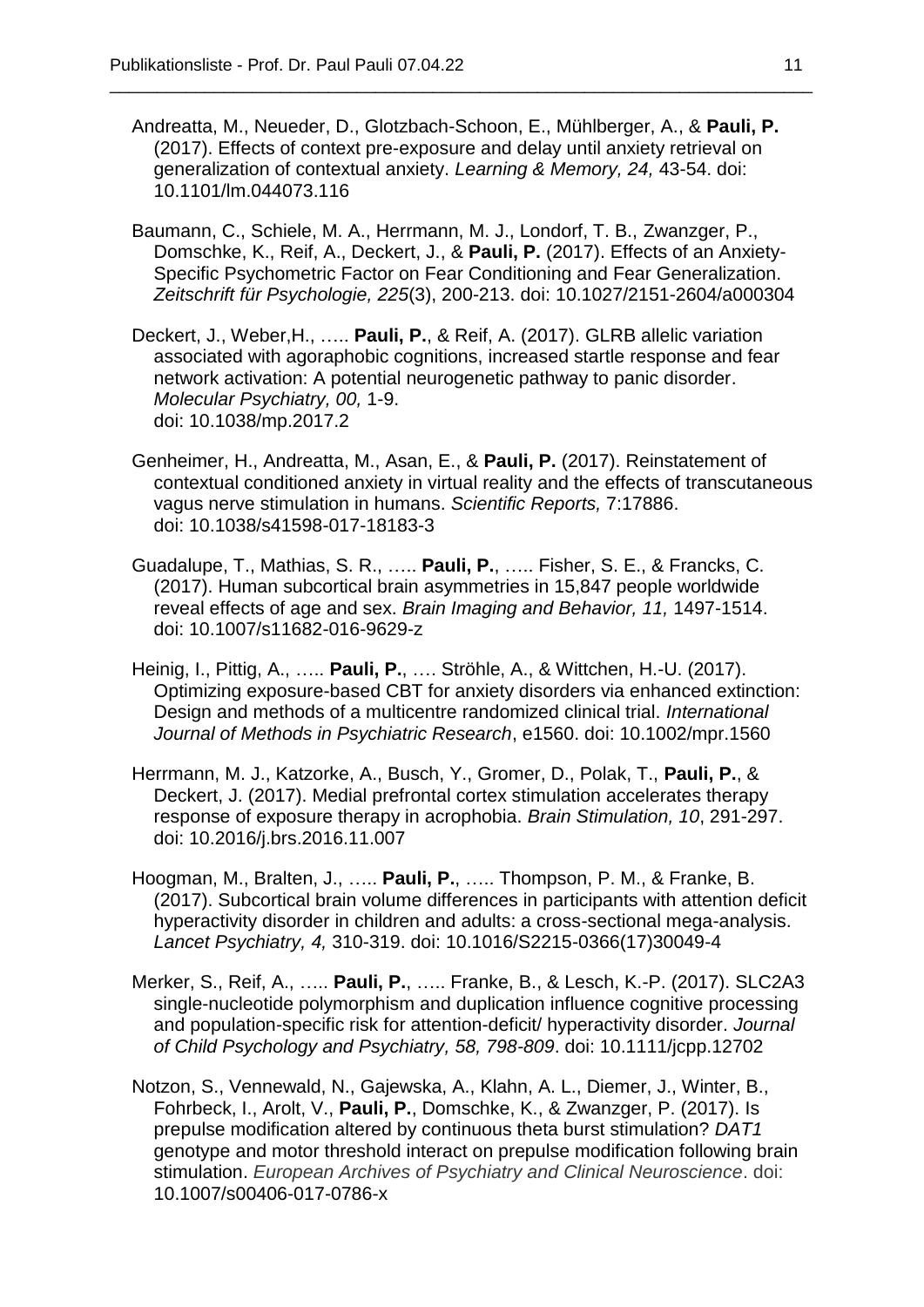Andreatta, M., Neueder, D., Glotzbach-Schoon, E., Mühlberger, A., & **Pauli, P.** (2017). Effects of context pre-exposure and delay until anxiety retrieval on generalization of contextual anxiety. *Learning & Memory, 24,* 43-54. doi: 10.1101/lm.044073.116

Baumann, C., Schiele, M. A., Herrmann, M. J., Londorf, T. B., Zwanzger, P., Domschke, K., Reif, A., Deckert, J., & **Pauli, P.** (2017). Effects of an Anxiety-Specific Psychometric Factor on Fear Conditioning and Fear Generalization. *Zeitschrift für Psychologie, 225*(3), 200-213. doi: 10.1027/2151-2604/a000304

Deckert, J., Weber,H., ….. **Pauli, P.**, & Reif, A. (2017). GLRB allelic variation associated with agoraphobic cognitions, increased startle response and fear network activation: A potential neurogenetic pathway to panic disorder. *Molecular Psychiatry, 00,* 1-9. doi: 10.1038/mp.2017.2

Genheimer, H., Andreatta, M., Asan, E., & **Pauli, P.** (2017). Reinstatement of contextual conditioned anxiety in virtual reality and the effects of transcutaneous vagus nerve stimulation in humans. *Scientific Reports,* 7:17886. doi: 10.1038/s41598-017-18183-3

Guadalupe, T., Mathias, S. R., ….. **Pauli, P.**, ….. Fisher, S. E., & Francks, C. (2017). Human subcortical brain asymmetries in 15,847 people worldwide reveal effects of age and sex. *Brain Imaging and Behavior, 11,* 1497-1514. doi: 10.1007/s11682-016-9629-z

Heinig, I., Pittig, A., ….. **Pauli, P.**, …. Ströhle, A., & Wittchen, H.-U. (2017). Optimizing exposure-based CBT for anxiety disorders via enhanced extinction: Design and methods of a multicentre randomized clinical trial. *International Journal of Methods in Psychiatric Research*, e1560. doi: 10.1002/mpr.1560

Herrmann, M. J., Katzorke, A., Busch, Y., Gromer, D., Polak, T., **Pauli, P.**, & Deckert, J. (2017). Medial prefrontal cortex stimulation accelerates therapy response of exposure therapy in acrophobia. *Brain Stimulation, 10*, 291-297. doi: 10.2016/j.brs.2016.11.007

Hoogman, M., Bralten, J., ….. **Pauli, P.**, ….. Thompson, P. M., & Franke, B. (2017). Subcortical brain volume differences in participants with attention deficit hyperactivity disorder in children and adults: a cross-sectional mega-analysis. *Lancet Psychiatry, 4,* 310-319. doi: 10.1016/S2215-0366(17)30049-4

Merker, S., Reif, A., ….. **Pauli, P.**, ….. Franke, B., & Lesch, K.-P. (2017). SLC2A3 single-nucleotide polymorphism and duplication influence cognitive processing and population-specific risk for attention-deficit/ hyperactivity disorder. *Journal of Child Psychology and Psychiatry, 58, 798-809*. doi: 10.1111/jcpp.12702

Notzon, S., Vennewald, N., Gajewska, A., Klahn, A. L., Diemer, J., Winter, B., Fohrbeck, I., Arolt, V., **Pauli, P.**, Domschke, K., & Zwanzger, P. (2017). Is prepulse modification altered by continuous theta burst stimulation? *DAT1* genotype and motor threshold interact on prepulse modification following brain stimulation. *European Archives of Psychiatry and Clinical Neuroscience*. doi: 10.1007/s00406-017-0786-x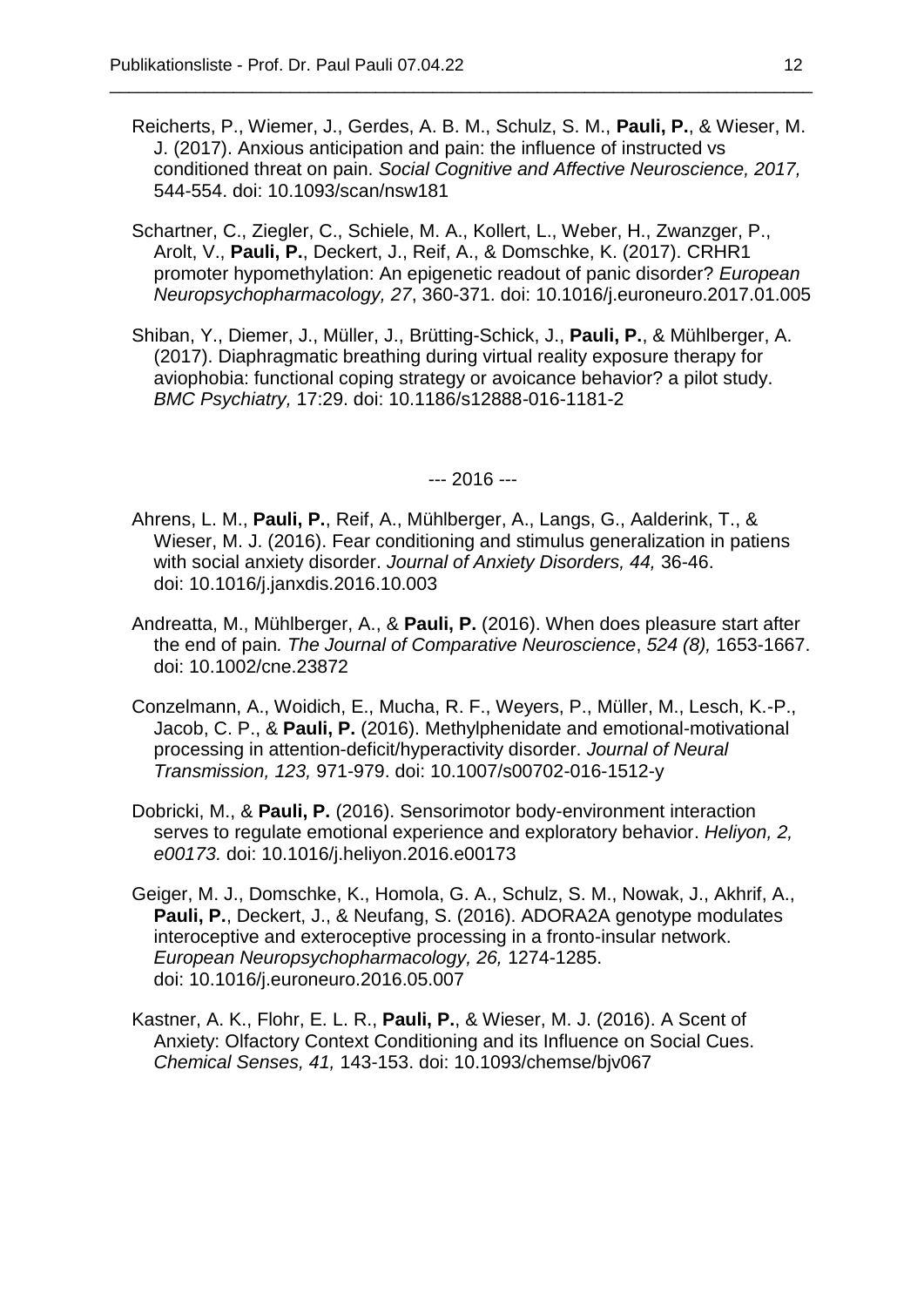Reicherts, P., Wiemer, J., Gerdes, A. B. M., Schulz, S. M., **Pauli, P.**, & Wieser, M. J. (2017). Anxious anticipation and pain: the influence of instructed vs conditioned threat on pain. *Social Cognitive and Affective Neuroscience, 2017,* 544-554. doi: 10.1093/scan/nsw181

Schartner, C., Ziegler, C., Schiele, M. A., Kollert, L., Weber, H., Zwanzger, P., Arolt, V., **Pauli, P.**, Deckert, J., Reif, A., & Domschke, K. (2017). CRHR1 promoter hypomethylation: An epigenetic readout of panic disorder? *European Neuropsychopharmacology, 27*, 360-371. doi: 10.1016/j.euroneuro.2017.01.005

Shiban, Y., Diemer, J., Müller, J., Brütting-Schick, J., **Pauli, P.**, & Mühlberger, A. (2017). Diaphragmatic breathing during virtual reality exposure therapy for aviophobia: functional coping strategy or avoicance behavior? a pilot study. *BMC Psychiatry,* 17:29. doi: 10.1186/s12888-016-1181-2

--- 2016 ---

Ahrens, L. M., **Pauli, P.**, Reif, A., Mühlberger, A., Langs, G., Aalderink, T., & Wieser, M. J. (2016). Fear conditioning and stimulus generalization in patiens with social anxiety disorder. *Journal of Anxiety Disorders, 44,* 36-46. doi: 10.1016/j.janxdis.2016.10.003

Andreatta, M., Mühlberger, A., & **Pauli, P.** (2016). When does pleasure start after the end of pain*. The Journal of Comparative Neuroscience*, *524 (8),* 1653-1667. doi: 10.1002/cne.23872

Conzelmann, A., Woidich, E., Mucha, R. F., Weyers, P., Müller, M., Lesch, K.-P., Jacob, C. P., & **Pauli, P.** (2016). Methylphenidate and emotional-motivational processing in attention-deficit/hyperactivity disorder. *Journal of Neural Transmission, 123,* 971-979. doi: 10.1007/s00702-016-1512-y

Dobricki, M., & **Pauli, P.** (2016). Sensorimotor body-environment interaction serves to regulate emotional experience and exploratory behavior. *Heliyon, 2, e00173.* doi: 10.1016/j.heliyon.2016.e00173

Geiger, M. J., Domschke, K., Homola, G. A., Schulz, S. M., Nowak, J., Akhrif, A., **Pauli, P.**, Deckert, J., & Neufang, S. (2016). ADORA2A genotype modulates interoceptive and exteroceptive processing in a fronto-insular network. *European Neuropsychopharmacology, 26,* 1274-1285. doi: 10.1016/j.euroneuro.2016.05.007

Kastner, A. K., Flohr, E. L. R., **Pauli, P.**, & Wieser, M. J. (2016). A Scent of Anxiety: Olfactory Context Conditioning and its Influence on Social Cues. *Chemical Senses, 41,* 143-153. doi: 10.1093/chemse/bjv067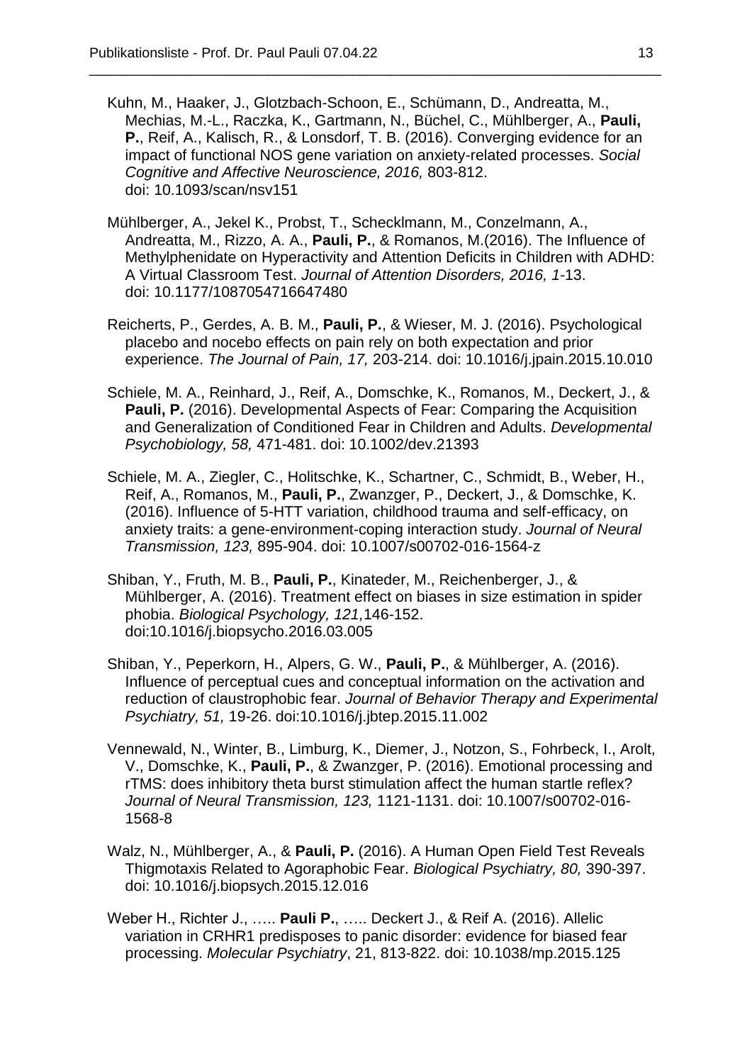Kuhn, M., Haaker, J., Glotzbach-Schoon, E., Schümann, D., Andreatta, M., Mechias, M.-L., Raczka, K., Gartmann, N., Büchel, C., Mühlberger, A., **Pauli, P.**, Reif, A., Kalisch, R., & Lonsdorf, T. B. (2016). Converging evidence for an impact of functional NOS gene variation on anxiety-related processes. *Social Cognitive and Affective Neuroscience, 2016,* 803-812. doi: 10.1093/scan/nsv151

Mühlberger, A., Jekel K., Probst, T., Schecklmann, M., Conzelmann, A., Andreatta, M., Rizzo, A. A., **Pauli, P.**, & Romanos, M.(2016). The Influence of Methylphenidate on Hyperactivity and Attention Deficits in Children with ADHD: A Virtual Classroom Test. *Journal of Attention Disorders, 2016, 1*-13. doi: 10.1177/1087054716647480

Reicherts, P., Gerdes, A. B. M., **Pauli, P.**, & Wieser, M. J. (2016). Psychological placebo and nocebo effects on pain rely on both expectation and prior experience. *The Journal of Pain, 17,* 203-214. doi: 10.1016/j.jpain.2015.10.010

Schiele, M. A., Reinhard, J., Reif, A., Domschke, K., Romanos, M., Deckert, J., & **Pauli, P.** (2016). Developmental Aspects of Fear: Comparing the Acquisition and Generalization of Conditioned Fear in Children and Adults. *Developmental Psychobiology, 58,* 471-481. doi: 10.1002/dev.21393

Schiele, M. A., Ziegler, C., Holitschke, K., Schartner, C., Schmidt, B., Weber, H., Reif, A., Romanos, M., **Pauli, P.**, Zwanzger, P., Deckert, J., & Domschke, K. (2016). Influence of 5-HTT variation, childhood trauma and self-efficacy, on anxiety traits: a gene-environment-coping interaction study. *Journal of Neural Transmission, 123,* 895-904. doi: 10.1007/s00702-016-1564-z

Shiban, Y., Fruth, M. B., **Pauli, P.**, Kinateder, M., Reichenberger, J., & Mühlberger, A. (2016). Treatment effect on biases in size estimation in spider phobia. *Biological Psychology, 121,*146-152. doi:10.1016/j.biopsycho.2016.03.005

Shiban, Y., Peperkorn, H., Alpers, G. W., **Pauli, P.**, & Mühlberger, A. (2016). Influence of perceptual cues and conceptual information on the activation and reduction of claustrophobic fear. *Journal of Behavior Therapy and Experimental Psychiatry, 51,* 19-26. doi:10.1016/j.jbtep.2015.11.002

Vennewald, N., Winter, B., Limburg, K., Diemer, J., Notzon, S., Fohrbeck, I., Arolt, V., Domschke, K., **Pauli, P.**, & Zwanzger, P. (2016). Emotional processing and rTMS: does inhibitory theta burst stimulation affect the human startle reflex? *Journal of Neural Transmission, 123,* 1121-1131. doi: 10.1007/s00702-016-1568-8

Walz, N., Mühlberger, A., & **Pauli, P.** (2016). A Human Open Field Test Reveals Thigmotaxis Related to Agoraphobic Fear. *Biological Psychiatry, 80,* 390-397. doi: 10.1016/j.biopsych.2015.12.016

Weber H., Richter J., ….. **Pauli P.**, ….. Deckert J., & Reif A. (2016). Allelic variation in CRHR1 predisposes to panic disorder: evidence for biased fear processing. *Molecular Psychiatry*, 21, 813-822. doi: 10.1038/mp.2015.125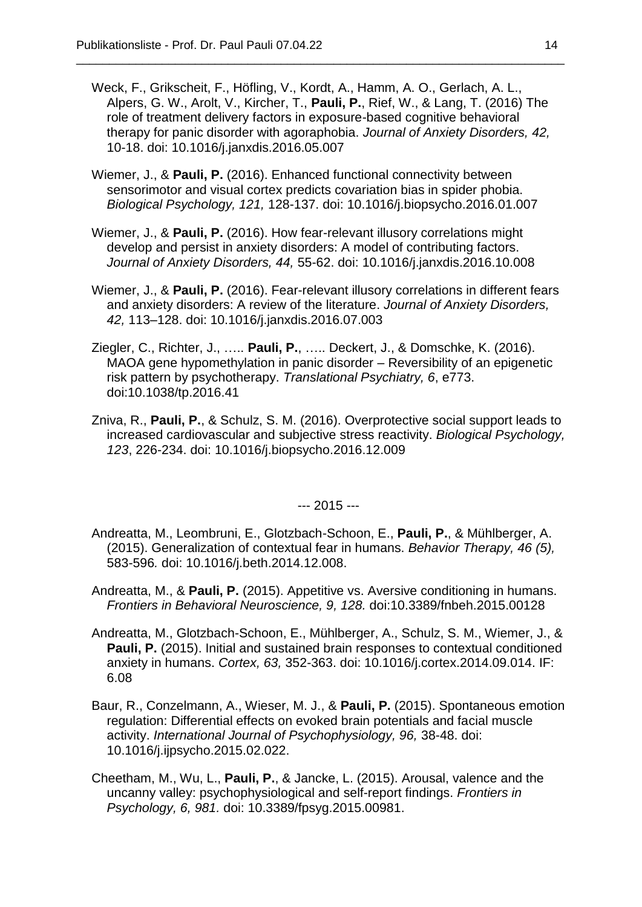Weck, F., Grikscheit, F., Höfling, V., Kordt, A., Hamm, A. O., Gerlach, A. L., Alpers, G. W., Arolt, V., Kircher, T., **Pauli, P.**, Rief, W., & Lang, T. (2016) The role of treatment delivery factors in exposure-based cognitive behavioral therapy for panic disorder with agoraphobia. *Journal of Anxiety Disorders, 42,* 10-18. doi: 10.1016/j.janxdis.2016.05.007

Wiemer, J., & **Pauli, P.** (2016). Enhanced functional connectivity between sensorimotor and visual cortex predicts covariation bias in spider phobia. *Biological Psychology, 121,* 128-137. doi: 10.1016/j.biopsycho.2016.01.007

Wiemer, J., & **Pauli, P.** (2016). How fear-relevant illusory correlations might develop and persist in anxiety disorders: A model of contributing factors. *Journal of Anxiety Disorders, 44,* 55-62. doi: 10.1016/j.janxdis.2016.10.008

Wiemer, J., & **Pauli, P.** (2016). Fear-relevant illusory correlations in different fears and anxiety disorders: A review of the literature. *Journal of Anxiety Disorders, 42,* 113–128. doi: 10.1016/j.janxdis.2016.07.003

Ziegler, C., Richter, J., ….. **Pauli, P.**, ….. Deckert, J., & Domschke, K. (2016). MAOA gene hypomethylation in panic disorder – Reversibility of an epigenetic risk pattern by psychotherapy. *Translational Psychiatry, 6*, e773. doi:10.1038/tp.2016.41

Zniva, R., **Pauli, P.**, & Schulz, S. M. (2016). Overprotective social support leads to increased cardiovascular and subjective stress reactivity. *Biological Psychology, 123*, 226-234. doi: 10.1016/j.biopsycho.2016.12.009

--- 2015 ---

Andreatta, M., Leombruni, E., Glotzbach-Schoon, E., **Pauli, P.**, & Mühlberger, A. (2015). Generalization of contextual fear in humans. *Behavior Therapy, 46 (5),* 583-596*.* doi: 10.1016/j.beth.2014.12.008.

Andreatta, M., & **Pauli, P.** (2015). Appetitive vs. Aversive conditioning in humans. *Frontiers in Behavioral Neuroscience, 9, 128.* doi:10.3389/fnbeh.2015.00128

Andreatta, M., Glotzbach-Schoon, E., Mühlberger, A., Schulz, S. M., Wiemer, J., & **Pauli, P.** (2015). Initial and sustained brain responses to contextual conditioned anxiety in humans. *Cortex, 63,* 352-363. doi: 10.1016/j.cortex.2014.09.014. IF: 6.08

Baur, R., Conzelmann, A., Wieser, M. J., & **Pauli, P.** (2015). Spontaneous emotion regulation: Differential effects on evoked brain potentials and facial muscle activity. *International Journal of Psychophysiology, 96,* 38-48. doi: 10.1016/j.ijpsycho.2015.02.022.

Cheetham, M., Wu, L., **Pauli, P.**, & Jancke, L. (2015). Arousal, valence and the uncanny valley: psychophysiological and self-report findings. *Frontiers in Psychology, 6, 981.* doi: 10.3389/fpsyg.2015.00981.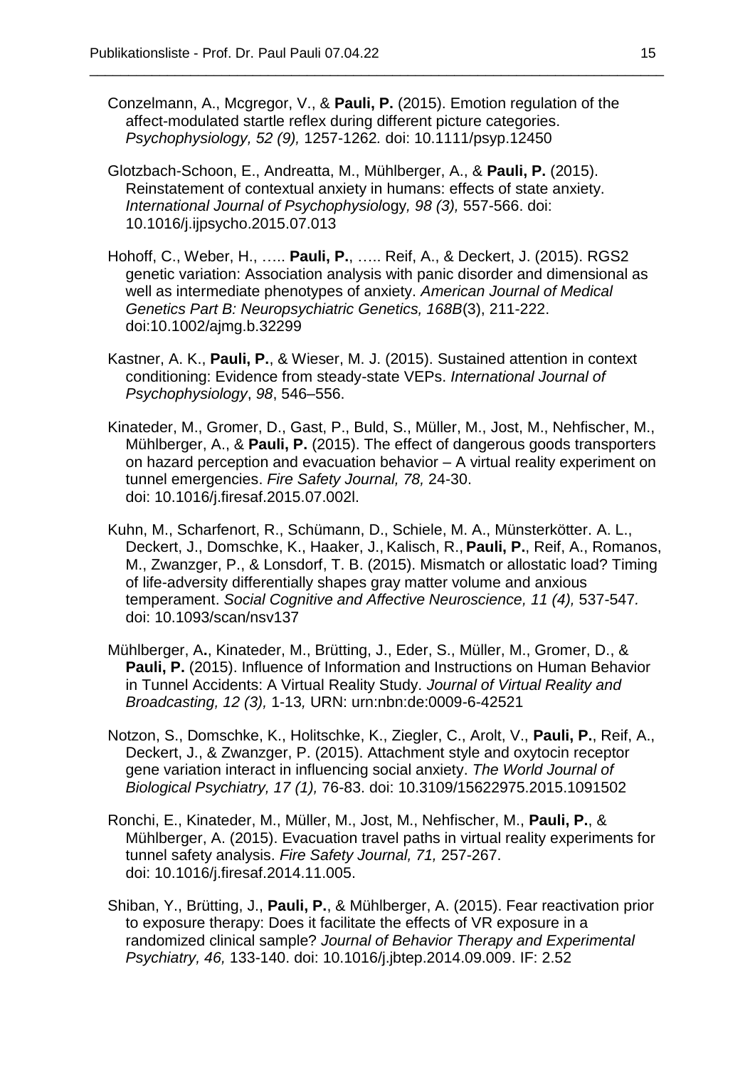Conzelmann, A., Mcgregor, V., & **Pauli, P.** (2015). Emotion regulation of the affect-modulated startle reflex during different picture categories. *Psychophysiology, 52 (9),* 1257-1262*.* doi: 10.1111/psyp.12450

Glotzbach-Schoon, E., Andreatta, M., Mühlberger, A., & **Pauli, P.** (2015). Reinstatement of contextual anxiety in humans: effects of state anxiety. *International Journal of Psychophysiol*ogy*, 98 (3),* 557-566. doi: 10.1016/j.ijpsycho.2015.07.013

Hohoff, C., Weber, H., ….. **Pauli, P.**, ….. Reif, A., & Deckert, J. (2015). RGS2 genetic variation: Association analysis with panic disorder and dimensional as well as intermediate phenotypes of anxiety. *American Journal of Medical Genetics Part B: Neuropsychiatric Genetics, 168B*(3), 211-222. doi:10.1002/ajmg.b.32299

Kastner, A. K., **Pauli, P.**, & Wieser, M. J. (2015). Sustained attention in context conditioning: Evidence from steady-state VEPs. *International Journal of Psychophysiology*, *98*, 546–556.

Kinateder, M., Gromer, D., Gast, P., Buld, S., Müller, M., Jost, M., Nehfischer, M., Mühlberger, A., & **Pauli, P.** (2015). The effect of dangerous goods transporters on hazard perception and evacuation behavior – A virtual reality experiment on tunnel emergencies. *Fire Safety Journal, 78,* 24-30. doi: 10.1016/j.firesaf.2015.07.002l.

Kuhn, M., Scharfenort, R., Schümann, D., Schiele, M. A., Münsterkötter. A. L., Deckert, J., Domschke, K., Haaker, J., Kalisch, R., **Pauli, P.**, Reif, A., Romanos, M., Zwanzger, P., & Lonsdorf, T. B. (2015). Mismatch or allostatic load? Timing of life-adversity differentially shapes gray matter volume and anxious temperament. *Social Cognitive and Affective Neuroscience, 11 (4),* 537-547*.* doi: 10.1093/scan/nsv137

Mühlberger, A**.**, Kinateder, M., Brütting, J., Eder, S., Müller, M., Gromer, D., & **Pauli, P.** (2015). Influence of Information and Instructions on Human Behavior in Tunnel Accidents: A Virtual Reality Study. *Journal of Virtual Reality and Broadcasting, 12 (3),* 1-13*,* URN: urn:nbn:de:0009-6-42521

Notzon, S., Domschke, K., Holitschke, K., Ziegler, C., Arolt, V., **Pauli, P.**, Reif, A., Deckert, J., & Zwanzger, P. (2015). Attachment style and oxytocin receptor gene variation interact in influencing social anxiety. *The World Journal of Biological Psychiatry, 17 (1),* 76-83. doi: 10.3109/15622975.2015.1091502

Ronchi, E., Kinateder, M., Müller, M., Jost, M., Nehfischer, M., **Pauli, P.**, & Mühlberger, A. (2015). Evacuation travel paths in virtual reality experiments for tunnel safety analysis. *Fire Safety Journal, 71,* 257-267. doi: 10.1016/j.firesaf.2014.11.005.

Shiban, Y., Brütting, J., **Pauli, P.**, & Mühlberger, A. (2015). Fear reactivation prior to exposure therapy: Does it facilitate the effects of VR exposure in a randomized clinical sample? *Journal of Behavior Therapy and Experimental Psychiatry, 46,* 133-140. doi: 10.1016/j.jbtep.2014.09.009. IF: 2.52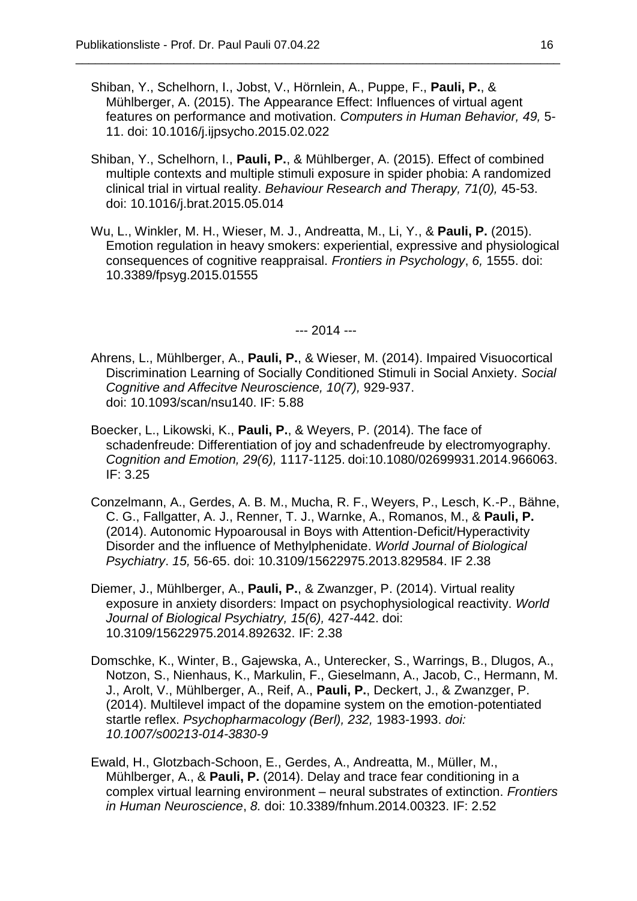Shiban, Y., Schelhorn, I., Jobst, V., Hörnlein, A., Puppe, F., **Pauli, P.**, & Mühlberger, A. (2015). The Appearance Effect: Influences of virtual agent features on performance and motivation. *Computers in Human Behavior, 49,* 5-11. doi: 10.1016/j.ijpsycho.2015.02.022

Shiban, Y., Schelhorn, I., **Pauli, P.**, & Mühlberger, A. (2015). Effect of combined multiple contexts and multiple stimuli exposure in spider phobia: A randomized clinical trial in virtual reality. *Behaviour Research and Therapy, 71(0),* 45-53. doi: 10.1016/j.brat.2015.05.014

Wu, L., Winkler, M. H., Wieser, M. J., Andreatta, M., Li, Y., & **Pauli, P.** (2015). Emotion regulation in heavy smokers: experiential, expressive and physiological consequences of cognitive reappraisal. *Frontiers in Psychology*, *6,* 1555. doi: 10.3389/fpsyg.2015.01555

--- 2014 ---

Ahrens, L., Mühlberger, A., **Pauli, P.**, & Wieser, M. (2014). Impaired Visuocortical Discrimination Learning of Socially Conditioned Stimuli in Social Anxiety. *Social Cognitive and Affecitve Neuroscience, 10(7),* 929-937. doi: 10.1093/scan/nsu140. IF: 5.88

Boecker, L., Likowski, K., **Pauli, P.**, & Weyers, P. (2014). The face of schadenfreude: Differentiation of joy and schadenfreude by electromyography. *Cognition and Emotion, 29(6),* 1117-1125. doi:10.1080/02699931.2014.966063. IF: 3.25

Conzelmann, A., Gerdes, A. B. M., Mucha, R. F., Weyers, P., Lesch, K.-P., Bähne, C. G., Fallgatter, A. J., Renner, T. J., Warnke, A., Romanos, M., & **Pauli, P.** (2014). Autonomic Hypoarousal in Boys with Attention-Deficit/Hyperactivity Disorder and the influence of Methylphenidate. *World Journal of Biological Psychiatry*. *15,* 56-65. doi: 10.3109/15622975.2013.829584. IF 2.38

Diemer, J., Mühlberger, A., **Pauli, P.**, & Zwanzger, P. (2014). Virtual reality exposure in anxiety disorders: Impact on psychophysiological reactivity. *World Journal of Biological Psychiatry, 15(6),* 427-442. doi: 10.3109/15622975.2014.892632. IF: 2.38

Domschke, K., Winter, B., Gajewska, A., Unterecker, S., Warrings, B., Dlugos, A., Notzon, S., Nienhaus, K., Markulin, F., Gieselmann, A., Jacob, C., Hermann, M. J., Arolt, V., Mühlberger, A., Reif, A., **Pauli, P.**, Deckert, J., & Zwanzger, P. (2014). Multilevel impact of the dopamine system on the emotion-potentiated startle reflex. *Psychopharmacology (Berl), 232,* 1983-1993. *doi: 10.1007/s00213-014-3830-9*

Ewald, H., Glotzbach-Schoon, E., Gerdes, A., Andreatta, M., Müller, M., Mühlberger, A., & **Pauli, P.** (2014). Delay and trace fear conditioning in a complex virtual learning environment – neural substrates of extinction. *Frontiers in Human Neuroscience*, *8.* doi: 10.3389/fnhum.2014.00323. IF: 2.52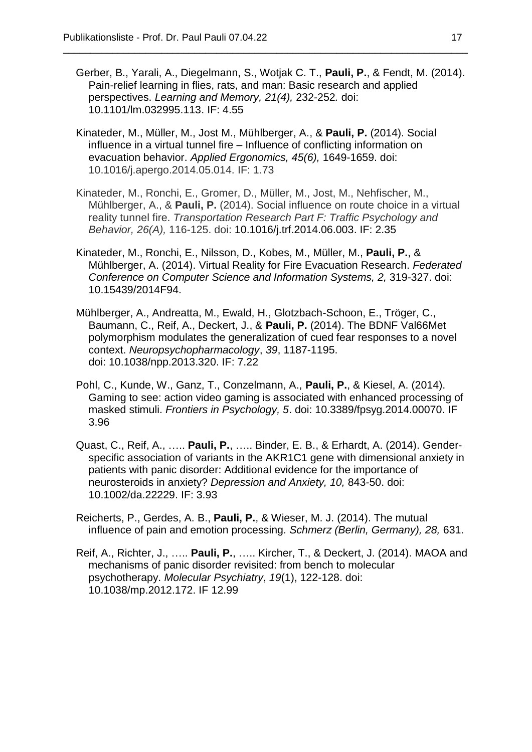Gerber, B., Yarali, A., Diegelmann, S., Wotjak C. T., **Pauli, P.**, & Fendt, M. (2014). Pain-relief learning in flies, rats, and man: Basic research and applied perspectives. *Learning and Memory, 21(4),* 232-252*.* doi: 10.1101/lm.032995.113. IF: 4.55

Kinateder, M., Müller, M., Jost M., Mühlberger, A., & **Pauli, P.** (2014). Social influence in a virtual tunnel fire – Influence of conflicting information on evacuation behavior. *Applied Ergonomics, 45(6),* 1649-1659. doi: 10.1016/j.apergo.2014.05.014. IF: 1.73

Kinateder, M., Ronchi, E., Gromer, D., Müller, M., Jost, M., Nehfischer, M., Mühlberger, A., & **Pauli, P.** (2014). Social influence on route choice in a virtual reality tunnel fire. *Transportation Research Part F: Traffic Psychology and Behavior, 26(A),* 116-125. doi: 10.1016/j.trf.2014.06.003. IF: 2.35

Kinateder, M., Ronchi, E., Nilsson, D., Kobes, M., Müller, M., **Pauli, P.**, & Mühlberger, A. (2014). Virtual Reality for Fire Evacuation Research. *Federated Conference on Computer Science and Information Systems, 2,* 319-327. doi: 10.15439/2014F94.

Mühlberger, A., Andreatta, M., Ewald, H., Glotzbach-Schoon, E., Tröger, C., Baumann, C., Reif, A., Deckert, J., & **Pauli, P.** (2014). The BDNF Val66Met polymorphism modulates the generalization of cued fear responses to a novel context. *Neuropsychopharmacology*, *39*, 1187-1195. doi: 10.1038/npp.2013.320. IF: 7.22

Pohl, C., Kunde, W., Ganz, T., Conzelmann, A., **Pauli, P.**, & Kiesel, A. (2014). Gaming to see: action video gaming is associated with enhanced processing of masked stimuli. *Frontiers in Psychology, 5*. doi: 10.3389/fpsyg.2014.00070. IF 3.96

Quast, C., Reif, A., ….. **Pauli, P.**, ….. Binder, E. B., & Erhardt, A. (2014). Gender-specific association of variants in the AKR1C1 gene with dimensional anxiety in patients with panic disorder: Additional evidence for the importance of neurosteroids in anxiety? *Depression and Anxiety, 10,* 843-50. doi: 10.1002/da.22229. IF: 3.93

Reicherts, P., Gerdes, A. B., **Pauli, P.**, & Wieser, M. J. (2014). The mutual influence of pain and emotion processing. *Schmerz (Berlin, Germany), 28,* 631.

Reif, A., Richter, J., ….. **Pauli, P.**, ….. Kircher, T., & Deckert, J. (2014). MAOA and mechanisms of panic disorder revisited: from bench to molecular psychotherapy. *Molecular Psychiatry*, *19*(1), 122-128. doi: 10.1038/mp.2012.172. IF 12.99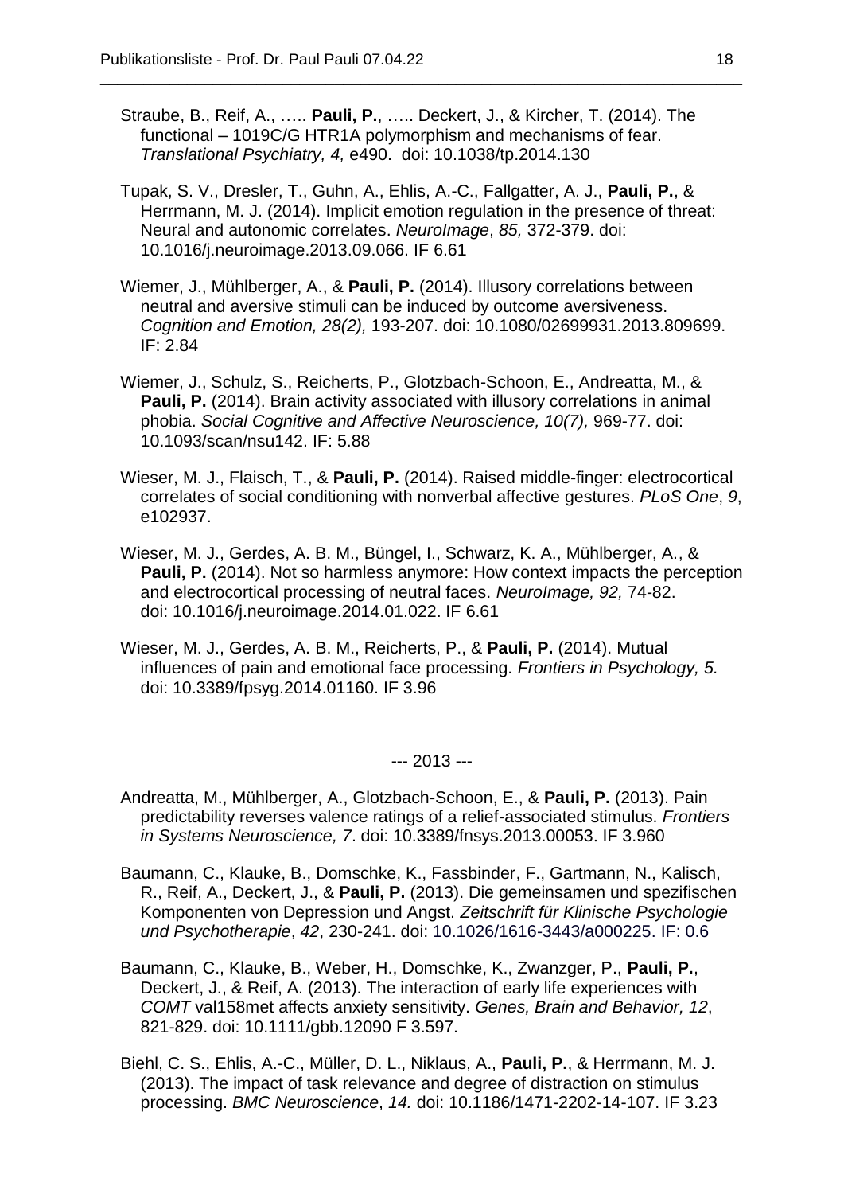Straube, B., Reif, A., ….. **Pauli, P.**, ….. Deckert, J., & Kircher, T. (2014). The functional – 1019C/G HTR1A polymorphism and mechanisms of fear. *Translational Psychiatry, 4,* e490. doi: 10.1038/tp.2014.130

Tupak, S. V., Dresler, T., Guhn, A., Ehlis, A.-C., Fallgatter, A. J., **Pauli, P.**, & Herrmann, M. J. (2014). Implicit emotion regulation in the presence of threat: Neural and autonomic correlates. *NeuroImage*, *85,* 372-379. doi: 10.1016/j.neuroimage.2013.09.066. IF 6.61

Wiemer, J., Mühlberger, A., & **Pauli, P.** (2014). Illusory correlations between neutral and aversive stimuli can be induced by outcome aversiveness. *Cognition and Emotion, 28(2),* 193-207. doi: 10.1080/02699931.2013.809699. IF: 2.84

Wiemer, J., Schulz, S., Reicherts, P., Glotzbach-Schoon, E., Andreatta, M., & **Pauli, P.** (2014). Brain activity associated with illusory correlations in animal phobia. *Social Cognitive and Affective Neuroscience, 10(7),* 969-77. doi: 10.1093/scan/nsu142. IF: 5.88

Wieser, M. J., Flaisch, T., & **Pauli, P.** (2014). Raised middle-finger: electrocortical correlates of social conditioning with nonverbal affective gestures. *PLoS One*, *9*, e102937.

Wieser, M. J., Gerdes, A. B. M., Büngel, I., Schwarz, K. A., Mühlberger, A., & **Pauli, P.** (2014). Not so harmless anymore: How context impacts the perception and electrocortical processing of neutral faces. *NeuroImage, 92,* 74-82. doi: 10.1016/j.neuroimage.2014.01.022. IF 6.61

Wieser, M. J., Gerdes, A. B. M., Reicherts, P., & **Pauli, P.** (2014). Mutual influences of pain and emotional face processing. *Frontiers in Psychology, 5.* doi: 10.3389/fpsyg.2014.01160. IF 3.96

--- 2013 ---

Andreatta, M., Mühlberger, A., Glotzbach-Schoon, E., & **Pauli, P.** (2013). Pain predictability reverses valence ratings of a relief-associated stimulus. *Frontiers in Systems Neuroscience, 7*. doi: 10.3389/fnsys.2013.00053. IF 3.960

Baumann, C., Klauke, B., Domschke, K., Fassbinder, F., Gartmann, N., Kalisch, R., Reif, A., Deckert, J., & **Pauli, P.** (2013). Die gemeinsamen und spezifischen Komponenten von Depression und Angst. *Zeitschrift für Klinische Psychologie und Psychotherapie*, *42*, 230-241. doi: 10.1026/1616-3443/a000225. IF: 0.6

Baumann, C., Klauke, B., Weber, H., Domschke, K., Zwanzger, P., **Pauli, P.**, Deckert, J., & Reif, A. (2013). The interaction of early life experiences with *COMT* val158met affects anxiety sensitivity. *Genes, Brain and Behavior, 12*, 821-829. doi: 10.1111/gbb.12090 F 3.597.

Biehl, C. S., Ehlis, A.-C., Müller, D. L., Niklaus, A., **Pauli, P.**, & Herrmann, M. J. (2013). The impact of task relevance and degree of distraction on stimulus processing. *BMC Neuroscience*, *14.* doi: 10.1186/1471-2202-14-107. IF 3.23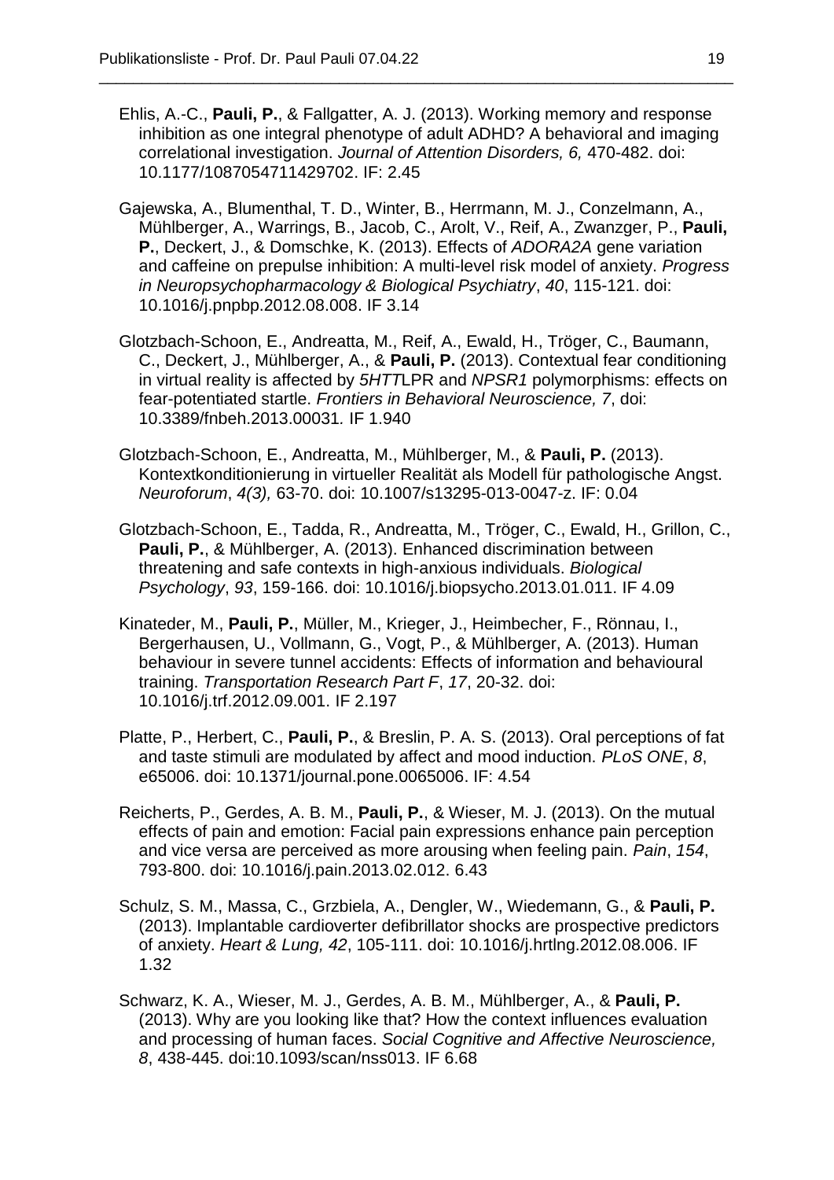Ehlis, A.-C., **Pauli, P.**, & Fallgatter, A. J. (2013). Working memory and response inhibition as one integral phenotype of adult ADHD? A behavioral and imaging correlational investigation. *Journal of Attention Disorders, 6,* 470-482. doi: 10.1177/1087054711429702. IF: 2.45

Gajewska, A., Blumenthal, T. D., Winter, B., Herrmann, M. J., Conzelmann, A., Mühlberger, A., Warrings, B., Jacob, C., Arolt, V., Reif, A., Zwanzger, P., **Pauli, P.**, Deckert, J., & Domschke, K. (2013). Effects of *ADORA2A* gene variation and caffeine on prepulse inhibition: A multi-level risk model of anxiety. *Progress in Neuropsychopharmacology & Biological Psychiatry*, *40*, 115-121. doi: 10.1016/j.pnpbp.2012.08.008. IF 3.14

Glotzbach-Schoon, E., Andreatta, M., Reif, A., Ewald, H., Tröger, C., Baumann, C., Deckert, J., Mühlberger, A., & **Pauli, P.** (2013). Contextual fear conditioning in virtual reality is affected by *5HTT*LPR and *NPSR1* polymorphisms: effects on fear-potentiated startle. *Frontiers in Behavioral Neuroscience, 7*, doi: 10.3389/fnbeh.2013.00031*.* IF 1.940

Glotzbach-Schoon, E., Andreatta, M., Mühlberger, M., & **Pauli, P.** (2013). Kontextkonditionierung in virtueller Realität als Modell für pathologische Angst. *Neuroforum*, *4(3),* 63-70. doi: 10.1007/s13295-013-0047-z. IF: 0.04

Glotzbach-Schoon, E., Tadda, R., Andreatta, M., Tröger, C., Ewald, H., Grillon, C., **Pauli, P.**, & Mühlberger, A. (2013). Enhanced discrimination between threatening and safe contexts in high-anxious individuals. *Biological Psychology*, *93*, 159-166. doi: 10.1016/j.biopsycho.2013.01.011. IF 4.09

Kinateder, M., **Pauli, P.**, Müller, M., Krieger, J., Heimbecher, F., Rönnau, I., Bergerhausen, U., Vollmann, G., Vogt, P., & Mühlberger, A. (2013). Human behaviour in severe tunnel accidents: Effects of information and behavioural training. *Transportation Research Part F*, *17*, 20-32. doi: 10.1016/j.trf.2012.09.001. IF 2.197

Platte, P., Herbert, C., **Pauli, P.**, & Breslin, P. A. S. (2013). Oral perceptions of fat and taste stimuli are modulated by affect and mood induction. *PLoS ONE*, *8*, e65006. doi: 10.1371/journal.pone.0065006. IF: 4.54

Reicherts, P., Gerdes, A. B. M., **Pauli, P.**, & Wieser, M. J. (2013). On the mutual effects of pain and emotion: Facial pain expressions enhance pain perception and vice versa are perceived as more arousing when feeling pain. *Pain*, *154*, 793-800. doi: 10.1016/j.pain.2013.02.012. 6.43

Schulz, S. M., Massa, C., Grzbiela, A., Dengler, W., Wiedemann, G., & **Pauli, P.** (2013). Implantable cardioverter defibrillator shocks are prospective predictors of anxiety. *Heart & Lung, 42*, 105-111. doi: 10.1016/j.hrtlng.2012.08.006. IF 1.32

Schwarz, K. A., Wieser, M. J., Gerdes, A. B. M., Mühlberger, A., & **Pauli, P.** (2013). Why are you looking like that? How the context influences evaluation and processing of human faces. *Social Cognitive and Affective Neuroscience, 8*, 438-445. doi:10.1093/scan/nss013. IF 6.68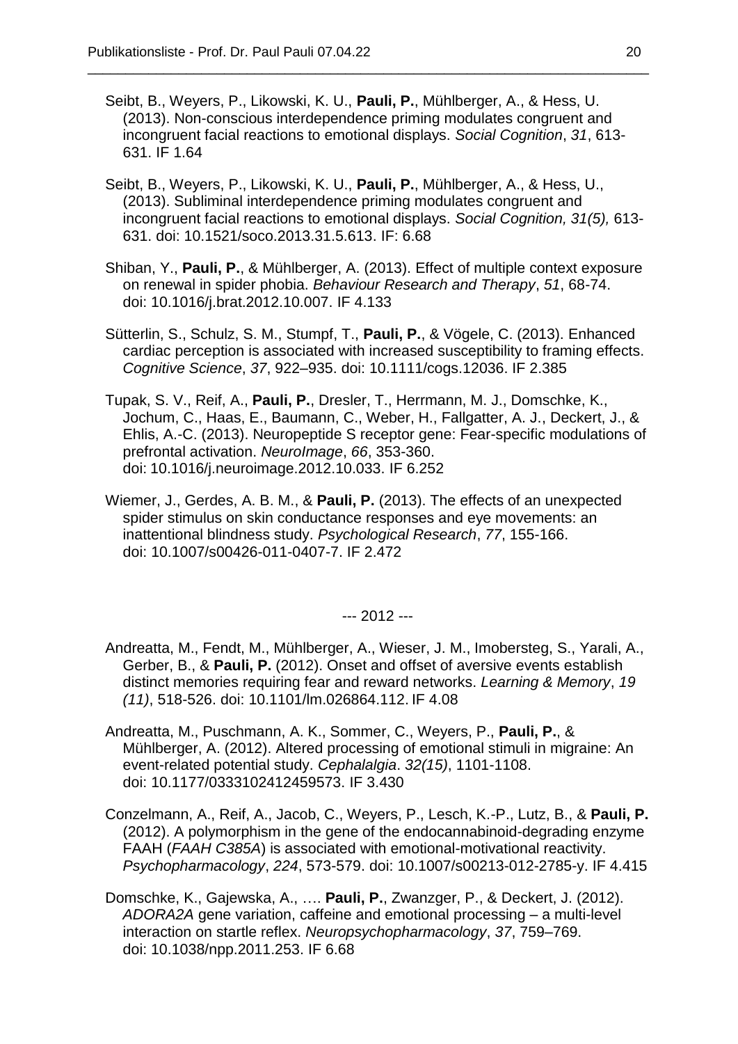Seibt, B., Weyers, P., Likowski, K. U., **Pauli, P.**, Mühlberger, A., & Hess, U. (2013). Non-conscious interdependence priming modulates congruent and incongruent facial reactions to emotional displays. *Social Cognition*, *31*, 613-631. IF 1.64

Seibt, B., Weyers, P., Likowski, K. U., **Pauli, P.**, Mühlberger, A., & Hess, U., (2013). Subliminal interdependence priming modulates congruent and incongruent facial reactions to emotional displays. *Social Cognition, 31(5),* 613-631. doi: 10.1521/soco.2013.31.5.613. IF: 6.68

Shiban, Y., **Pauli, P.**, & Mühlberger, A. (2013). Effect of multiple context exposure on renewal in spider phobia. *Behaviour Research and Therapy*, *51*, 68-74. doi: 10.1016/j.brat.2012.10.007. IF 4.133

Sütterlin, S., Schulz, S. M., Stumpf, T., **Pauli, P.**, & Vögele, C. (2013). Enhanced cardiac perception is associated with increased susceptibility to framing effects. *Cognitive Science*, *37*, 922–935. doi: 10.1111/cogs.12036. IF 2.385

Tupak, S. V., Reif, A., **Pauli, P.**, Dresler, T., Herrmann, M. J., Domschke, K., Jochum, C., Haas, E., Baumann, C., Weber, H., Fallgatter, A. J., Deckert, J., & Ehlis, A.-C. (2013). Neuropeptide S receptor gene: Fear-specific modulations of prefrontal activation. *NeuroImage*, *66*, 353-360. doi: 10.1016/j.neuroimage.2012.10.033. IF 6.252

Wiemer, J., Gerdes, A. B. M., & **Pauli, P.** (2013). The effects of an unexpected spider stimulus on skin conductance responses and eye movements: an inattentional blindness study. *Psychological Research*, *77*, 155-166. doi: 10.1007/s00426-011-0407-7. IF 2.472

--- 2012 ---

Andreatta, M., Fendt, M., Mühlberger, A., Wieser, J. M., Imobersteg, S., Yarali, A., Gerber, B., & **Pauli, P.** (2012). Onset and offset of aversive events establish distinct memories requiring fear and reward networks. *Learning & Memory*, *19 (11)*, 518-526. doi: 10.1101/lm.026864.112. IF 4.08

Andreatta, M., Puschmann, A. K., Sommer, C., Weyers, P., **Pauli, P.**, & Mühlberger, A. (2012). Altered processing of emotional stimuli in migraine: An event-related potential study. *Cephalalgia*. *32(15)*, 1101-1108. doi: 10.1177/0333102412459573. IF 3.430

Conzelmann, A., Reif, A., Jacob, C., Weyers, P., Lesch, K.-P., Lutz, B., & **Pauli, P.** (2012). A polymorphism in the gene of the endocannabinoid-degrading enzyme FAAH (*FAAH C385A*) is associated with emotional-motivational reactivity. *Psychopharmacology*, *224*, 573-579. doi: 10.1007/s00213-012-2785-y. IF 4.415

Domschke, K., Gajewska, A., …. **Pauli, P.**, Zwanzger, P., & Deckert, J. (2012). *ADORA2A* gene variation, caffeine and emotional processing – a multi-level interaction on startle reflex. *Neuropsychopharmacology*, *37*, 759–769. doi: 10.1038/npp.2011.253. IF 6.68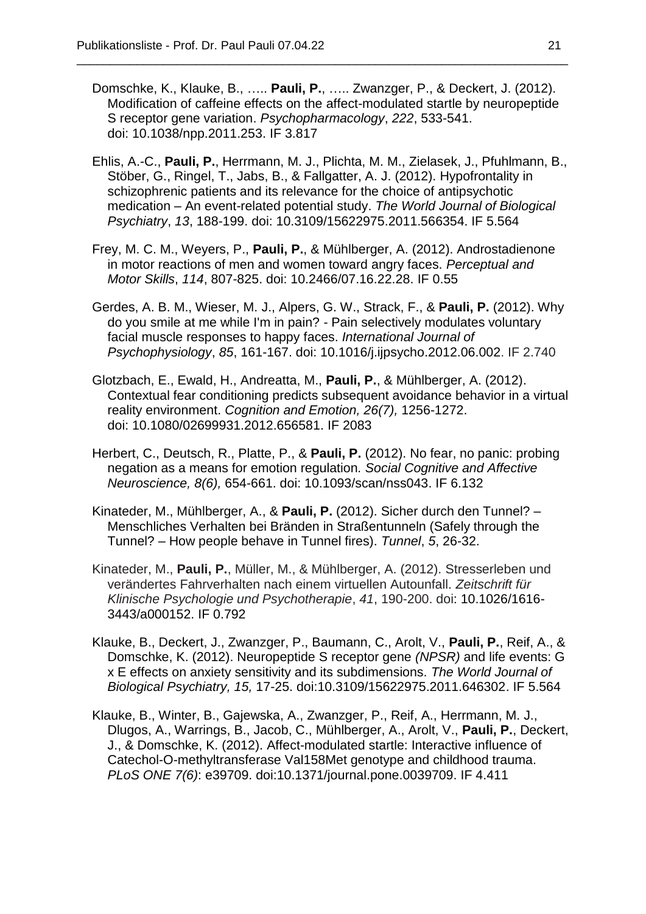Domschke, K., Klauke, B., ….. **Pauli, P.**, ….. Zwanzger, P., & Deckert, J. (2012). Modification of caffeine effects on the affect-modulated startle by neuropeptide S receptor gene variation. *Psychopharmacology*, *222*, 533-541. doi: 10.1038/npp.2011.253. IF 3.817

Ehlis, A.-C., **Pauli, P.**, Herrmann, M. J., Plichta, M. M., Zielasek, J., Pfuhlmann, B., Stöber, G., Ringel, T., Jabs, B., & Fallgatter, A. J. (2012). Hypofrontality in schizophrenic patients and its relevance for the choice of antipsychotic medication – An event-related potential study. *The World Journal of Biological Psychiatry*, *13*, 188-199. doi: 10.3109/15622975.2011.566354. IF 5.564

Frey, M. C. M., Weyers, P., **Pauli, P.**, & Mühlberger, A. (2012). Androstadienone in motor reactions of men and women toward angry faces. *Perceptual and Motor Skills*, *114*, 807-825. doi: 10.2466/07.16.22.28. IF 0.55

Gerdes, A. B. M., Wieser, M. J., Alpers, G. W., Strack, F., & **Pauli, P.** (2012). Why do you smile at me while I'm in pain? - Pain selectively modulates voluntary facial muscle responses to happy faces. *International Journal of Psychophysiology*, *85*, 161-167. doi: 10.1016/j.ijpsycho.2012.06.002. IF 2.740

Glotzbach, E., Ewald, H., Andreatta, M., **Pauli, P.**, & Mühlberger, A. (2012). Contextual fear conditioning predicts subsequent avoidance behavior in a virtual reality environment. *Cognition and Emotion, 26(7),* 1256-1272. doi: 10.1080/02699931.2012.656581. IF 2083

Herbert, C., Deutsch, R., Platte, P., & **Pauli, P.** (2012). No fear, no panic: probing negation as a means for emotion regulation*. Social Cognitive and Affective Neuroscience, 8(6),* 654-661. doi: 10.1093/scan/nss043. IF 6.132

Kinateder, M., Mühlberger, A., & **Pauli, P.** (2012). Sicher durch den Tunnel? – Menschliches Verhalten bei Bränden in Straßentunneln (Safely through the Tunnel? – How people behave in Tunnel fires). *Tunnel*, *5*, 26-32.

Kinateder, M., **Pauli, P.**, Müller, M., & Mühlberger, A. (2012). Stresserleben und verändertes Fahrverhalten nach einem virtuellen Autounfall. *Zeitschrift für Klinische Psychologie und Psychotherapie*, *41*, 190-200. doi: 10.1026/1616-3443/a000152. IF 0.792

Klauke, B., Deckert, J., Zwanzger, P., Baumann, C., Arolt, V., **Pauli, P.**, Reif, A., & Domschke, K. (2012). Neuropeptide S receptor gene *(NPSR)* and life events: G x E effects on anxiety sensitivity and its subdimensions. *The World Journal of Biological Psychiatry, 15,* 17-25. doi:10.3109/15622975.2011.646302. IF 5.564

Klauke, B., Winter, B., Gajewska, A., Zwanzger, P., Reif, A., Herrmann, M. J., Dlugos, A., Warrings, B., Jacob, C., Mühlberger, A., Arolt, V., **Pauli, P.**, Deckert, J., & Domschke, K. (2012). Affect-modulated startle: Interactive influence of Catechol-O-methyltransferase Val158Met genotype and childhood trauma. *PLoS ONE 7(6)*: e39709. doi:10.1371/journal.pone.0039709. IF 4.411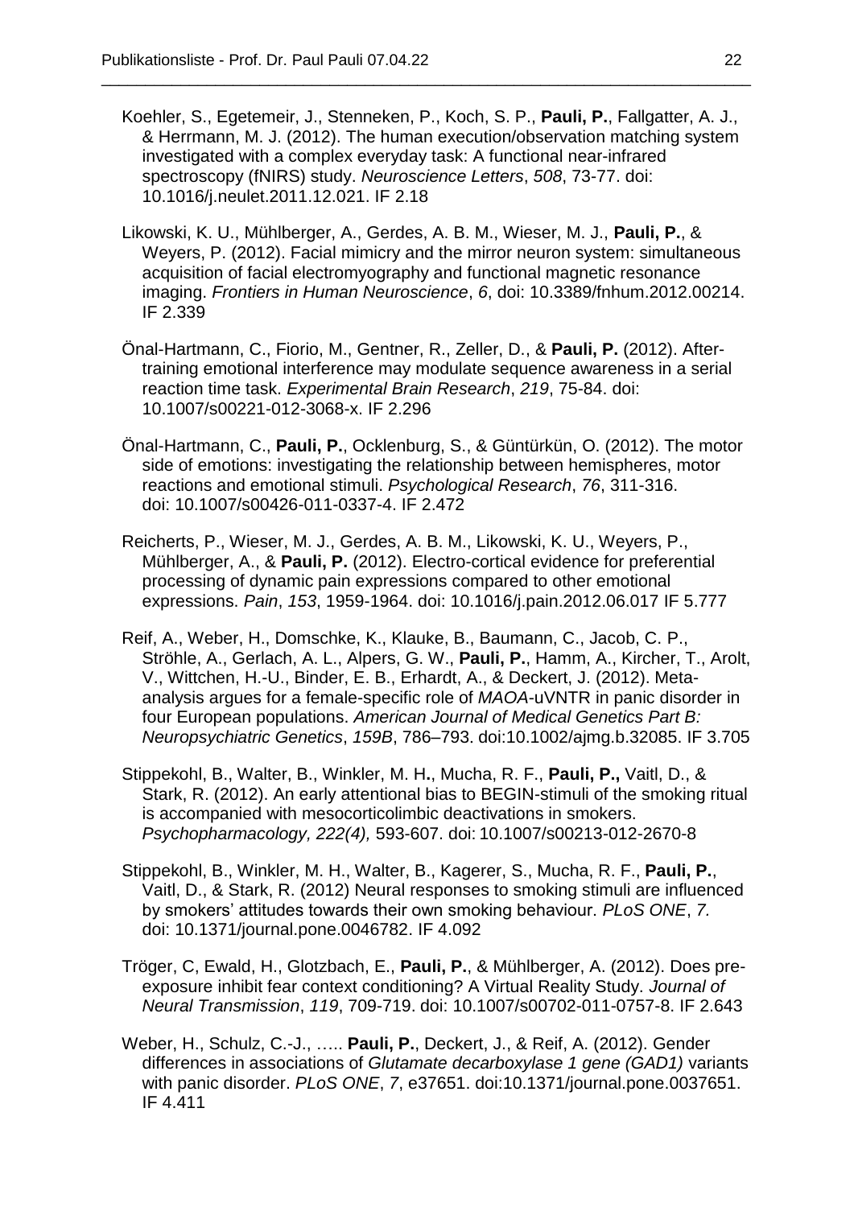Koehler, S., Egetemeir, J., Stenneken, P., Koch, S. P., **Pauli, P.**, Fallgatter, A. J., & Herrmann, M. J. (2012). The human execution/observation matching system investigated with a complex everyday task: A functional near-infrared spectroscopy (fNIRS) study. *Neuroscience Letters*, *508*, 73-77. doi: 10.1016/j.neulet.2011.12.021. IF 2.18

Likowski, K. U., Mühlberger, A., Gerdes, A. B. M., Wieser, M. J., **Pauli, P.**, & Weyers, P. (2012). Facial mimicry and the mirror neuron system: simultaneous acquisition of facial electromyography and functional magnetic resonance imaging. *Frontiers in Human Neuroscience*, *6*, doi: 10.3389/fnhum.2012.00214. IF 2.339

Önal-Hartmann, C., Fiorio, M., Gentner, R., Zeller, D., & **Pauli, P.** (2012). After-training emotional interference may modulate sequence awareness in a serial reaction time task. *Experimental Brain Research*, *219*, 75-84. doi: 10.1007/s00221-012-3068-x. IF 2.296

Önal-Hartmann, C., **Pauli, P.**, Ocklenburg, S., & Güntürkün, O. (2012). The motor side of emotions: investigating the relationship between hemispheres, motor reactions and emotional stimuli. *Psychological Research*, *76*, 311-316. doi: 10.1007/s00426-011-0337-4. IF 2.472

Reicherts, P., Wieser, M. J., Gerdes, A. B. M., Likowski, K. U., Weyers, P., Mühlberger, A., & **Pauli, P.** (2012). Electro-cortical evidence for preferential processing of dynamic pain expressions compared to other emotional expressions. *Pain*, *153*, 1959-1964. doi: 10.1016/j.pain.2012.06.017 IF 5.777

Reif, A., Weber, H., Domschke, K., Klauke, B., Baumann, C., Jacob, C. P., Ströhle, A., Gerlach, A. L., Alpers, G. W., **Pauli, P.**, Hamm, A., Kircher, T., Arolt, V., Wittchen, H.-U., Binder, E. B., Erhardt, A., & Deckert, J. (2012). Meta-analysis argues for a female-specific role of *MAOA*-uVNTR in panic disorder in four European populations. *American Journal of Medical Genetics Part B: Neuropsychiatric Genetics*, *159B*, 786–793. doi:10.1002/ajmg.b.32085. IF 3.705

Stippekohl, B., Walter, B., Winkler, M. H**.**, Mucha, R. F., **Pauli, P.,** Vaitl, D., & Stark, R. (2012). An early attentional bias to BEGIN-stimuli of the smoking ritual is accompanied with mesocorticolimbic deactivations in smokers. *Psychopharmacology, 222(4),* 593-607. doi: 10.1007/s00213-012-2670-8

Stippekohl, B., Winkler, M. H., Walter, B., Kagerer, S., Mucha, R. F., **Pauli, P.**, Vaitl, D., & Stark, R. (2012) Neural responses to smoking stimuli are influenced by smokers' attitudes towards their own smoking behaviour. *PLoS ONE*, *7.* doi: 10.1371/journal.pone.0046782. IF 4.092

Tröger, C, Ewald, H., Glotzbach, E., **Pauli, P.**, & Mühlberger, A. (2012). Does pre-exposure inhibit fear context conditioning? A Virtual Reality Study. *Journal of Neural Transmission*, *119*, 709-719. doi: 10.1007/s00702-011-0757-8. IF 2.643

Weber, H., Schulz, C.-J., ….. **Pauli, P.**, Deckert, J., & Reif, A. (2012). Gender differences in associations of *Glutamate decarboxylase 1 gene (GAD1)* variants with panic disorder. *PLoS ONE*, *7*, e37651. doi:10.1371/journal.pone.0037651. IF 4.411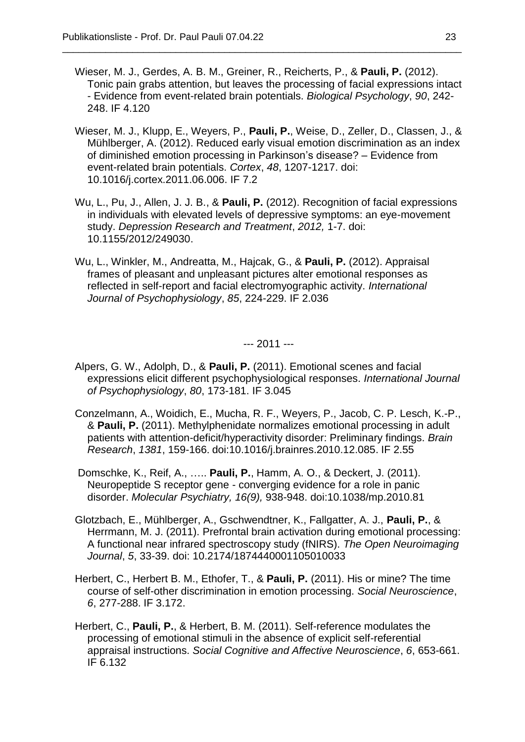Wieser, M. J., Gerdes, A. B. M., Greiner, R., Reicherts, P., & **Pauli, P.** (2012). Tonic pain grabs attention, but leaves the processing of facial expressions intact - Evidence from event-related brain potentials. *Biological Psychology*, *90*, 242-248. IF 4.120

Wieser, M. J., Klupp, E., Weyers, P., **Pauli, P.**, Weise, D., Zeller, D., Classen, J., & Mühlberger, A. (2012). Reduced early visual emotion discrimination as an index of diminished emotion processing in Parkinson's disease? – Evidence from event-related brain potentials. *Cortex*, *48*, 1207-1217. doi: 10.1016/j.cortex.2011.06.006. IF 7.2

Wu, L., Pu, J., Allen, J. J. B., & **Pauli, P.** (2012). Recognition of facial expressions in individuals with elevated levels of depressive symptoms: an eye-movement study. *Depression Research and Treatment*, *2012,* 1-7. doi: 10.1155/2012/249030.

Wu, L., Winkler, M., Andreatta, M., Hajcak, G., & **Pauli, P.** (2012). Appraisal frames of pleasant and unpleasant pictures alter emotional responses as reflected in self-report and facial electromyographic activity. *International Journal of Psychophysiology*, *85*, 224-229. IF 2.036

--- 2011 ---

Alpers, G. W., Adolph, D., & **Pauli, P.** (2011). Emotional scenes and facial expressions elicit different psychophysiological responses. *International Journal of Psychophysiology*, *80*, 173-181. IF 3.045

Conzelmann, A., Woidich, E., Mucha, R. F., Weyers, P., Jacob, C. P. Lesch, K.-P., & **Pauli, P.** (2011). Methylphenidate normalizes emotional processing in adult patients with attention-deficit/hyperactivity disorder: Preliminary findings. *Brain Research*, *1381*, 159-166. doi:10.1016/j.brainres.2010.12.085. IF 2.55

Domschke, K., Reif, A., ….. **Pauli, P.**, Hamm, A. O., & Deckert, J. (2011). Neuropeptide S receptor gene - converging evidence for a role in panic disorder. *Molecular Psychiatry, 16(9),* 938-948. doi:10.1038/mp.2010.81

Glotzbach, E., Mühlberger, A., Gschwendtner, K., Fallgatter, A. J., **Pauli, P.**, & Herrmann, M. J. (2011). Prefrontal brain activation during emotional processing: A functional near infrared spectroscopy study (fNIRS). *The Open Neuroimaging Journal*, *5*, 33-39. doi: 10.2174/1874440001105010033

Herbert, C., Herbert B. M., Ethofer, T., & **Pauli, P.** (2011). His or mine? The time course of self-other discrimination in emotion processing. *Social Neuroscience*, *6*, 277-288. IF 3.172.

Herbert, C., **Pauli, P.**, & Herbert, B. M. (2011). Self-reference modulates the processing of emotional stimuli in the absence of explicit self-referential appraisal instructions. *Social Cognitive and Affective Neuroscience*, *6*, 653-661. IF 6.132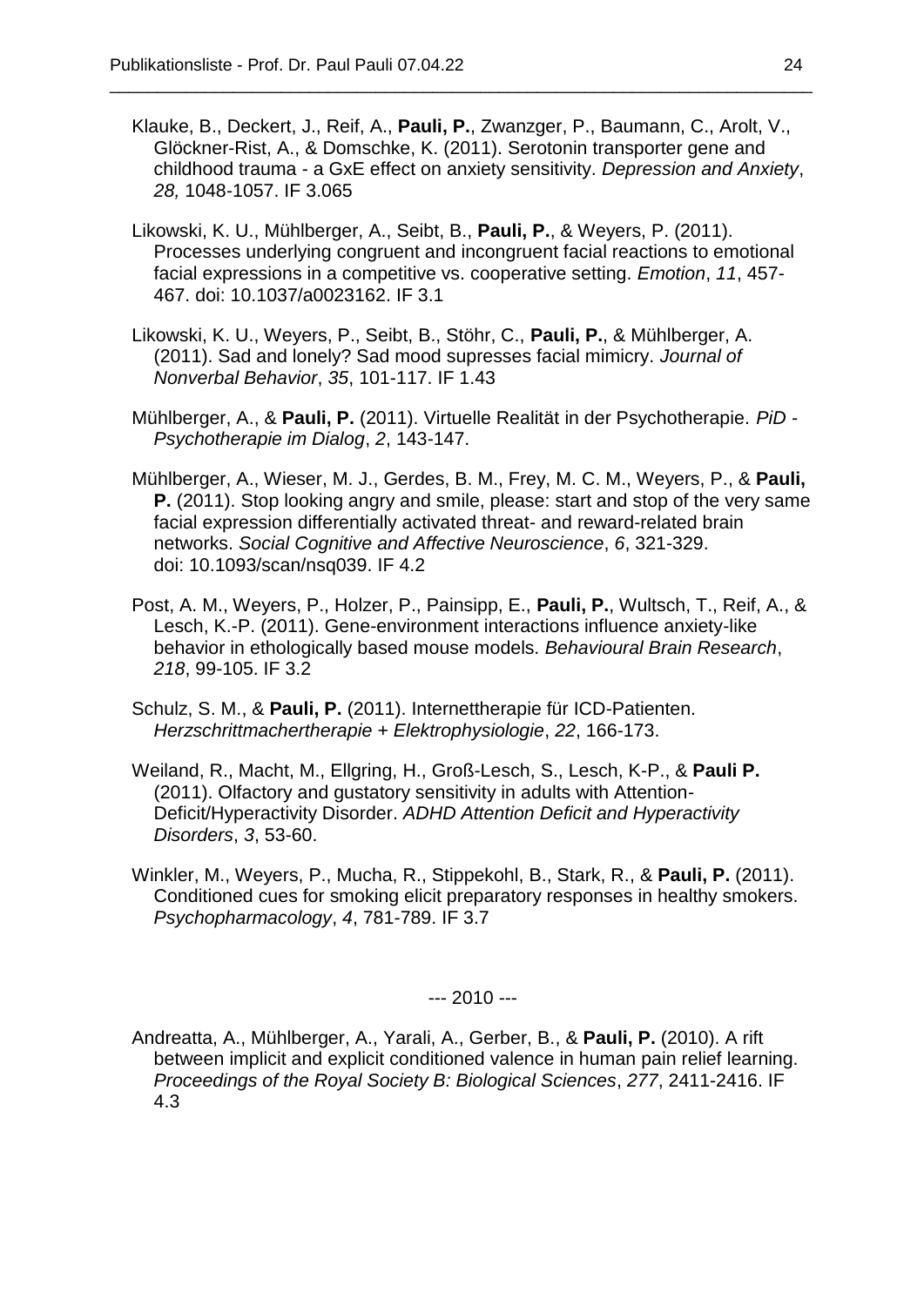Klauke, B., Deckert, J., Reif, A., **Pauli, P.**, Zwanzger, P., Baumann, C., Arolt, V., Glöckner-Rist, A., & Domschke, K. (2011). Serotonin transporter gene and childhood trauma - a GxE effect on anxiety sensitivity. *Depression and Anxiety*, *28,* 1048-1057. IF 3.065

Likowski, K. U., Mühlberger, A., Seibt, B., **Pauli, P.**, & Weyers, P. (2011). Processes underlying congruent and incongruent facial reactions to emotional facial expressions in a competitive vs. cooperative setting. *Emotion*, *11*, 457-467. doi: 10.1037/a0023162. IF 3.1

Likowski, K. U., Weyers, P., Seibt, B., Stöhr, C., **Pauli, P.**, & Mühlberger, A. (2011). Sad and lonely? Sad mood supresses facial mimicry. *Journal of Nonverbal Behavior*, *35*, 101-117. IF 1.43

Mühlberger, A., & **Pauli, P.** (2011). Virtuelle Realität in der Psychotherapie. *PiD - Psychotherapie im Dialog*, *2*, 143-147.

Mühlberger, A., Wieser, M. J., Gerdes, B. M., Frey, M. C. M., Weyers, P., & **Pauli, P.** (2011). Stop looking angry and smile, please: start and stop of the very same facial expression differentially activated threat- and reward-related brain networks. *Social Cognitive and Affective Neuroscience*, *6*, 321-329. doi: 10.1093/scan/nsq039. IF 4.2

Post, A. M., Weyers, P., Holzer, P., Painsipp, E., **Pauli, P.**, Wultsch, T., Reif, A., & Lesch, K.-P. (2011). Gene-environment interactions influence anxiety-like behavior in ethologically based mouse models. *Behavioural Brain Research*, *218*, 99-105. IF 3.2

Schulz, S. M., & **Pauli, P.** (2011). Internettherapie für ICD-Patienten. *Herzschrittmachertherapie + Elektrophysiologie*, *22*, 166-173.

Weiland, R., Macht, M., Ellgring, H., Groß-Lesch, S., Lesch, K-P., & **Pauli P.** (2011). Olfactory and gustatory sensitivity in adults with Attention-Deficit/Hyperactivity Disorder. *ADHD Attention Deficit and Hyperactivity Disorders*, *3*, 53-60.

Winkler, M., Weyers, P., Mucha, R., Stippekohl, B., Stark, R., & **Pauli, P.** (2011). Conditioned cues for smoking elicit preparatory responses in healthy smokers. *Psychopharmacology*, *4*, 781-789. IF 3.7

--- 2010 ---

Andreatta, A., Mühlberger, A., Yarali, A., Gerber, B., & **Pauli, P.** (2010). A rift between implicit and explicit conditioned valence in human pain relief learning. *Proceedings of the Royal Society B: Biological Sciences*, *277*, 2411-2416. IF 4.3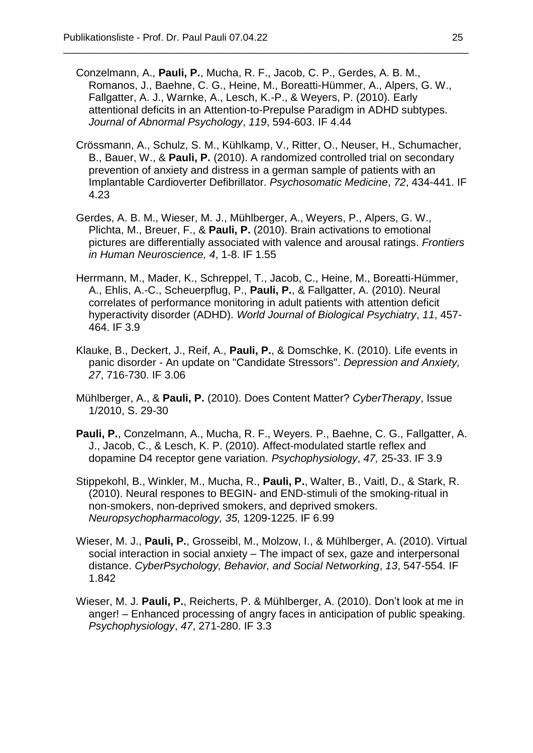Conzelmann, A., **Pauli, P.**, Mucha, R. F., Jacob, C. P., Gerdes, A. B. M., Romanos, J., Baehne, C. G., Heine, M., Boreatti-Hümmer, A., Alpers, G. W., Fallgatter, A. J., Warnke, A., Lesch, K.-P., & Weyers, P. (2010). Early attentional deficits in an Attention-to-Prepulse Paradigm in ADHD subtypes. *Journal of Abnormal Psychology*, *119*, 594-603. IF 4.44

Crössmann, A., Schulz, S. M., Kühlkamp, V., Ritter, O., Neuser, H., Schumacher, B., Bauer, W., & **Pauli, P.** (2010). A randomized controlled trial on secondary prevention of anxiety and distress in a german sample of patients with an Implantable Cardioverter Defibrillator. *Psychosomatic Medicine*, *72*, 434-441. IF 4.23

Gerdes, A. B. M., Wieser, M. J., Mühlberger, A., Weyers, P., Alpers, G. W., Plichta, M., Breuer, F., & **Pauli, P.** (2010). Brain activations to emotional pictures are differentially associated with valence and arousal ratings. *Frontiers in Human Neuroscience, 4*, 1-8. IF 1.55

Herrmann, M., Mader, K., Schreppel, T., Jacob, C., Heine, M., Boreatti-Hümmer, A., Ehlis, A.-C., Scheuerpflug, P., **Pauli, P.**, & Fallgatter, A. (2010). Neural correlates of performance monitoring in adult patients with attention deficit hyperactivity disorder (ADHD). *World Journal of Biological Psychiatry*, *11*, 457-464. IF 3.9

Klauke, B., Deckert, J., Reif, A., **Pauli, P.**, & Domschke, K. (2010). Life events in panic disorder - An update on "Candidate Stressors". *Depression and Anxiety, 27*, 716-730. IF 3.06

Mühlberger, A., & **Pauli, P.** (2010). Does Content Matter? *CyberTherapy*, Issue 1/2010, S. 29-30

**Pauli, P.**, Conzelmann, A., Mucha, R. F., Weyers. P., Baehne, C. G., Fallgatter, A. J., Jacob, C., & Lesch, K. P. (2010). Affect-modulated startle reflex and dopamine D4 receptor gene variation. *Psychophysiology*, *47,* 25-33. IF 3.9

Stippekohl, B., Winkler, M., Mucha, R., **Pauli, P.**, Walter, B., Vaitl, D., & Stark, R. (2010). Neural respones to BEGIN- and END-stimuli of the smoking-ritual in non-smokers, non-deprived smokers, and deprived smokers. *Neuropsychopharmacology, 35,* 1209-1225. IF 6.99

Wieser, M. J., **Pauli, P.**, Grosseibl, M., Molzow, I., & Mühlberger, A. (2010). Virtual social interaction in social anxiety – The impact of sex, gaze and interpersonal distance. *CyberPsychology, Behavior, and Social Networking*, *13*, 547-554*.* IF 1.842

Wieser, M. J. **Pauli, P.**, Reicherts, P. & Mühlberger, A. (2010). Don't look at me in anger! – Enhanced processing of angry faces in anticipation of public speaking. *Psychophysiology*, *47*, 271-280. IF 3.3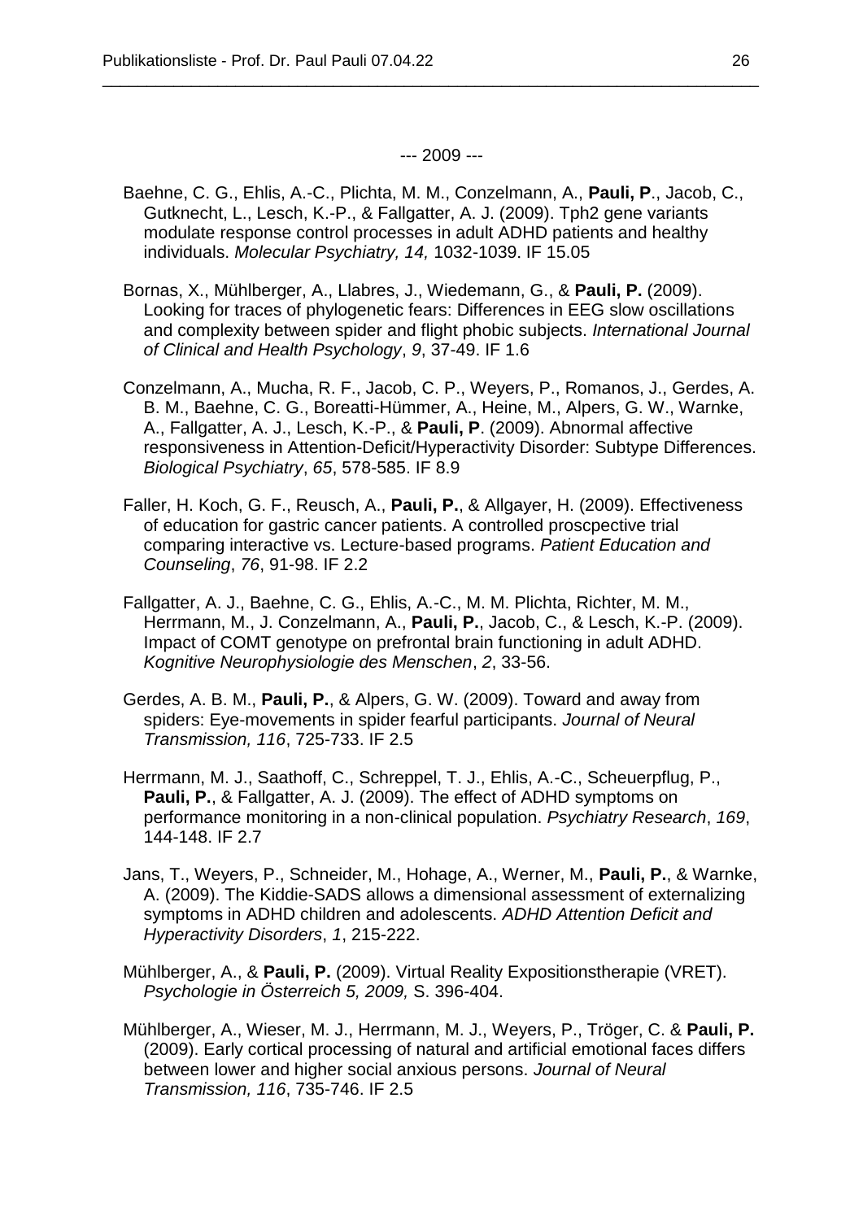--- 2009 ---

Baehne, C. G., Ehlis, A.-C., Plichta, M. M., Conzelmann, A., **Pauli, P**., Jacob, C., Gutknecht, L., Lesch, K.-P., & Fallgatter, A. J. (2009). Tph2 gene variants modulate response control processes in adult ADHD patients and healthy individuals. *Molecular Psychiatry, 14,* 1032-1039. IF 15.05

Bornas, X., Mühlberger, A., Llabres, J., Wiedemann, G., & **Pauli, P.** (2009). Looking for traces of phylogenetic fears: Differences in EEG slow oscillations and complexity between spider and flight phobic subjects. *International Journal of Clinical and Health Psychology*, *9*, 37-49. IF 1.6

Conzelmann, A., Mucha, R. F., Jacob, C. P., Weyers, P., Romanos, J., Gerdes, A. B. M., Baehne, C. G., Boreatti-Hümmer, A., Heine, M., Alpers, G. W., Warnke, A., Fallgatter, A. J., Lesch, K.-P., & **Pauli, P**. (2009). Abnormal affective responsiveness in Attention-Deficit/Hyperactivity Disorder: Subtype Differences. *Biological Psychiatry*, *65*, 578-585. IF 8.9

Faller, H. Koch, G. F., Reusch, A., **Pauli, P.**, & Allgayer, H. (2009). Effectiveness of education for gastric cancer patients. A controlled proscpective trial comparing interactive vs. Lecture-based programs. *Patient Education and Counseling*, *76*, 91-98. IF 2.2

Fallgatter, A. J., Baehne, C. G., Ehlis, A.-C., M. M. Plichta, Richter, M. M., Herrmann, M., J. Conzelmann, A., **Pauli, P.**, Jacob, C., & Lesch, K.-P. (2009). Impact of COMT genotype on prefrontal brain functioning in adult ADHD. *Kognitive Neurophysiologie des Menschen*, *2*, 33-56.

Gerdes, A. B. M., **Pauli, P.**, & Alpers, G. W. (2009). Toward and away from spiders: Eye-movements in spider fearful participants. *Journal of Neural Transmission, 116*, 725-733. IF 2.5

Herrmann, M. J., Saathoff, C., Schreppel, T. J., Ehlis, A.-C., Scheuerpflug, P., **Pauli, P.**, & Fallgatter, A. J. (2009). The effect of ADHD symptoms on performance monitoring in a non-clinical population. *Psychiatry Research*, *169*, 144-148. IF 2.7

Jans, T., Weyers, P., Schneider, M., Hohage, A., Werner, M., **Pauli, P.**, & Warnke, A. (2009). The Kiddie-SADS allows a dimensional assessment of externalizing symptoms in ADHD children and adolescents. *ADHD Attention Deficit and Hyperactivity Disorders*, *1*, 215-222.

Mühlberger, A., & **Pauli, P.** (2009). Virtual Reality Expositionstherapie (VRET). *Psychologie in Österreich 5, 2009,* S. 396-404.

Mühlberger, A., Wieser, M. J., Herrmann, M. J., Weyers, P., Tröger, C. & **Pauli, P.** (2009). Early cortical processing of natural and artificial emotional faces differs between lower and higher social anxious persons. *Journal of Neural Transmission, 116*, 735-746. IF 2.5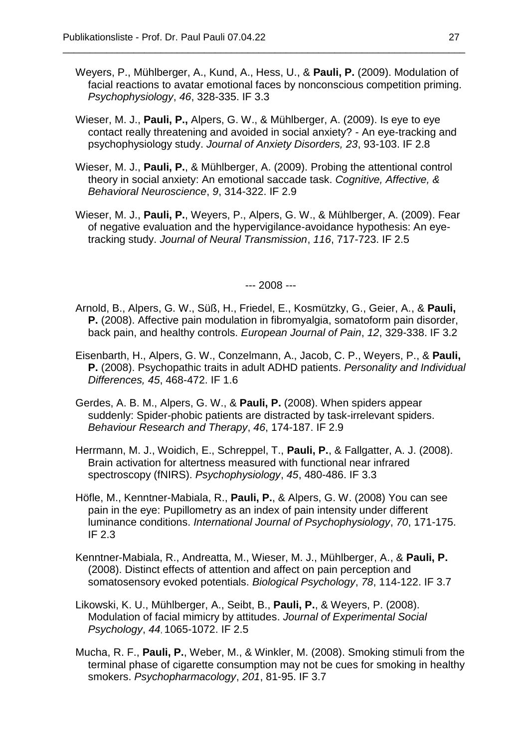Weyers, P., Mühlberger, A., Kund, A., Hess, U., & **Pauli, P.** (2009). Modulation of facial reactions to avatar emotional faces by nonconscious competition priming. *Psychophysiology*, *46*, 328-335. IF 3.3

Wieser, M. J., **Pauli, P.,** Alpers, G. W., & Mühlberger, A. (2009). Is eye to eye contact really threatening and avoided in social anxiety? - An eye-tracking and psychophysiology study. *Journal of Anxiety Disorders, 23*, 93-103. IF 2.8

Wieser, M. J., **Pauli, P.**, & Mühlberger, A. (2009). Probing the attentional control theory in social anxiety: An emotional saccade task. *Cognitive, Affective, & Behavioral Neuroscience*, *9*, 314-322. IF 2.9

Wieser, M. J., **Pauli, P.**, Weyers, P., Alpers, G. W., & Mühlberger, A. (2009). Fear of negative evaluation and the hypervigilance-avoidance hypothesis: An eye-tracking study. *Journal of Neural Transmission*, *116*, 717-723. IF 2.5

--- 2008 ---

Arnold, B., Alpers, G. W., Süß, H., Friedel, E., Kosmützky, G., Geier, A., & **Pauli, P.** (2008). Affective pain modulation in fibromyalgia, somatoform pain disorder, back pain, and healthy controls. *European Journal of Pain*, *12*, 329-338. IF 3.2

Eisenbarth, H., Alpers, G. W., Conzelmann, A., Jacob, C. P., Weyers, P., & **Pauli, P.** (2008). Psychopathic traits in adult ADHD patients. *Personality and Individual Differences, 45*, 468-472. IF 1.6

Gerdes, A. B. M., Alpers, G. W., & **Pauli, P.** (2008). When spiders appear suddenly: Spider-phobic patients are distracted by task-irrelevant spiders. *Behaviour Research and Therapy*, *46*, 174-187. IF 2.9

Herrmann, M. J., Woidich, E., Schreppel, T., **Pauli, P.**, & Fallgatter, A. J. (2008). Brain activation for altertness measured with functional near infrared spectroscopy (fNIRS). *Psychophysiology*, *45*, 480-486. IF 3.3

Höfle, M., Kenntner-Mabiala, R., **Pauli, P.**, & Alpers, G. W. (2008) You can see pain in the eye: Pupillometry as an index of pain intensity under different luminance conditions. *International Journal of Psychophysiology*, *70*, 171-175. IF 2.3

Kenntner-Mabiala, R., Andreatta, M., Wieser, M. J., Mühlberger, A., & **Pauli, P.** (2008). Distinct effects of attention and affect on pain perception and somatosensory evoked potentials. *Biological Psychology*, *78*, 114-122. IF 3.7

Likowski, K. U., Mühlberger, A., Seibt, B., **Pauli, P.**, & Weyers, P. (2008). Modulation of facial mimicry by attitudes. *Journal of Experimental Social Psychology*, *44*, 1065-1072. IF 2.5

Mucha, R. F., **Pauli, P.**, Weber, M., & Winkler, M. (2008). Smoking stimuli from the terminal phase of cigarette consumption may not be cues for smoking in healthy smokers. *Psychopharmacology*, *201*, 81-95. IF 3.7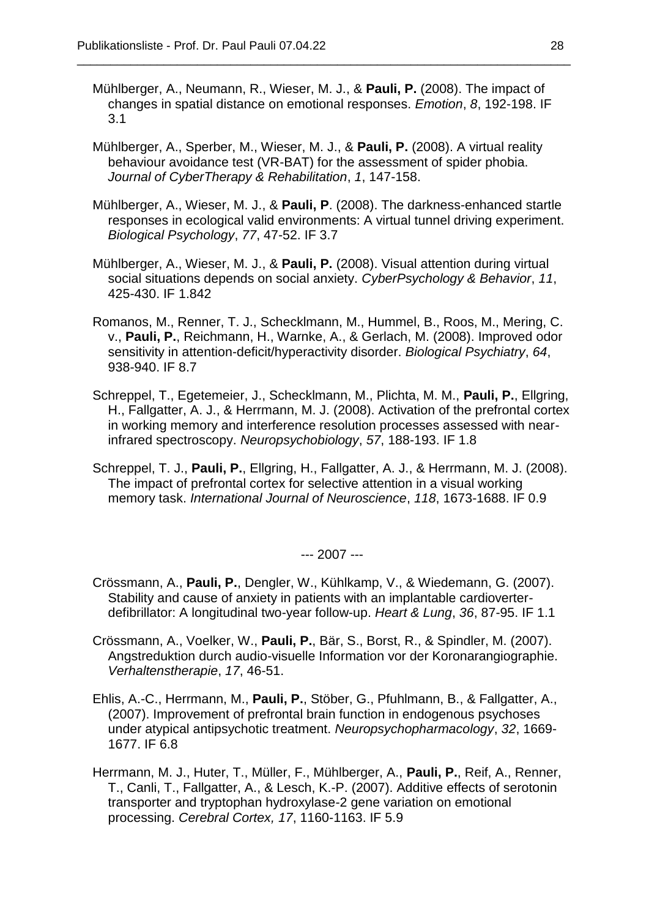Mühlberger, A., Neumann, R., Wieser, M. J., & **Pauli, P.** (2008). The impact of changes in spatial distance on emotional responses. *Emotion*, *8*, 192-198. IF 3.1

Mühlberger, A., Sperber, M., Wieser, M. J., & **Pauli, P.** (2008). A virtual reality behaviour avoidance test (VR-BAT) for the assessment of spider phobia. *Journal of CyberTherapy & Rehabilitation*, *1*, 147-158.

Mühlberger, A., Wieser, M. J., & **Pauli, P**. (2008). The darkness-enhanced startle responses in ecological valid environments: A virtual tunnel driving experiment. *Biological Psychology*, *77*, 47-52. IF 3.7

Mühlberger, A., Wieser, M. J., & **Pauli, P.** (2008). Visual attention during virtual social situations depends on social anxiety. *CyberPsychology & Behavior*, *11*, 425-430. IF 1.842

Romanos, M., Renner, T. J., Schecklmann, M., Hummel, B., Roos, M., Mering, C. v., **Pauli, P.**, Reichmann, H., Warnke, A., & Gerlach, M. (2008). Improved odor sensitivity in attention-deficit/hyperactivity disorder. *Biological Psychiatry*, *64*, 938-940. IF 8.7

Schreppel, T., Egetemeier, J., Schecklmann, M., Plichta, M. M., **Pauli, P.**, Ellgring, H., Fallgatter, A. J., & Herrmann, M. J. (2008). Activation of the prefrontal cortex in working memory and interference resolution processes assessed with near-infrared spectroscopy. *Neuropsychobiology*, *57*, 188-193. IF 1.8

Schreppel, T. J., **Pauli, P.**, Ellgring, H., Fallgatter, A. J., & Herrmann, M. J. (2008). The impact of prefrontal cortex for selective attention in a visual working memory task. *International Journal of Neuroscience*, *118*, 1673-1688. IF 0.9

--- 2007 ---

Crössmann, A., **Pauli, P.**, Dengler, W., Kühlkamp, V., & Wiedemann, G. (2007). Stability and cause of anxiety in patients with an implantable cardioverter-defibrillator: A longitudinal two-year follow-up. *Heart & Lung*, *36*, 87-95. IF 1.1

Crössmann, A., Voelker, W., **Pauli, P.**, Bär, S., Borst, R., & Spindler, M. (2007). Angstreduktion durch audio-visuelle Information vor der Koronarangiographie. *Verhaltenstherapie*, *17*, 46-51.

Ehlis, A.-C., Herrmann, M., **Pauli, P.**, Stöber, G., Pfuhlmann, B., & Fallgatter, A., (2007). Improvement of prefrontal brain function in endogenous psychoses under atypical antipsychotic treatment. *Neuropsychopharmacology*, *32*, 1669-1677. IF 6.8

Herrmann, M. J., Huter, T., Müller, F., Mühlberger, A., **Pauli, P.**, Reif, A., Renner, T., Canli, T., Fallgatter, A., & Lesch, K.-P. (2007). Additive effects of serotonin transporter and tryptophan hydroxylase-2 gene variation on emotional processing. *Cerebral Cortex, 17*, 1160-1163. IF 5.9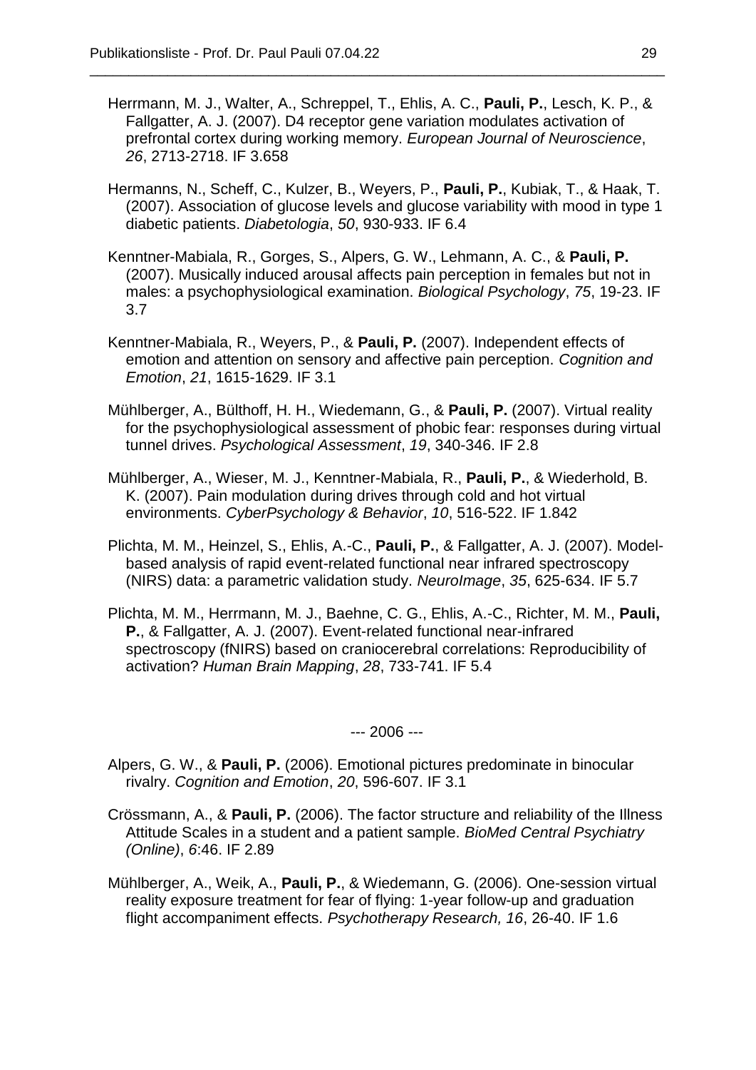Herrmann, M. J., Walter, A., Schreppel, T., Ehlis, A. C., **Pauli, P.**, Lesch, K. P., & Fallgatter, A. J. (2007). D4 receptor gene variation modulates activation of prefrontal cortex during working memory. *European Journal of Neuroscience*, *26*, 2713-2718. IF 3.658

Hermanns, N., Scheff, C., Kulzer, B., Weyers, P., **Pauli, P.**, Kubiak, T., & Haak, T. (2007). Association of glucose levels and glucose variability with mood in type 1 diabetic patients. *Diabetologia*, *50*, 930-933. IF 6.4

Kenntner-Mabiala, R., Gorges, S., Alpers, G. W., Lehmann, A. C., & **Pauli, P.** (2007). Musically induced arousal affects pain perception in females but not in males: a psychophysiological examination. *Biological Psychology*, *75*, 19-23. IF 3.7

Kenntner-Mabiala, R., Weyers, P., & **Pauli, P.** (2007). Independent effects of emotion and attention on sensory and affective pain perception. *Cognition and Emotion*, *21*, 1615-1629. IF 3.1

Mühlberger, A., Bülthoff, H. H., Wiedemann, G., & **Pauli, P.** (2007). Virtual reality for the psychophysiological assessment of phobic fear: responses during virtual tunnel drives. *Psychological Assessment*, *19*, 340-346. IF 2.8

Mühlberger, A., Wieser, M. J., Kenntner-Mabiala, R., **Pauli, P.**, & Wiederhold, B. K. (2007). Pain modulation during drives through cold and hot virtual environments. *CyberPsychology & Behavior*, *10*, 516-522. IF 1.842

Plichta, M. M., Heinzel, S., Ehlis, A.-C., **Pauli, P.**, & Fallgatter, A. J. (2007). Model-based analysis of rapid event-related functional near infrared spectroscopy (NIRS) data: a parametric validation study. *NeuroImage*, *35*, 625-634. IF 5.7

Plichta, M. M., Herrmann, M. J., Baehne, C. G., Ehlis, A.-C., Richter, M. M., **Pauli, P.**, & Fallgatter, A. J. (2007). Event-related functional near-infrared spectroscopy (fNIRS) based on craniocerebral correlations: Reproducibility of activation? *Human Brain Mapping*, *28*, 733-741. IF 5.4

--- 2006 ---

Alpers, G. W., & **Pauli, P.** (2006). Emotional pictures predominate in binocular rivalry. *Cognition and Emotion*, *20*, 596-607. IF 3.1

Crössmann, A., & **Pauli, P.** (2006). The factor structure and reliability of the Illness Attitude Scales in a student and a patient sample. *BioMed Central Psychiatry (Online)*, *6*:46. IF 2.89

Mühlberger, A., Weik, A., **Pauli, P.**, & Wiedemann, G. (2006). One-session virtual reality exposure treatment for fear of flying: 1-year follow-up and graduation flight accompaniment effects. *Psychotherapy Research, 16*, 26-40. IF 1.6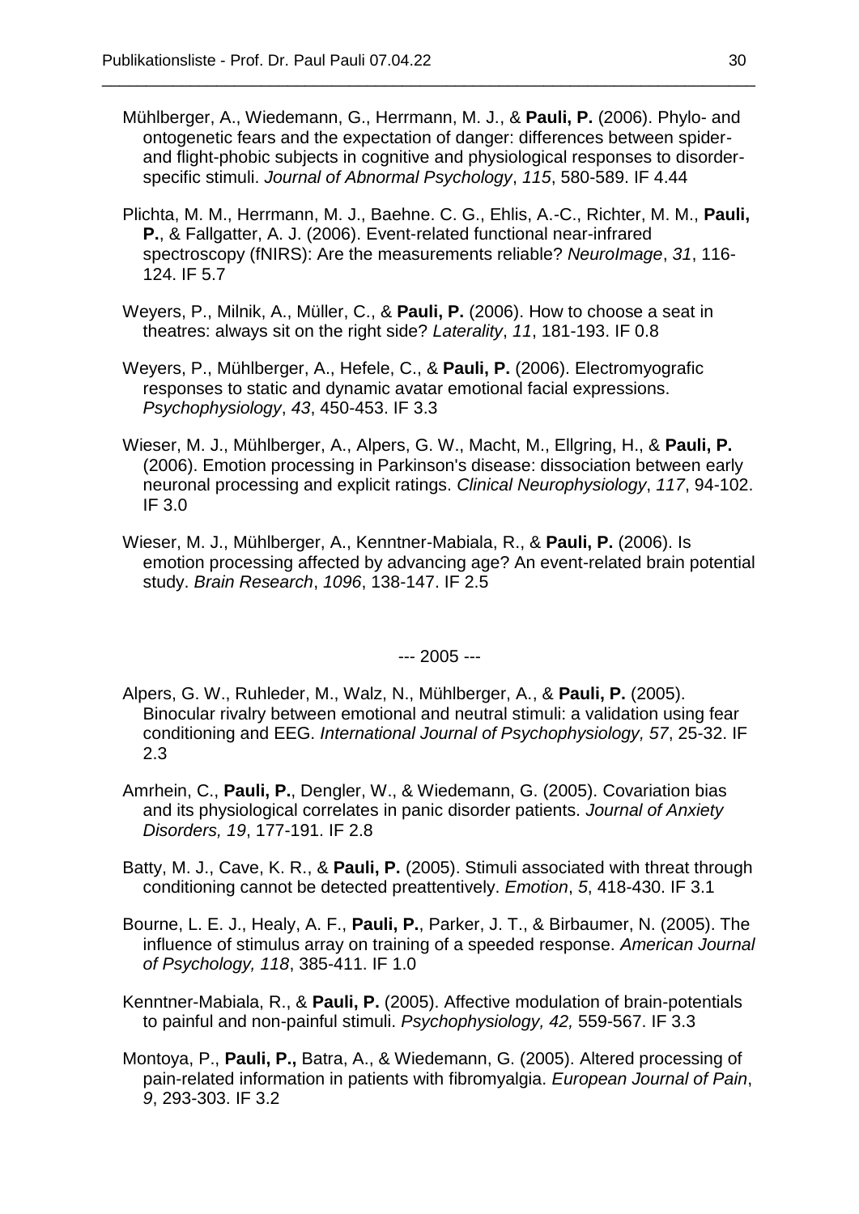Mühlberger, A., Wiedemann, G., Herrmann, M. J., & **Pauli, P.** (2006). Phylo- and ontogenetic fears and the expectation of danger: differences between spider- and flight-phobic subjects in cognitive and physiological responses to disorder-specific stimuli. *Journal of Abnormal Psychology*, *115*, 580-589. IF 4.44

Plichta, M. M., Herrmann, M. J., Baehne. C. G., Ehlis, A.-C., Richter, M. M., **Pauli, P.**, & Fallgatter, A. J. (2006). Event-related functional near-infrared spectroscopy (fNIRS): Are the measurements reliable? *NeuroImage*, *31*, 116-124. IF 5.7

Weyers, P., Milnik, A., Müller, C., & **Pauli, P.** (2006). How to choose a seat in theatres: always sit on the right side? *Laterality*, *11*, 181-193. IF 0.8

Weyers, P., Mühlberger, A., Hefele, C., & **Pauli, P.** (2006). Electromyografic responses to static and dynamic avatar emotional facial expressions. *Psychophysiology*, *43*, 450-453. IF 3.3

Wieser, M. J., Mühlberger, A., Alpers, G. W., Macht, M., Ellgring, H., & **Pauli, P.** (2006). Emotion processing in Parkinson's disease: dissociation between early neuronal processing and explicit ratings. *Clinical Neurophysiology*, *117*, 94-102. IF 3.0

Wieser, M. J., Mühlberger, A., Kenntner-Mabiala, R., & **Pauli, P.** (2006). Is emotion processing affected by advancing age? An event-related brain potential study. *Brain Research*, *1096*, 138-147. IF 2.5

--- 2005 ---

Alpers, G. W., Ruhleder, M., Walz, N., Mühlberger, A., & **Pauli, P.** (2005). Binocular rivalry between emotional and neutral stimuli: a validation using fear conditioning and EEG. *International Journal of Psychophysiology, 57*, 25-32. IF 2.3

Amrhein, C., **Pauli, P.**, Dengler, W., & Wiedemann, G. (2005). Covariation bias and its physiological correlates in panic disorder patients. *Journal of Anxiety Disorders, 19*, 177-191. IF 2.8

Batty, M. J., Cave, K. R., & **Pauli, P.** (2005). Stimuli associated with threat through conditioning cannot be detected preattentively. *Emotion*, *5*, 418-430. IF 3.1

Bourne, L. E. J., Healy, A. F., **Pauli, P.**, Parker, J. T., & Birbaumer, N. (2005). The influence of stimulus array on training of a speeded response. *American Journal of Psychology, 118*, 385-411. IF 1.0

Kenntner-Mabiala, R., & **Pauli, P.** (2005). Affective modulation of brain-potentials to painful and non-painful stimuli. *Psychophysiology, 42,* 559-567. IF 3.3

Montoya, P., **Pauli, P.,** Batra, A., & Wiedemann, G. (2005). Altered processing of pain-related information in patients with fibromyalgia. *European Journal of Pain*, *9*, 293-303. IF 3.2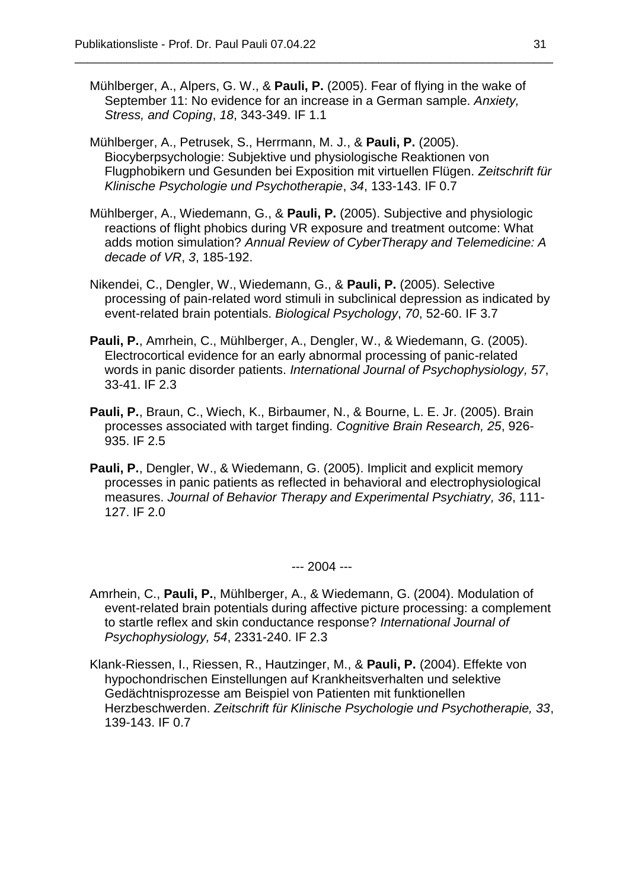Mühlberger, A., Alpers, G. W., & **Pauli, P.** (2005). Fear of flying in the wake of September 11: No evidence for an increase in a German sample. *Anxiety, Stress, and Coping*, *18*, 343-349. IF 1.1

Mühlberger, A., Petrusek, S., Herrmann, M. J., & **Pauli, P.** (2005). Biocyberpsychologie: Subjektive und physiologische Reaktionen von Flugphobikern und Gesunden bei Exposition mit virtuellen Flügen. *Zeitschrift für Klinische Psychologie und Psychotherapie*, *34*, 133-143. IF 0.7

Mühlberger, A., Wiedemann, G., & **Pauli, P.** (2005). Subjective and physiologic reactions of flight phobics during VR exposure and treatment outcome: What adds motion simulation? *Annual Review of CyberTherapy and Telemedicine: A decade of VR*, *3*, 185-192.

Nikendei, C., Dengler, W., Wiedemann, G., & **Pauli, P.** (2005). Selective processing of pain-related word stimuli in subclinical depression as indicated by event-related brain potentials. *Biological Psychology*, *70*, 52-60. IF 3.7

**Pauli, P.**, Amrhein, C., Mühlberger, A., Dengler, W., & Wiedemann, G. (2005). Electrocortical evidence for an early abnormal processing of panic-related words in panic disorder patients. *International Journal of Psychophysiology, 57*, 33-41. IF 2.3

**Pauli, P.**, Braun, C., Wiech, K., Birbaumer, N., & Bourne, L. E. Jr. (2005). Brain processes associated with target finding. *Cognitive Brain Research, 25*, 926-935. IF 2.5

**Pauli, P.**, Dengler, W., & Wiedemann, G. (2005). Implicit and explicit memory processes in panic patients as reflected in behavioral and electrophysiological measures. *Journal of Behavior Therapy and Experimental Psychiatry, 36*, 111-127. IF 2.0

--- 2004 ---

Amrhein, C., **Pauli, P.**, Mühlberger, A., & Wiedemann, G. (2004). Modulation of event-related brain potentials during affective picture processing: a complement to startle reflex and skin conductance response? *International Journal of Psychophysiology, 54*, 2331-240. IF 2.3

Klank-Riessen, I., Riessen, R., Hautzinger, M., & **Pauli, P.** (2004). Effekte von hypochondrischen Einstellungen auf Krankheitsverhalten und selektive Gedächtnisprozesse am Beispiel von Patienten mit funktionellen Herzbeschwerden. *Zeitschrift für Klinische Psychologie und Psychotherapie, 33*, 139-143. IF 0.7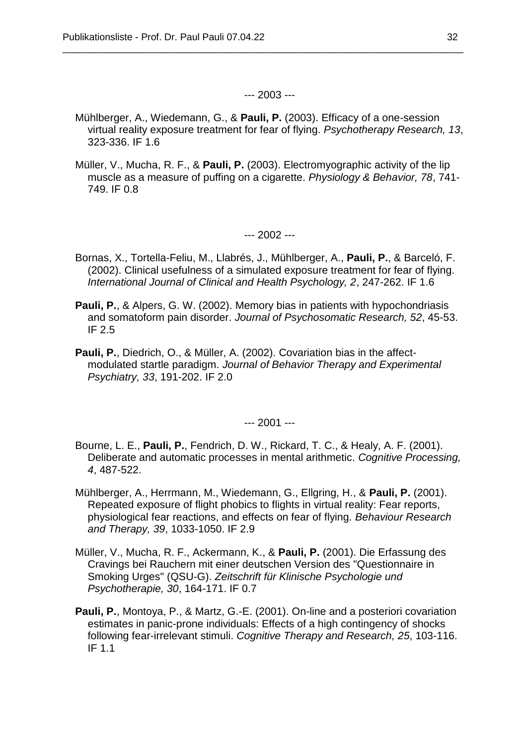--- 2003 ---

Mühlberger, A., Wiedemann, G., & **Pauli, P.** (2003). Efficacy of a one-session virtual reality exposure treatment for fear of flying. *Psychotherapy Research, 13*, 323-336. IF 1.6

Müller, V., Mucha, R. F., & **Pauli, P.** (2003). Electromyographic activity of the lip muscle as a measure of puffing on a cigarette. *Physiology & Behavior, 78*, 741-749. IF 0.8

--- 2002 ---

Bornas, X., Tortella-Feliu, M., Llabrés, J., Mühlberger, A., **Pauli, P.**, & Barceló, F. (2002). Clinical usefulness of a simulated exposure treatment for fear of flying. *International Journal of Clinical and Health Psychology, 2*, 247-262. IF 1.6

**Pauli, P.**, & Alpers, G. W. (2002). Memory bias in patients with hypochondriasis and somatoform pain disorder. *Journal of Psychosomatic Research, 52*, 45-53. IF 2.5

**Pauli, P.**, Diedrich, O., & Müller, A. (2002). Covariation bias in the affect-modulated startle paradigm. *Journal of Behavior Therapy and Experimental Psychiatry, 33*, 191-202. IF 2.0

--- 2001 ---

Bourne, L. E., **Pauli, P.**, Fendrich, D. W., Rickard, T. C., & Healy, A. F. (2001). Deliberate and automatic processes in mental arithmetic. *Cognitive Processing, 4*, 487-522.

Mühlberger, A., Herrmann, M., Wiedemann, G., Ellgring, H., & **Pauli, P.** (2001). Repeated exposure of flight phobics to flights in virtual reality: Fear reports, physiological fear reactions, and effects on fear of flying. *Behaviour Research and Therapy, 39*, 1033-1050. IF 2.9

Müller, V., Mucha, R. F., Ackermann, K., & **Pauli, P.** (2001). Die Erfassung des Cravings bei Rauchern mit einer deutschen Version des "Questionnaire in Smoking Urges" (QSU-G). *Zeitschrift für Klinische Psychologie und Psychotherapie, 30*, 164-171. IF 0.7

**Pauli, P.**, Montoya, P., & Martz, G.-E. (2001). On-line and a posteriori covariation estimates in panic-prone individuals: Effects of a high contingency of shocks following fear-irrelevant stimuli. *Cognitive Therapy and Research, 25*, 103-116. IF 1.1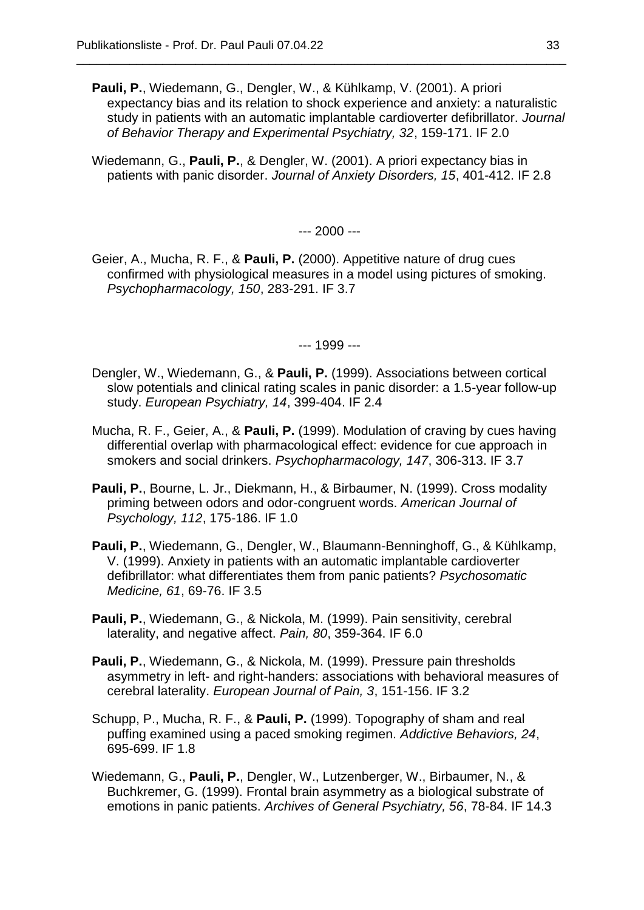**Pauli, P.**, Wiedemann, G., Dengler, W., & Kühlkamp, V. (2001). A priori expectancy bias and its relation to shock experience and anxiety: a naturalistic study in patients with an automatic implantable cardioverter defibrillator. *Journal of Behavior Therapy and Experimental Psychiatry, 32*, 159-171. IF 2.0

Wiedemann, G., **Pauli, P.**, & Dengler, W. (2001). A priori expectancy bias in patients with panic disorder. *Journal of Anxiety Disorders, 15*, 401-412. IF 2.8

--- 2000 ---

Geier, A., Mucha, R. F., & **Pauli, P.** (2000). Appetitive nature of drug cues confirmed with physiological measures in a model using pictures of smoking. *Psychopharmacology, 150*, 283-291. IF 3.7

--- 1999 ---

Dengler, W., Wiedemann, G., & **Pauli, P.** (1999). Associations between cortical slow potentials and clinical rating scales in panic disorder: a 1.5-year follow-up study. *European Psychiatry, 14*, 399-404. IF 2.4

Mucha, R. F., Geier, A., & **Pauli, P.** (1999). Modulation of craving by cues having differential overlap with pharmacological effect: evidence for cue approach in smokers and social drinkers. *Psychopharmacology, 147*, 306-313. IF 3.7

**Pauli, P.**, Bourne, L. Jr., Diekmann, H., & Birbaumer, N. (1999). Cross modality priming between odors and odor-congruent words. *American Journal of Psychology, 112*, 175-186. IF 1.0

**Pauli, P.**, Wiedemann, G., Dengler, W., Blaumann-Benninghoff, G., & Kühlkamp, V. (1999). Anxiety in patients with an automatic implantable cardioverter defibrillator: what differentiates them from panic patients? *Psychosomatic Medicine, 61*, 69-76. IF 3.5

**Pauli, P.**, Wiedemann, G., & Nickola, M. (1999). Pain sensitivity, cerebral laterality, and negative affect. *Pain, 80*, 359-364. IF 6.0

**Pauli, P.**, Wiedemann, G., & Nickola, M. (1999). Pressure pain thresholds asymmetry in left- and right-handers: associations with behavioral measures of cerebral laterality. *European Journal of Pain, 3*, 151-156. IF 3.2

Schupp, P., Mucha, R. F., & **Pauli, P.** (1999). Topography of sham and real puffing examined using a paced smoking regimen. *Addictive Behaviors, 24*, 695-699. IF 1.8

Wiedemann, G., **Pauli, P.**, Dengler, W., Lutzenberger, W., Birbaumer, N., & Buchkremer, G. (1999). Frontal brain asymmetry as a biological substrate of emotions in panic patients. *Archives of General Psychiatry, 56*, 78-84. IF 14.3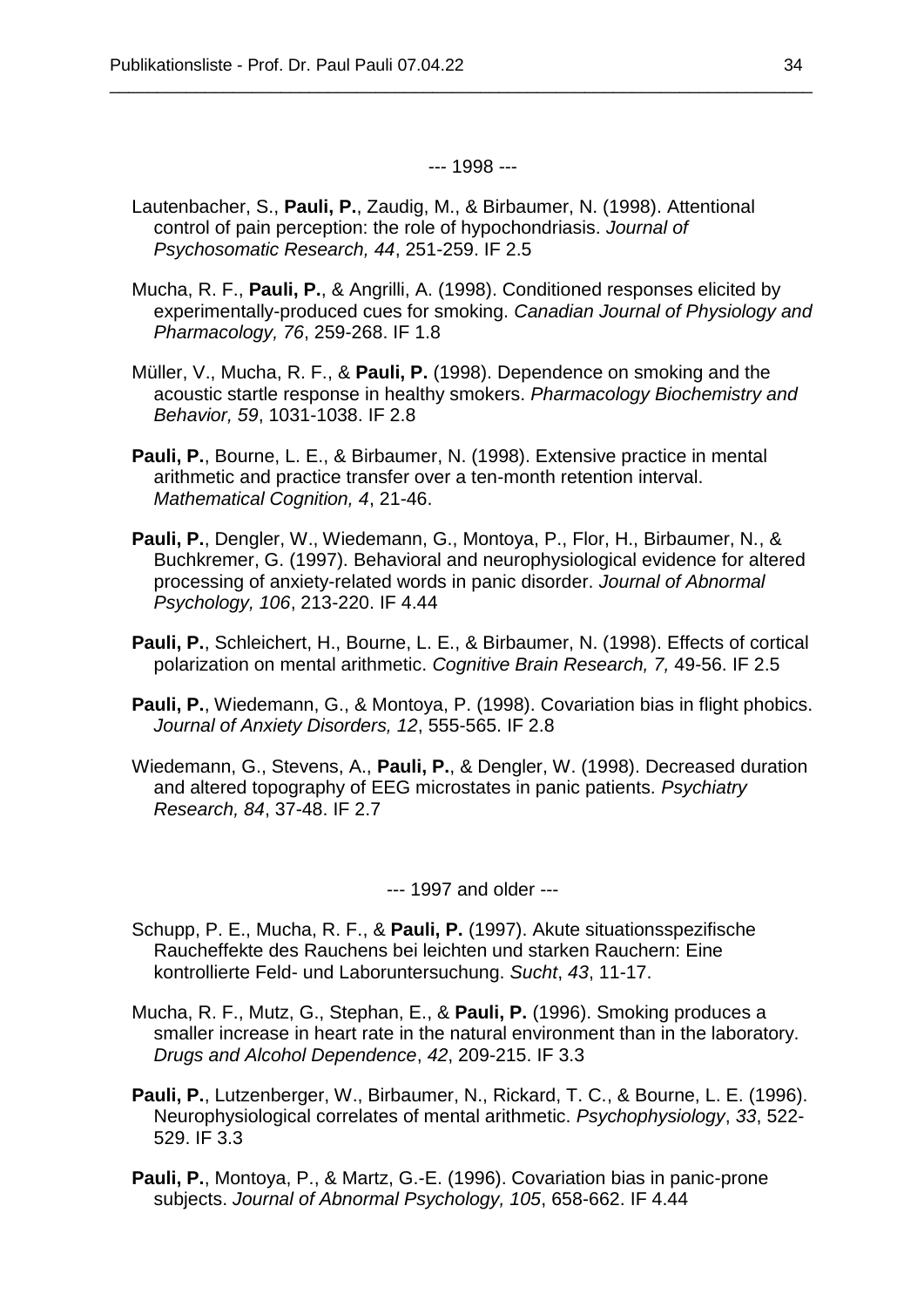--- 1998 ---

Lautenbacher, S., **Pauli, P.**, Zaudig, M., & Birbaumer, N. (1998). Attentional control of pain perception: the role of hypochondriasis. *Journal of Psychosomatic Research, 44*, 251-259. IF 2.5

Mucha, R. F., **Pauli, P.**, & Angrilli, A. (1998). Conditioned responses elicited by experimentally-produced cues for smoking. *Canadian Journal of Physiology and Pharmacology, 76*, 259-268. IF 1.8

Müller, V., Mucha, R. F., & **Pauli, P.** (1998). Dependence on smoking and the acoustic startle response in healthy smokers. *Pharmacology Biochemistry and Behavior, 59*, 1031-1038. IF 2.8

**Pauli, P.**, Bourne, L. E., & Birbaumer, N. (1998). Extensive practice in mental arithmetic and practice transfer over a ten-month retention interval. *Mathematical Cognition, 4*, 21-46.

**Pauli, P.**, Dengler, W., Wiedemann, G., Montoya, P., Flor, H., Birbaumer, N., & Buchkremer, G. (1997). Behavioral and neurophysiological evidence for altered processing of anxiety-related words in panic disorder. *Journal of Abnormal Psychology, 106*, 213-220. IF 4.44

**Pauli, P.**, Schleichert, H., Bourne, L. E., & Birbaumer, N. (1998). Effects of cortical polarization on mental arithmetic. *Cognitive Brain Research, 7,* 49-56. IF 2.5

**Pauli, P.**, Wiedemann, G., & Montoya, P. (1998). Covariation bias in flight phobics. *Journal of Anxiety Disorders, 12*, 555-565. IF 2.8

Wiedemann, G., Stevens, A., **Pauli, P.**, & Dengler, W. (1998). Decreased duration and altered topography of EEG microstates in panic patients. *Psychiatry Research, 84*, 37-48. IF 2.7

--- 1997 and older ---

Schupp, P. E., Mucha, R. F., & **Pauli, P.** (1997). Akute situationsspezifische Raucheffekte des Rauchens bei leichten und starken Rauchern: Eine kontrollierte Feld- und Laboruntersuchung. *Sucht*, *43*, 11-17.

Mucha, R. F., Mutz, G., Stephan, E., & **Pauli, P.** (1996). Smoking produces a smaller increase in heart rate in the natural environment than in the laboratory. *Drugs and Alcohol Dependence*, *42*, 209-215. IF 3.3

**Pauli, P.**, Lutzenberger, W., Birbaumer, N., Rickard, T. C., & Bourne, L. E. (1996). Neurophysiological correlates of mental arithmetic. *Psychophysiology*, *33*, 522-529. IF 3.3

**Pauli, P.**, Montoya, P., & Martz, G.-E. (1996). Covariation bias in panic-prone subjects. *Journal of Abnormal Psychology, 105*, 658-662. IF 4.44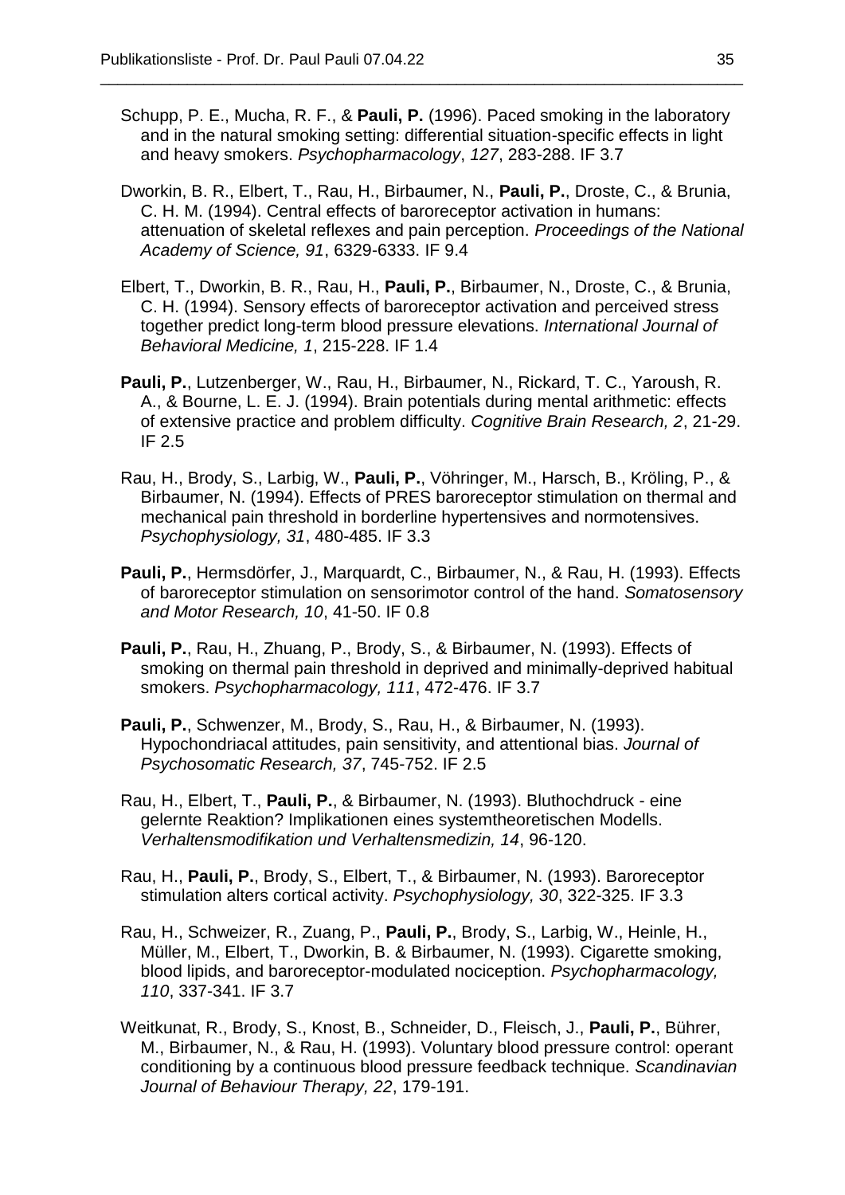Schupp, P. E., Mucha, R. F., & **Pauli, P.** (1996). Paced smoking in the laboratory and in the natural smoking setting: differential situation-specific effects in light and heavy smokers. *Psychopharmacology*, *127*, 283-288. IF 3.7

Dworkin, B. R., Elbert, T., Rau, H., Birbaumer, N., **Pauli, P.**, Droste, C., & Brunia, C. H. M. (1994). Central effects of baroreceptor activation in humans: attenuation of skeletal reflexes and pain perception. *Proceedings of the National Academy of Science, 91*, 6329-6333. IF 9.4

Elbert, T., Dworkin, B. R., Rau, H., **Pauli, P.**, Birbaumer, N., Droste, C., & Brunia, C. H. (1994). Sensory effects of baroreceptor activation and perceived stress together predict long-term blood pressure elevations. *International Journal of Behavioral Medicine, 1*, 215-228. IF 1.4

**Pauli, P.**, Lutzenberger, W., Rau, H., Birbaumer, N., Rickard, T. C., Yaroush, R. A., & Bourne, L. E. J. (1994). Brain potentials during mental arithmetic: effects of extensive practice and problem difficulty. *Cognitive Brain Research, 2*, 21-29. IF 2.5

Rau, H., Brody, S., Larbig, W., **Pauli, P.**, Vöhringer, M., Harsch, B., Kröling, P., & Birbaumer, N. (1994). Effects of PRES baroreceptor stimulation on thermal and mechanical pain threshold in borderline hypertensives and normotensives. *Psychophysiology, 31*, 480-485. IF 3.3

**Pauli, P.**, Hermsdörfer, J., Marquardt, C., Birbaumer, N., & Rau, H. (1993). Effects of baroreceptor stimulation on sensorimotor control of the hand. *Somatosensory and Motor Research, 10*, 41-50. IF 0.8

**Pauli, P.**, Rau, H., Zhuang, P., Brody, S., & Birbaumer, N. (1993). Effects of smoking on thermal pain threshold in deprived and minimally-deprived habitual smokers. *Psychopharmacology, 111*, 472-476. IF 3.7

**Pauli, P.**, Schwenzer, M., Brody, S., Rau, H., & Birbaumer, N. (1993). Hypochondriacal attitudes, pain sensitivity, and attentional bias. *Journal of Psychosomatic Research, 37*, 745-752. IF 2.5

Rau, H., Elbert, T., **Pauli, P.**, & Birbaumer, N. (1993). Bluthochdruck - eine gelernte Reaktion? Implikationen eines systemtheoretischen Modells. *Verhaltensmodifikation und Verhaltensmedizin, 14*, 96-120.

Rau, H., **Pauli, P.**, Brody, S., Elbert, T., & Birbaumer, N. (1993). Baroreceptor stimulation alters cortical activity. *Psychophysiology, 30*, 322-325. IF 3.3

Rau, H., Schweizer, R., Zuang, P., **Pauli, P.**, Brody, S., Larbig, W., Heinle, H., Müller, M., Elbert, T., Dworkin, B. & Birbaumer, N. (1993). Cigarette smoking, blood lipids, and baroreceptor-modulated nociception. *Psychopharmacology, 110*, 337-341. IF 3.7

Weitkunat, R., Brody, S., Knost, B., Schneider, D., Fleisch, J., **Pauli, P.**, Bührer, M., Birbaumer, N., & Rau, H. (1993). Voluntary blood pressure control: operant conditioning by a continuous blood pressure feedback technique. *Scandinavian Journal of Behaviour Therapy, 22*, 179-191.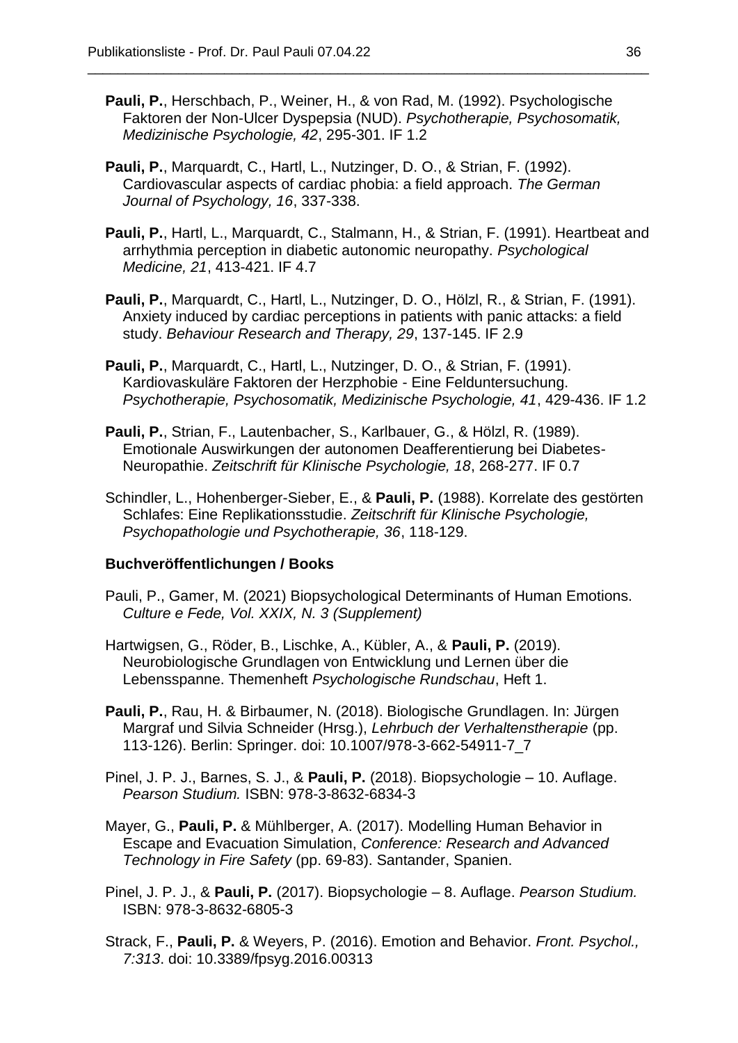**Pauli, P.**, Herschbach, P., Weiner, H., & von Rad, M. (1992). Psychologische Faktoren der Non-Ulcer Dyspepsia (NUD). *Psychotherapie, Psychosomatik, Medizinische Psychologie, 42*, 295-301. IF 1.2

**Pauli, P.**, Marquardt, C., Hartl, L., Nutzinger, D. O., & Strian, F. (1992). Cardiovascular aspects of cardiac phobia: a field approach. *The German Journal of Psychology, 16*, 337-338.

**Pauli, P.**, Hartl, L., Marquardt, C., Stalmann, H., & Strian, F. (1991). Heartbeat and arrhythmia perception in diabetic autonomic neuropathy. *Psychological Medicine, 21*, 413-421. IF 4.7

**Pauli, P.**, Marquardt, C., Hartl, L., Nutzinger, D. O., Hölzl, R., & Strian, F. (1991). Anxiety induced by cardiac perceptions in patients with panic attacks: a field study. *Behaviour Research and Therapy, 29*, 137-145. IF 2.9

**Pauli, P.**, Marquardt, C., Hartl, L., Nutzinger, D. O., & Strian, F. (1991). Kardiovaskuläre Faktoren der Herzphobie - Eine Felduntersuchung. *Psychotherapie, Psychosomatik, Medizinische Psychologie, 41*, 429-436. IF 1.2

**Pauli, P.**, Strian, F., Lautenbacher, S., Karlbauer, G., & Hölzl, R. (1989). Emotionale Auswirkungen der autonomen Deafferentierung bei Diabetes-Neuropathie. *Zeitschrift für Klinische Psychologie, 18*, 268-277. IF 0.7

Schindler, L., Hohenberger-Sieber, E., & **Pauli, P.** (1988). Korrelate des gestörten Schlafes: Eine Replikationsstudie. *Zeitschrift für Klinische Psychologie, Psychopathologie und Psychotherapie, 36*, 118-129.

### Buchveröffentlichungen / Books

Pauli, P., Gamer, M. (2021) Biopsychological Determinants of Human Emotions. *Culture e Fede, Vol. XXIX, N. 3 (Supplement)*

Hartwigsen, G., Röder, B., Lischke, A., Kübler, A., & **Pauli, P.** (2019). Neurobiologische Grundlagen von Entwicklung und Lernen über die Lebensspanne. Themenheft *Psychologische Rundschau*, Heft 1.

**Pauli, P.**, Rau, H. & Birbaumer, N. (2018). Biologische Grundlagen. In: Jürgen Margraf und Silvia Schneider (Hrsg.), *Lehrbuch der Verhaltenstherapie* (pp. 113-126). Berlin: Springer. doi: 10.1007/978-3-662-54911-7_7

Pinel, J. P. J., Barnes, S. J., & **Pauli, P.** (2018). Biopsychologie – 10. Auflage. *Pearson Studium.* ISBN: 978-3-8632-6834-3

Mayer, G., **Pauli, P.** & Mühlberger, A. (2017). Modelling Human Behavior in Escape and Evacuation Simulation, *Conference: Research and Advanced Technology in Fire Safety* (pp. 69-83). Santander, Spanien.

Pinel, J. P. J., & **Pauli, P.** (2017). Biopsychologie – 8. Auflage. *Pearson Studium.* ISBN: 978-3-8632-6805-3

Strack, F., **Pauli, P.** & Weyers, P. (2016). Emotion and Behavior. *Front. Psychol., 7:313*. doi: 10.3389/fpsyg.2016.00313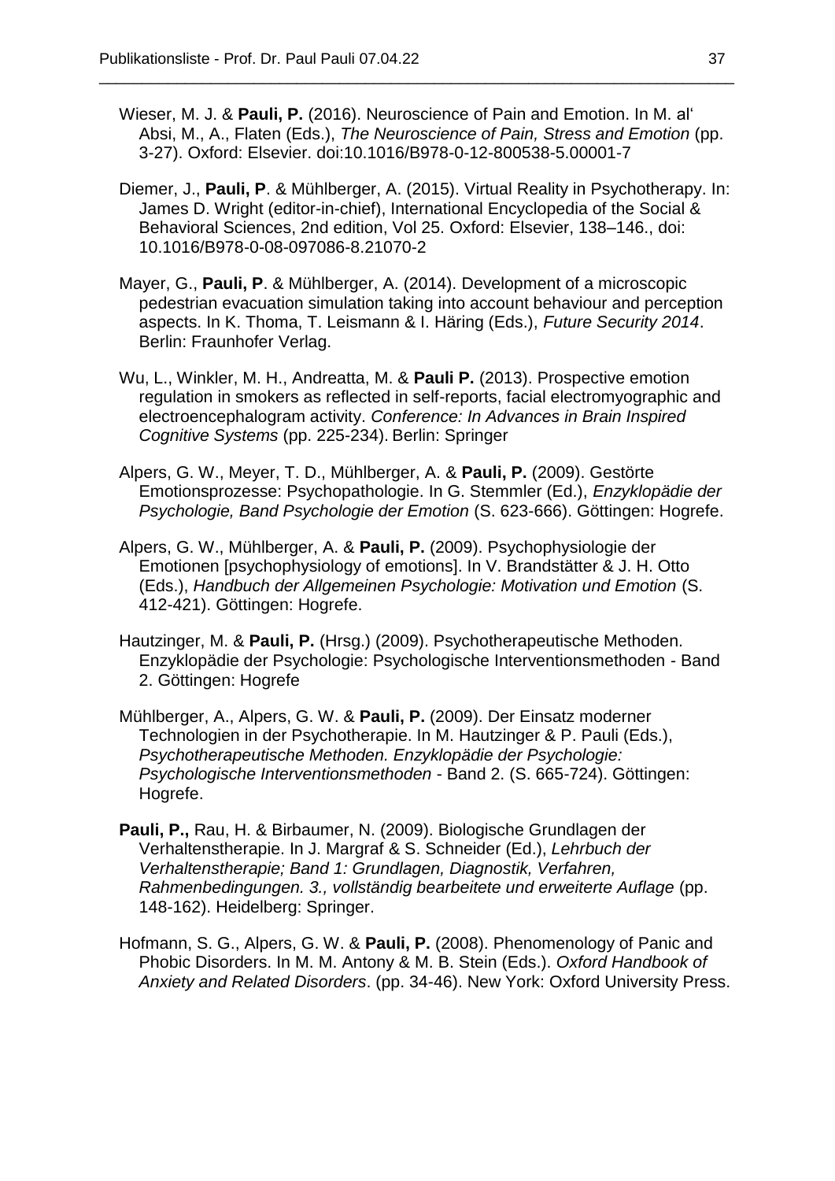Wieser, M. J. & **Pauli, P.** (2016). Neuroscience of Pain and Emotion. In M. al' Absi, M., A., Flaten (Eds.), *The Neuroscience of Pain, Stress and Emotion* (pp. 3-27). Oxford: Elsevier. doi:10.1016/B978-0-12-800538-5.00001-7

Diemer, J., **Pauli, P**. & Mühlberger, A. (2015). Virtual Reality in Psychotherapy. In: James D. Wright (editor-in-chief), International Encyclopedia of the Social & Behavioral Sciences, 2nd edition, Vol 25. Oxford: Elsevier, 138–146., doi: 10.1016/B978-0-08-097086-8.21070-2

Mayer, G., **Pauli, P**. & Mühlberger, A. (2014). Development of a microscopic pedestrian evacuation simulation taking into account behaviour and perception aspects. In K. Thoma, T. Leismann & I. Häring (Eds.), *Future Security 2014*. Berlin: Fraunhofer Verlag.

Wu, L., Winkler, M. H., Andreatta, M. & **Pauli P.** (2013). Prospective emotion regulation in smokers as reflected in self-reports, facial electromyographic and electroencephalogram activity. *Conference: In Advances in Brain Inspired Cognitive Systems* (pp. 225-234). Berlin: Springer

Alpers, G. W., Meyer, T. D., Mühlberger, A. & **Pauli, P.** (2009). Gestörte Emotionsprozesse: Psychopathologie. In G. Stemmler (Ed.), *Enzyklopädie der Psychologie, Band Psychologie der Emotion* (S. 623-666). Göttingen: Hogrefe.

Alpers, G. W., Mühlberger, A. & **Pauli, P.** (2009). Psychophysiologie der Emotionen [psychophysiology of emotions]. In V. Brandstätter & J. H. Otto (Eds.), *Handbuch der Allgemeinen Psychologie: Motivation und Emotion* (S. 412-421). Göttingen: Hogrefe.

Hautzinger, M. & **Pauli, P.** (Hrsg.) (2009). Psychotherapeutische Methoden. Enzyklopädie der Psychologie: Psychologische Interventionsmethoden - Band 2. Göttingen: Hogrefe

Mühlberger, A., Alpers, G. W. & **Pauli, P.** (2009). Der Einsatz moderner Technologien in der Psychotherapie. In M. Hautzinger & P. Pauli (Eds.), *Psychotherapeutische Methoden. Enzyklopädie der Psychologie: Psychologische Interventionsmethoden* - Band 2. (S. 665-724). Göttingen: Hogrefe.

**Pauli, P.,** Rau, H. & Birbaumer, N. (2009). Biologische Grundlagen der Verhaltenstherapie. In J. Margraf & S. Schneider (Ed.), *Lehrbuch der Verhaltenstherapie; Band 1: Grundlagen, Diagnostik, Verfahren, Rahmenbedingungen. 3., vollständig bearbeitete und erweiterte Auflage* (pp. 148-162). Heidelberg: Springer.

Hofmann, S. G., Alpers, G. W. & **Pauli, P.** (2008). Phenomenology of Panic and Phobic Disorders. In M. M. Antony & M. B. Stein (Eds.). *Oxford Handbook of Anxiety and Related Disorders*. (pp. 34-46). New York: Oxford University Press.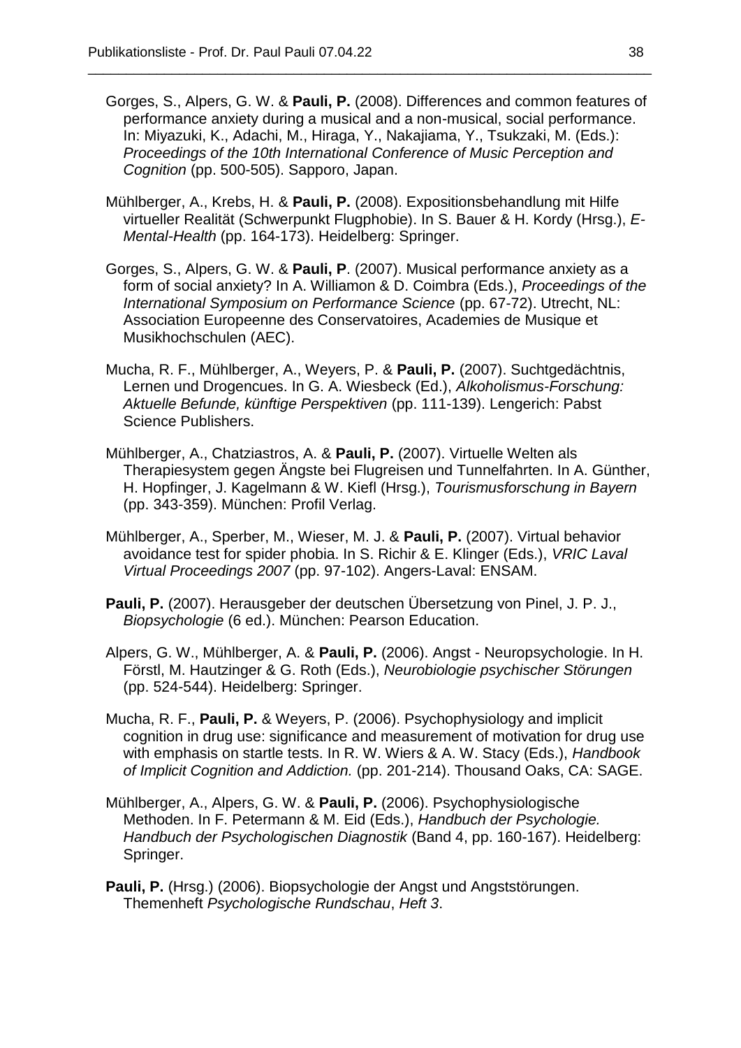Gorges, S., Alpers, G. W. & **Pauli, P.** (2008). Differences and common features of performance anxiety during a musical and a non-musical, social performance. In: Miyazuki, K., Adachi, M., Hiraga, Y., Nakajiama, Y., Tsukzaki, M. (Eds.): *Proceedings of the 10th International Conference of Music Perception and Cognition* (pp. 500-505). Sapporo, Japan.

Mühlberger, A., Krebs, H. & **Pauli, P.** (2008). Expositionsbehandlung mit Hilfe virtueller Realität (Schwerpunkt Flugphobie). In S. Bauer & H. Kordy (Hrsg.), *E-Mental-Health* (pp. 164-173). Heidelberg: Springer.

Gorges, S., Alpers, G. W. & **Pauli, P**. (2007). Musical performance anxiety as a form of social anxiety? In A. Williamon & D. Coimbra (Eds.), *Proceedings of the International Symposium on Performance Science* (pp. 67-72). Utrecht, NL: Association Europeenne des Conservatoires, Academies de Musique et Musikhochschulen (AEC).

Mucha, R. F., Mühlberger, A., Weyers, P. & **Pauli, P.** (2007). Suchtgedächtnis, Lernen und Drogencues. In G. A. Wiesbeck (Ed.), *Alkoholismus-Forschung: Aktuelle Befunde, künftige Perspektiven* (pp. 111-139). Lengerich: Pabst Science Publishers.

Mühlberger, A., Chatziastros, A. & **Pauli, P.** (2007). Virtuelle Welten als Therapiesystem gegen Ängste bei Flugreisen und Tunnelfahrten. In A. Günther, H. Hopfinger, J. Kagelmann & W. Kiefl (Hrsg.), *Tourismusforschung in Bayern* (pp. 343-359). München: Profil Verlag.

Mühlberger, A., Sperber, M., Wieser, M. J. & **Pauli, P.** (2007). Virtual behavior avoidance test for spider phobia. In S. Richir & E. Klinger (Eds.), *VRIC Laval Virtual Proceedings 2007* (pp. 97-102). Angers-Laval: ENSAM.

**Pauli, P.** (2007). Herausgeber der deutschen Übersetzung von Pinel, J. P. J., *Biopsychologie* (6 ed.). München: Pearson Education.

Alpers, G. W., Mühlberger, A. & **Pauli, P.** (2006). Angst - Neuropsychologie. In H. Förstl, M. Hautzinger & G. Roth (Eds.), *Neurobiologie psychischer Störungen* (pp. 524-544). Heidelberg: Springer.

Mucha, R. F., **Pauli, P.** & Weyers, P. (2006). Psychophysiology and implicit cognition in drug use: significance and measurement of motivation for drug use with emphasis on startle tests. In R. W. Wiers & A. W. Stacy (Eds.), *Handbook of Implicit Cognition and Addiction.* (pp. 201-214). Thousand Oaks, CA: SAGE.

Mühlberger, A., Alpers, G. W. & **Pauli, P.** (2006). Psychophysiologische Methoden. In F. Petermann & M. Eid (Eds.), *Handbuch der Psychologie. Handbuch der Psychologischen Diagnostik* (Band 4, pp. 160-167). Heidelberg: Springer.

**Pauli, P.** (Hrsg.) (2006). Biopsychologie der Angst und Angststörungen. Themenheft *Psychologische Rundschau*, *Heft 3*.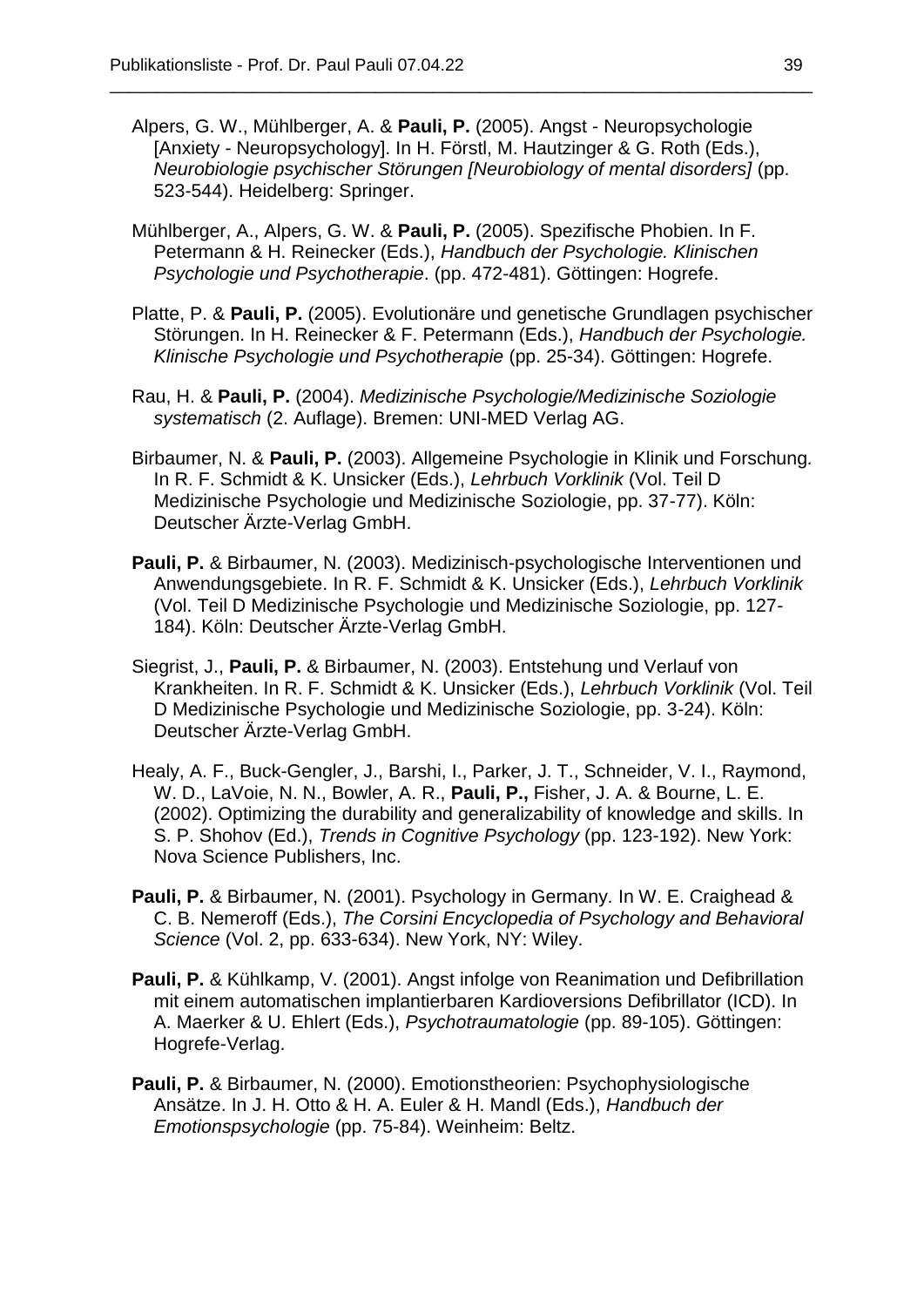Alpers, G. W., Mühlberger, A. & **Pauli, P.** (2005). Angst - Neuropsychologie [Anxiety - Neuropsychology]. In H. Förstl, M. Hautzinger & G. Roth (Eds.), *Neurobiologie psychischer Störungen [Neurobiology of mental disorders]* (pp. 523-544). Heidelberg: Springer.

Mühlberger, A., Alpers, G. W. & **Pauli, P.** (2005). Spezifische Phobien. In F. Petermann & H. Reinecker (Eds.), *Handbuch der Psychologie. Klinischen Psychologie und Psychotherapie*. (pp. 472-481). Göttingen: Hogrefe.

Platte, P. & **Pauli, P.** (2005). Evolutionäre und genetische Grundlagen psychischer Störungen. In H. Reinecker & F. Petermann (Eds.), *Handbuch der Psychologie. Klinische Psychologie und Psychotherapie* (pp. 25-34). Göttingen: Hogrefe.

Rau, H. & **Pauli, P.** (2004). *Medizinische Psychologie/Medizinische Soziologie systematisch* (2. Auflage). Bremen: UNI-MED Verlag AG.

Birbaumer, N. & **Pauli, P.** (2003). Allgemeine Psychologie in Klinik und Forschung. In R. F. Schmidt & K. Unsicker (Eds.), *Lehrbuch Vorklinik* (Vol. Teil D Medizinische Psychologie und Medizinische Soziologie, pp. 37-77). Köln: Deutscher Ärzte-Verlag GmbH.

**Pauli, P.** & Birbaumer, N. (2003). Medizinisch-psychologische Interventionen und Anwendungsgebiete. In R. F. Schmidt & K. Unsicker (Eds.), *Lehrbuch Vorklinik* (Vol. Teil D Medizinische Psychologie und Medizinische Soziologie, pp. 127-184). Köln: Deutscher Ärzte-Verlag GmbH.

Siegrist, J., **Pauli, P.** & Birbaumer, N. (2003). Entstehung und Verlauf von Krankheiten. In R. F. Schmidt & K. Unsicker (Eds.), *Lehrbuch Vorklinik* (Vol. Teil D Medizinische Psychologie und Medizinische Soziologie, pp. 3-24). Köln: Deutscher Ärzte-Verlag GmbH.

Healy, A. F., Buck-Gengler, J., Barshi, I., Parker, J. T., Schneider, V. I., Raymond, W. D., LaVoie, N. N., Bowler, A. R., **Pauli, P.,** Fisher, J. A. & Bourne, L. E. (2002). Optimizing the durability and generalizability of knowledge and skills. In S. P. Shohov (Ed.), *Trends in Cognitive Psychology* (pp. 123-192). New York: Nova Science Publishers, Inc.

**Pauli, P.** & Birbaumer, N. (2001). Psychology in Germany. In W. E. Craighead & C. B. Nemeroff (Eds.), *The Corsini Encyclopedia of Psychology and Behavioral Science* (Vol. 2, pp. 633-634). New York, NY: Wiley.

**Pauli, P.** & Kühlkamp, V. (2001). Angst infolge von Reanimation und Defibrillation mit einem automatischen implantierbaren Kardioversions Defibrillator (ICD). In A. Maerker & U. Ehlert (Eds.), *Psychotraumatologie* (pp. 89-105). Göttingen: Hogrefe-Verlag.

**Pauli, P.** & Birbaumer, N. (2000). Emotionstheorien: Psychophysiologische Ansätze. In J. H. Otto & H. A. Euler & H. Mandl (Eds.), *Handbuch der Emotionspsychologie* (pp. 75-84). Weinheim: Beltz.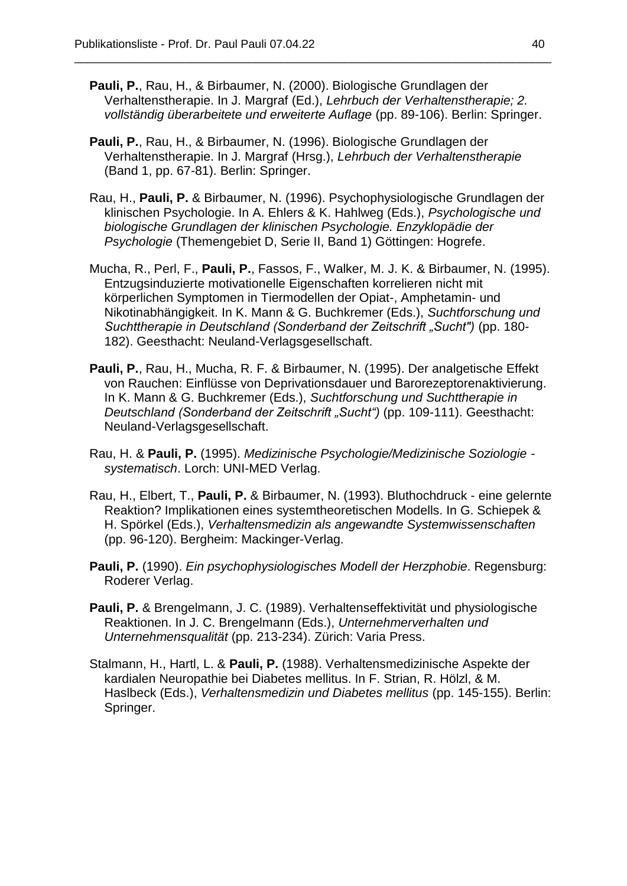**Pauli, P.**, Rau, H., & Birbaumer, N. (2000). Biologische Grundlagen der Verhaltenstherapie. In J. Margraf (Ed.), *Lehrbuch der Verhaltenstherapie; 2. vollständig überarbeitete und erweiterte Auflage* (pp. 89-106). Berlin: Springer.

**Pauli, P.**, Rau, H., & Birbaumer, N. (1996). Biologische Grundlagen der Verhaltenstherapie. In J. Margraf (Hrsg.), *Lehrbuch der Verhaltenstherapie* (Band 1, pp. 67-81). Berlin: Springer.

Rau, H., **Pauli, P.** & Birbaumer, N. (1996). Psychophysiologische Grundlagen der klinischen Psychologie. In A. Ehlers & K. Hahlweg (Eds.), *Psychologische und biologische Grundlagen der klinischen Psychologie. Enzyklopädie der Psychologie* (Themengebiet D, Serie II, Band 1) Göttingen: Hogrefe.

Mucha, R., Perl, F., **Pauli, P.**, Fassos, F., Walker, M. J. K. & Birbaumer, N. (1995). Entzugsinduzierte motivationelle Eigenschaften korrelieren nicht mit körperlichen Symptomen in Tiermodellen der Opiat-, Amphetamin- und Nikotinabhängigkeit. In K. Mann & G. Buchkremer (Eds.), *Suchtforschung und Suchttherapie in Deutschland (Sonderband der Zeitschrift „Sucht")* (pp. 180-182). Geesthacht: Neuland-Verlagsgesellschaft.

**Pauli, P.**, Rau, H., Mucha, R. F. & Birbaumer, N. (1995). Der analgetische Effekt von Rauchen: Einflüsse von Deprivationsdauer und Barorezeptorenaktivierung. In K. Mann & G. Buchkremer (Eds.), *Suchtforschung und Suchttherapie in Deutschland (Sonderband der Zeitschrift „Sucht")* (pp. 109-111). Geesthacht: Neuland-Verlagsgesellschaft.

Rau, H. & **Pauli, P.** (1995). *Medizinische Psychologie/Medizinische Soziologie - systematisch*. Lorch: UNI-MED Verlag.

Rau, H., Elbert, T., **Pauli, P.** & Birbaumer, N. (1993). Bluthochdruck - eine gelernte Reaktion? Implikationen eines systemtheoretischen Modells. In G. Schiepek & H. Spörkel (Eds.), *Verhaltensmedizin als angewandte Systemwissenschaften* (pp. 96-120). Bergheim: Mackinger-Verlag.

**Pauli, P.** (1990). *Ein psychophysiologisches Modell der Herzphobie*. Regensburg: Roderer Verlag.

**Pauli, P.** & Brengelmann, J. C. (1989). Verhaltenseffektivität und physiologische Reaktionen. In J. C. Brengelmann (Eds.), *Unternehmerverhalten und Unternehmensqualität* (pp. 213-234). Zürich: Varia Press.

Stalmann, H., Hartl, L. & **Pauli, P.** (1988). Verhaltensmedizinische Aspekte der kardialen Neuropathie bei Diabetes mellitus. In F. Strian, R. Hölzl, & M. Haslbeck (Eds.), *Verhaltensmedizin und Diabetes mellitus* (pp. 145-155). Berlin: Springer.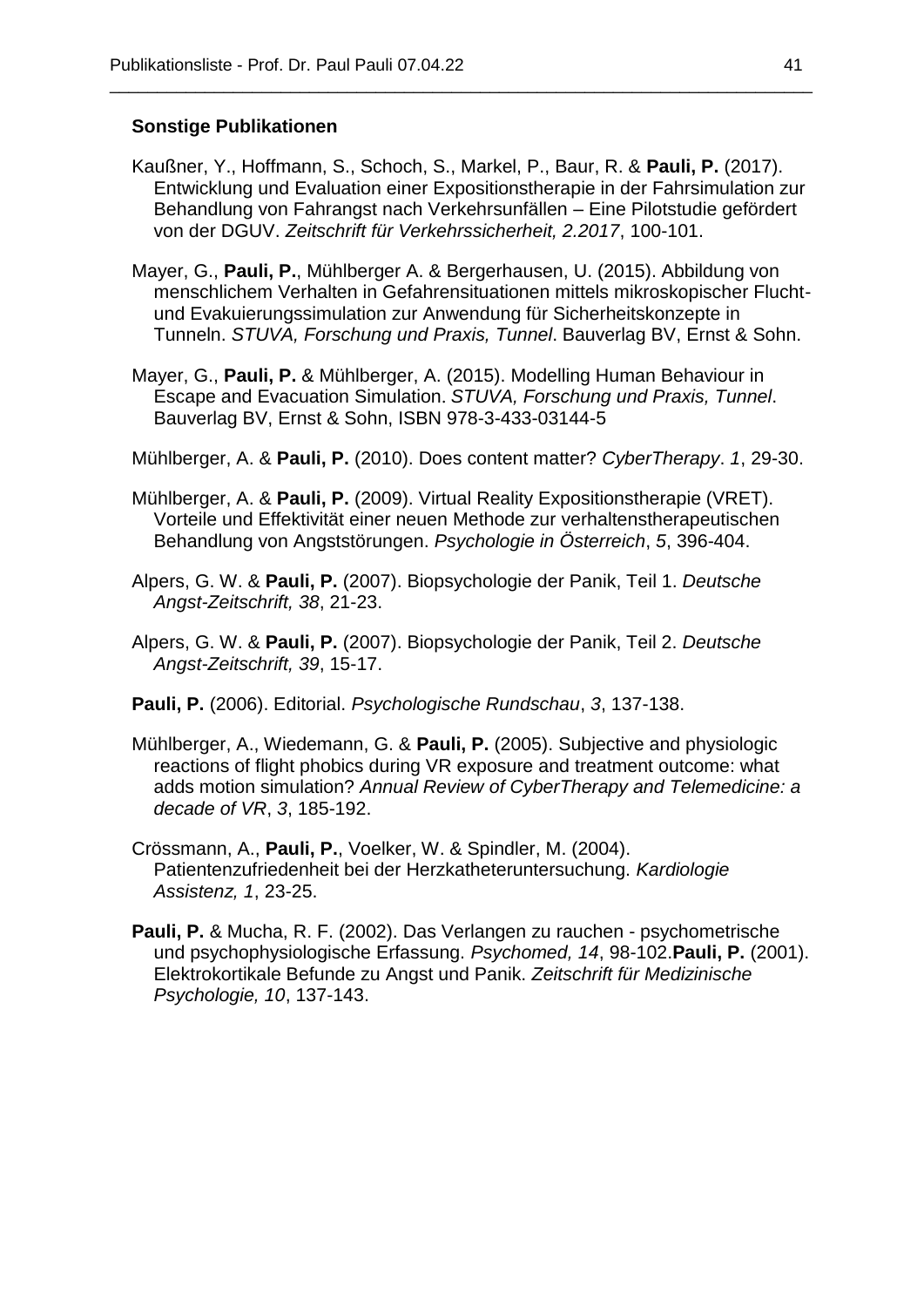**Sonstige Publikationen**

Kaußner, Y., Hoffmann, S., Schoch, S., Markel, P., Baur, R. & **Pauli, P.** (2017). Entwicklung und Evaluation einer Expositionstherapie in der Fahrsimulation zur Behandlung von Fahrangst nach Verkehrsunfällen – Eine Pilotstudie gefördert von der DGUV. *Zeitschrift für Verkehrssicherheit, 2.2017*, 100-101.

Mayer, G., **Pauli, P.**, Mühlberger A. & Bergerhausen, U. (2015). Abbildung von menschlichem Verhalten in Gefahrensituationen mittels mikroskopischer Flucht- und Evakuierungssimulation zur Anwendung für Sicherheitskonzepte in Tunneln. *STUVA, Forschung und Praxis, Tunnel*. Bauverlag BV, Ernst & Sohn.

Mayer, G., **Pauli, P.** & Mühlberger, A. (2015). Modelling Human Behaviour in Escape and Evacuation Simulation. *STUVA, Forschung und Praxis, Tunnel*. Bauverlag BV, Ernst & Sohn, ISBN 978-3-433-03144-5

Mühlberger, A. & **Pauli, P.** (2010). Does content matter? *CyberTherapy*. *1*, 29-30.

Mühlberger, A. & **Pauli, P.** (2009). Virtual Reality Expositionstherapie (VRET). Vorteile und Effektivität einer neuen Methode zur verhaltenstherapeutischen Behandlung von Angststörungen. *Psychologie in Österreich*, *5*, 396-404.

Alpers, G. W. & **Pauli, P.** (2007). Biopsychologie der Panik, Teil 1. *Deutsche Angst-Zeitschrift, 38*, 21-23.

Alpers, G. W. & **Pauli, P.** (2007). Biopsychologie der Panik, Teil 2. *Deutsche Angst-Zeitschrift, 39*, 15-17.

**Pauli, P.** (2006). Editorial. *Psychologische Rundschau*, *3*, 137-138.

Mühlberger, A., Wiedemann, G. & **Pauli, P.** (2005). Subjective and physiologic reactions of flight phobics during VR exposure and treatment outcome: what adds motion simulation? *Annual Review of CyberTherapy and Telemedicine: a decade of VR*, *3*, 185-192.

Crössmann, A., **Pauli, P.**, Voelker, W. & Spindler, M. (2004). Patientenzufriedenheit bei der Herzkatheteruntersuchung. *Kardiologie Assistenz, 1*, 23-25.

**Pauli, P.** & Mucha, R. F. (2002). Das Verlangen zu rauchen - psychometrische und psychophysiologische Erfassung. *Psychomed, 14*, 98-102.**Pauli, P.** (2001). Elektrokortikale Befunde zu Angst und Panik. *Zeitschrift für Medizinische Psychologie, 10*, 137-143.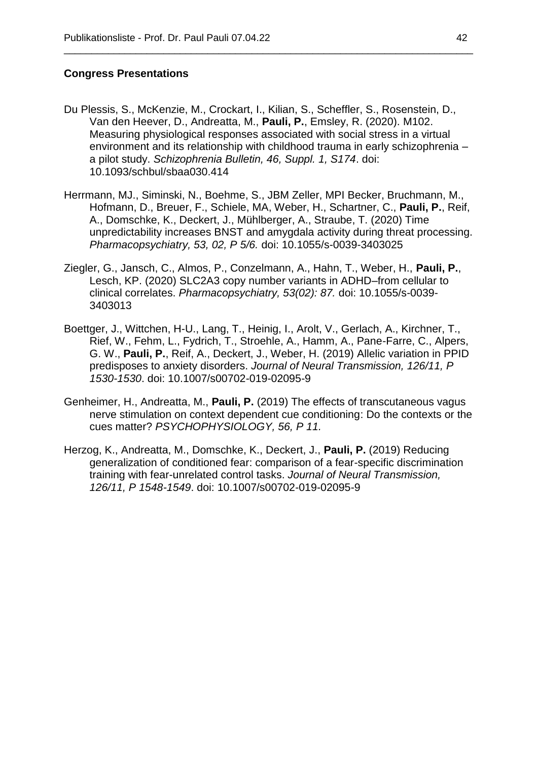**Congress Presentations**

Du Plessis, S., McKenzie, M., Crockart, I., Kilian, S., Scheffler, S., Rosenstein, D., Van den Heever, D., Andreatta, M., **Pauli, P.**, Emsley, R. (2020). M102. Measuring physiological responses associated with social stress in a virtual environment and its relationship with childhood trauma in early schizophrenia – a pilot study. *Schizophrenia Bulletin, 46, Suppl. 1, S174*. doi: 10.1093/schbul/sbaa030.414

Herrmann, MJ., Siminski, N., Boehme, S., JBM Zeller, MPI Becker, Bruchmann, M., Hofmann, D., Breuer, F., Schiele, MA, Weber, H., Schartner, C., **Pauli, P.**, Reif, A., Domschke, K., Deckert, J., Mühlberger, A., Straube, T. (2020) Time unpredictability increases BNST and amygdala activity during threat processing. *Pharmacopsychiatry, 53, 02, P 5/6.* doi: 10.1055/s-0039-3403025

Ziegler, G., Jansch, C., Almos, P., Conzelmann, A., Hahn, T., Weber, H., **Pauli, P.**, Lesch, KP. (2020) SLC2A3 copy number variants in ADHD–from cellular to clinical correlates. *Pharmacopsychiatry, 53(02): 87.* doi: 10.1055/s-0039-3403013

Boettger, J., Wittchen, H-U., Lang, T., Heinig, I., Arolt, V., Gerlach, A., Kirchner, T., Rief, W., Fehm, L., Fydrich, T., Stroehle, A., Hamm, A., Pane-Farre, C., Alpers, G. W., **Pauli, P.**, Reif, A., Deckert, J., Weber, H. (2019) Allelic variation in PPID predisposes to anxiety disorders. *Journal of Neural Transmission, 126/11, P 1530-1530*. doi: 10.1007/s00702-019-02095-9

Genheimer, H., Andreatta, M., **Pauli, P.** (2019) The effects of transcutaneous vagus nerve stimulation on context dependent cue conditioning: Do the contexts or the cues matter? *PSYCHOPHYSIOLOGY, 56, P 11.*

Herzog, K., Andreatta, M., Domschke, K., Deckert, J., **Pauli, P.** (2019) Reducing generalization of conditioned fear: comparison of a fear-specific discrimination training with fear-unrelated control tasks. *Journal of Neural Transmission, 126/11, P 1548-1549*. doi: 10.1007/s00702-019-02095-9